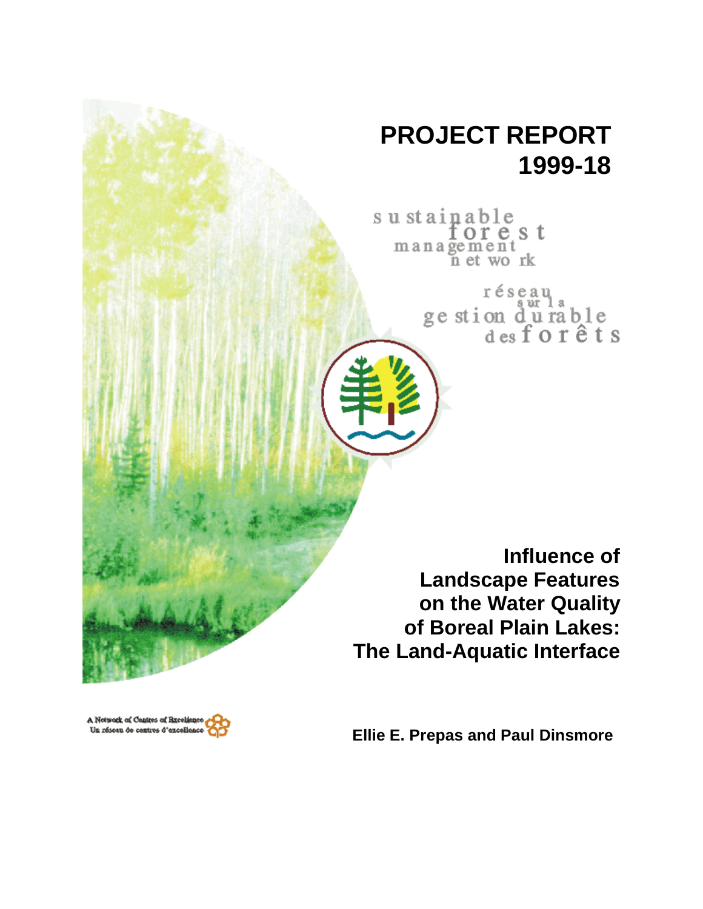# PROJECT REPORT 1999-18

sustainable forest management network

réseau sur la gestion durable des forêts

## Influence of Landscape Features on the Water Quality of Boreal Plain Lakes: The Land-Aquatic Interface

**Ellie E. Prepas and Paul Dinsmore**

A Network of Centres of Excellence
Un réseau de centres d'excellence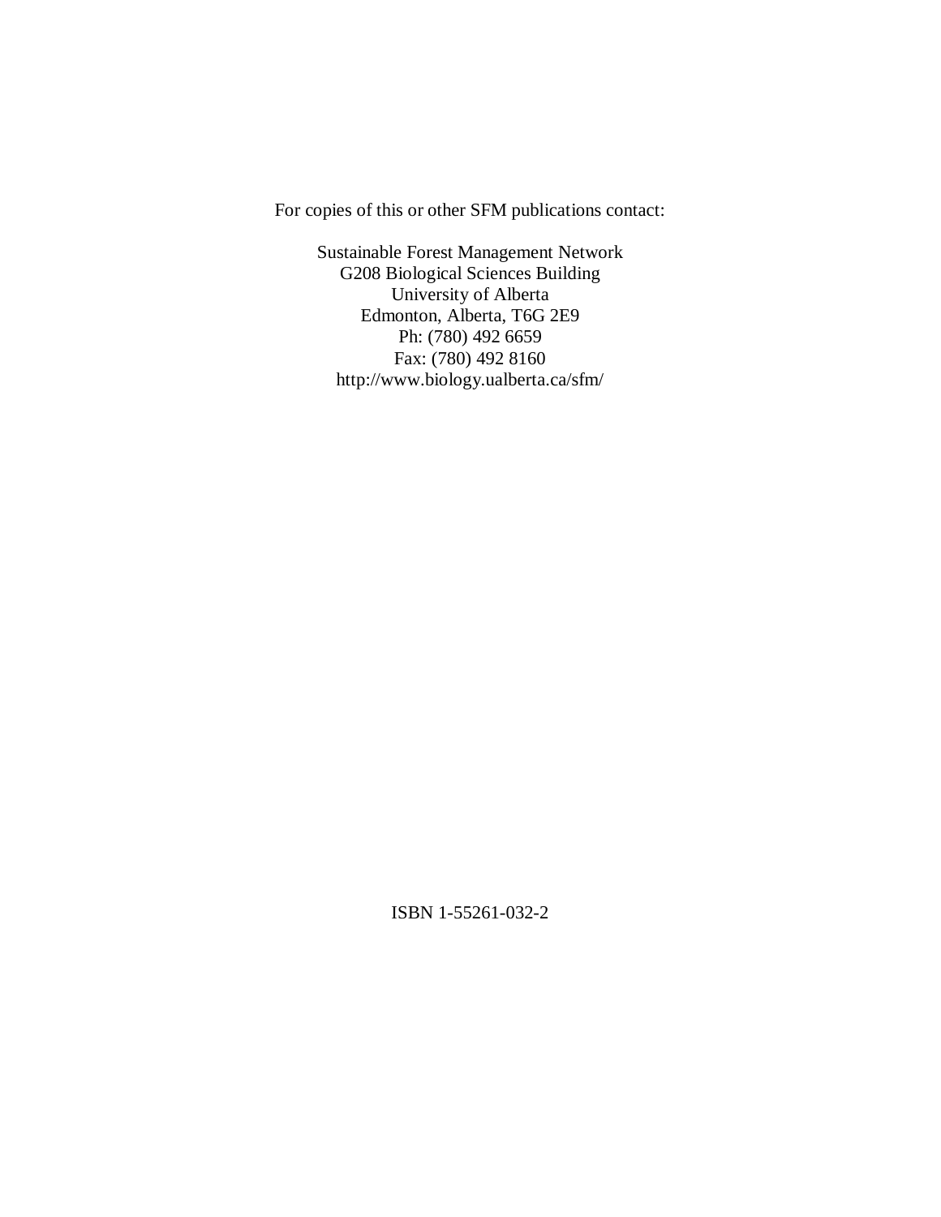For copies of this or other SFM publications contact:

Sustainable Forest Management Network  
G208 Biological Sciences Building  
University of Alberta  
Edmonton, Alberta, T6G 2E9  
Ph: (780) 492 6659  
Fax: (780) 492 8160  
http://www.biology.ualberta.ca/sfm/

ISBN 1-55261-032-2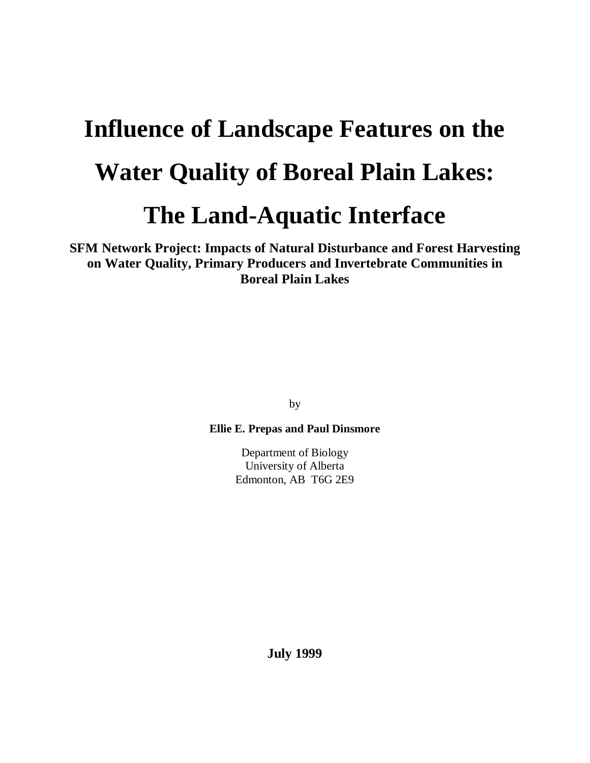# Influence of Landscape Features on the Water Quality of Boreal Plain Lakes: The Land-Aquatic Interface

**SFM Network Project: Impacts of Natural Disturbance and Forest Harvesting on Water Quality, Primary Producers and Invertebrate Communities in Boreal Plain Lakes**

by

**Ellie E. Prepas and Paul Dinsmore**

Department of Biology
University of Alberta
Edmonton, AB T6G 2E9

**July 1999**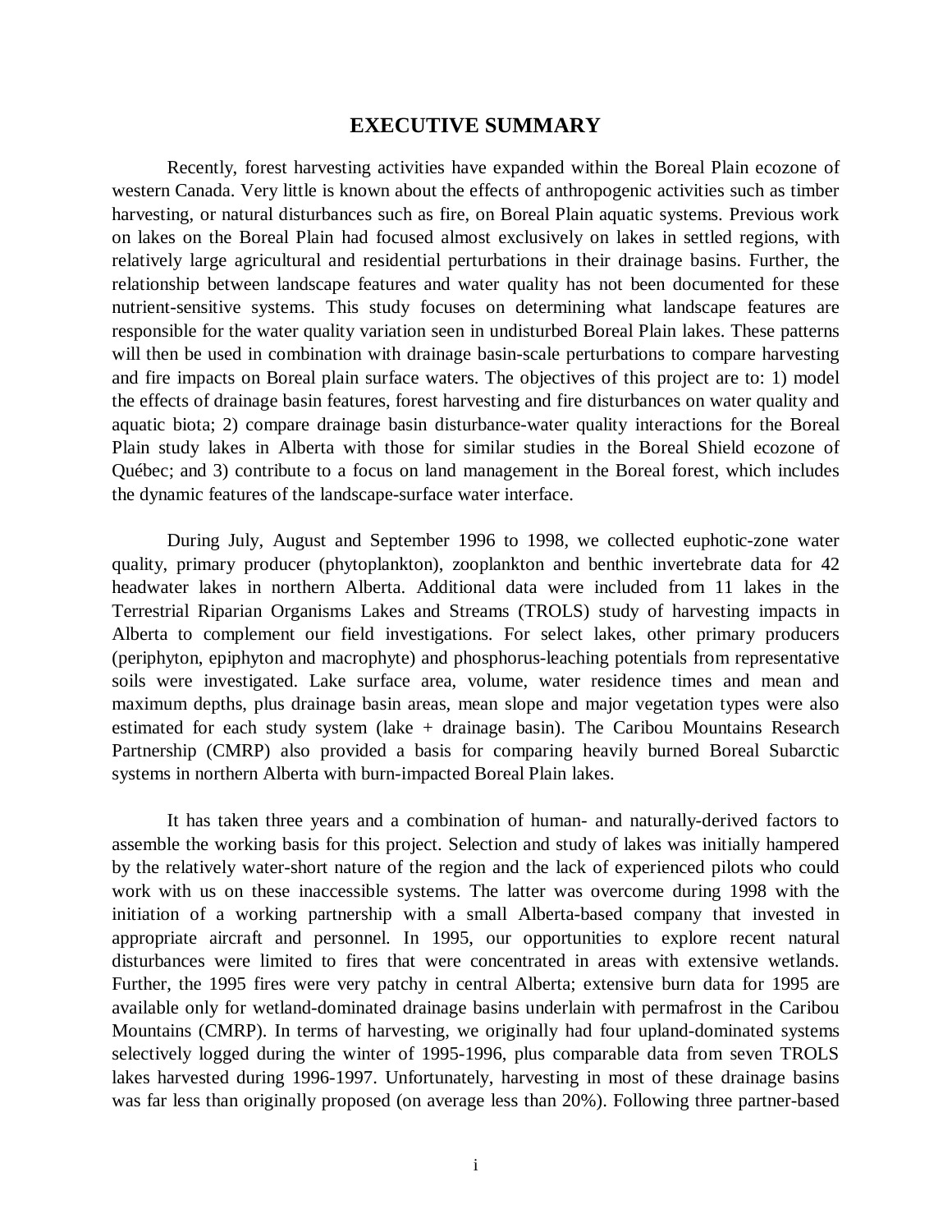## EXECUTIVE SUMMARY

Recently, forest harvesting activities have expanded within the Boreal Plain ecozone of western Canada. Very little is known about the effects of anthropogenic activities such as timber harvesting, or natural disturbances such as fire, on Boreal Plain aquatic systems. Previous work on lakes on the Boreal Plain had focused almost exclusively on lakes in settled regions, with relatively large agricultural and residential perturbations in their drainage basins. Further, the relationship between landscape features and water quality has not been documented for these nutrient-sensitive systems. This study focuses on determining what landscape features are responsible for the water quality variation seen in undisturbed Boreal Plain lakes. These patterns will then be used in combination with drainage basin-scale perturbations to compare harvesting and fire impacts on Boreal plain surface waters. The objectives of this project are to: 1) model the effects of drainage basin features, forest harvesting and fire disturbances on water quality and aquatic biota; 2) compare drainage basin disturbance-water quality interactions for the Boreal Plain study lakes in Alberta with those for similar studies in the Boreal Shield ecozone of Québec; and 3) contribute to a focus on land management in the Boreal forest, which includes the dynamic features of the landscape-surface water interface.

During July, August and September 1996 to 1998, we collected euphotic-zone water quality, primary producer (phytoplankton), zooplankton and benthic invertebrate data for 42 headwater lakes in northern Alberta. Additional data were included from 11 lakes in the Terrestrial Riparian Organisms Lakes and Streams (TROLS) study of harvesting impacts in Alberta to complement our field investigations. For select lakes, other primary producers (periphyton, epiphyton and macrophyte) and phosphorus-leaching potentials from representative soils were investigated. Lake surface area, volume, water residence times and mean and maximum depths, plus drainage basin areas, mean slope and major vegetation types were also estimated for each study system (lake + drainage basin). The Caribou Mountains Research Partnership (CMRP) also provided a basis for comparing heavily burned Boreal Subarctic systems in northern Alberta with burn-impacted Boreal Plain lakes.

It has taken three years and a combination of human- and naturally-derived factors to assemble the working basis for this project. Selection and study of lakes was initially hampered by the relatively water-short nature of the region and the lack of experienced pilots who could work with us on these inaccessible systems. The latter was overcome during 1998 with the initiation of a working partnership with a small Alberta-based company that invested in appropriate aircraft and personnel. In 1995, our opportunities to explore recent natural disturbances were limited to fires that were concentrated in areas with extensive wetlands. Further, the 1995 fires were very patchy in central Alberta; extensive burn data for 1995 are available only for wetland-dominated drainage basins underlain with permafrost in the Caribou Mountains (CMRP). In terms of harvesting, we originally had four upland-dominated systems selectively logged during the winter of 1995-1996, plus comparable data from seven TROLS lakes harvested during 1996-1997. Unfortunately, harvesting in most of these drainage basins was far less than originally proposed (on average less than 20%). Following three partner-based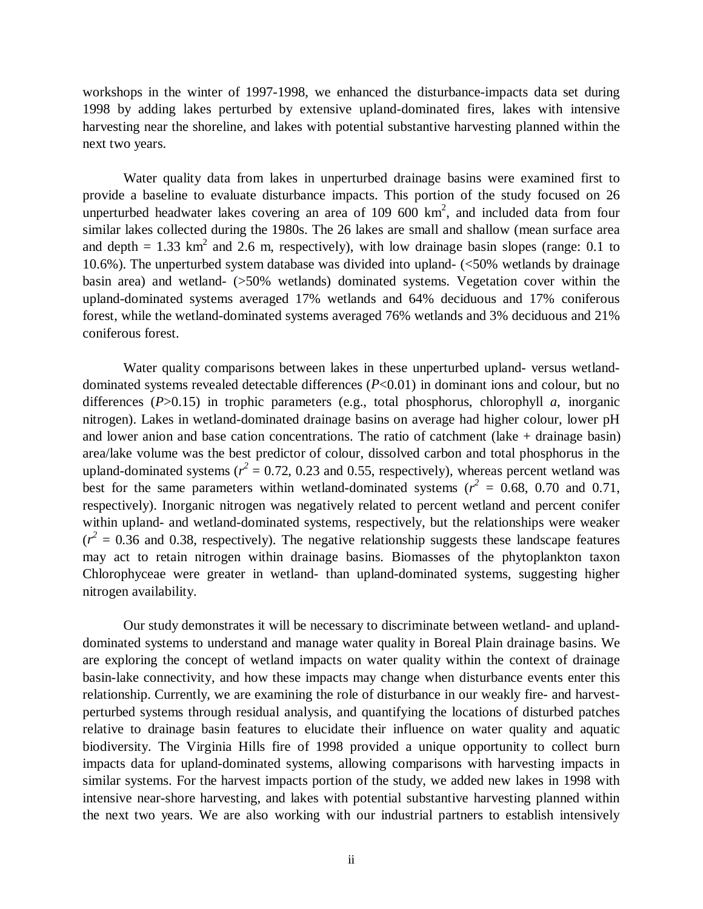workshops in the winter of 1997-1998, we enhanced the disturbance-impacts data set during 1998 by adding lakes perturbed by extensive upland-dominated fires, lakes with intensive harvesting near the shoreline, and lakes with potential substantive harvesting planned within the next two years.

Water quality data from lakes in unperturbed drainage basins were examined first to provide a baseline to evaluate disturbance impacts. This portion of the study focused on 26 unperturbed headwater lakes covering an area of 109 600 $km^2$, and included data from four similar lakes collected during the 1980s. The 26 lakes are small and shallow (mean surface area and depth = 1.33 $km^2$ and 2.6 m, respectively), with low drainage basin slopes (range: 0.1 to 10.6%). The unperturbed system database was divided into upland- (<50% wetlands by drainage basin area) and wetland- (>50% wetlands) dominated systems. Vegetation cover within the upland-dominated systems averaged 17% wetlands and 64% deciduous and 17% coniferous forest, while the wetland-dominated systems averaged 76% wetlands and 3% deciduous and 21% coniferous forest.

Water quality comparisons between lakes in these unperturbed upland- versus wetland-dominated systems revealed detectable differences ($P<0.01$) in dominant ions and colour, but no differences ($P>0.15$) in trophic parameters (e.g., total phosphorus, chlorophyll *a*, inorganic nitrogen). Lakes in wetland-dominated drainage basins on average had higher colour, lower pH and lower anion and base cation concentrations. The ratio of catchment (lake + drainage basin) area/lake volume was the best predictor of colour, dissolved carbon and total phosphorus in the upland-dominated systems ($r^2$ = 0.72, 0.23 and 0.55, respectively), whereas percent wetland was best for the same parameters within wetland-dominated systems ($r^2$ = 0.68, 0.70 and 0.71, respectively). Inorganic nitrogen was negatively related to percent wetland and percent conifer within upland- and wetland-dominated systems, respectively, but the relationships were weaker ($r^2$ = 0.36 and 0.38, respectively). The negative relationship suggests these landscape features may act to retain nitrogen within drainage basins. Biomasses of the phytoplankton taxon Chlorophyceae were greater in wetland- than upland-dominated systems, suggesting higher nitrogen availability.

Our study demonstrates it will be necessary to discriminate between wetland- and upland-dominated systems to understand and manage water quality in Boreal Plain drainage basins. We are exploring the concept of wetland impacts on water quality within the context of drainage basin-lake connectivity, and how these impacts may change when disturbance events enter this relationship. Currently, we are examining the role of disturbance in our weakly fire- and harvest-perturbed systems through residual analysis, and quantifying the locations of disturbed patches relative to drainage basin features to elucidate their influence on water quality and aquatic biodiversity. The Virginia Hills fire of 1998 provided a unique opportunity to collect burn impacts data for upland-dominated systems, allowing comparisons with harvesting impacts in similar systems. For the harvest impacts portion of the study, we added new lakes in 1998 with intensive near-shore harvesting, and lakes with potential substantive harvesting planned within the next two years. We are also working with our industrial partners to establish intensively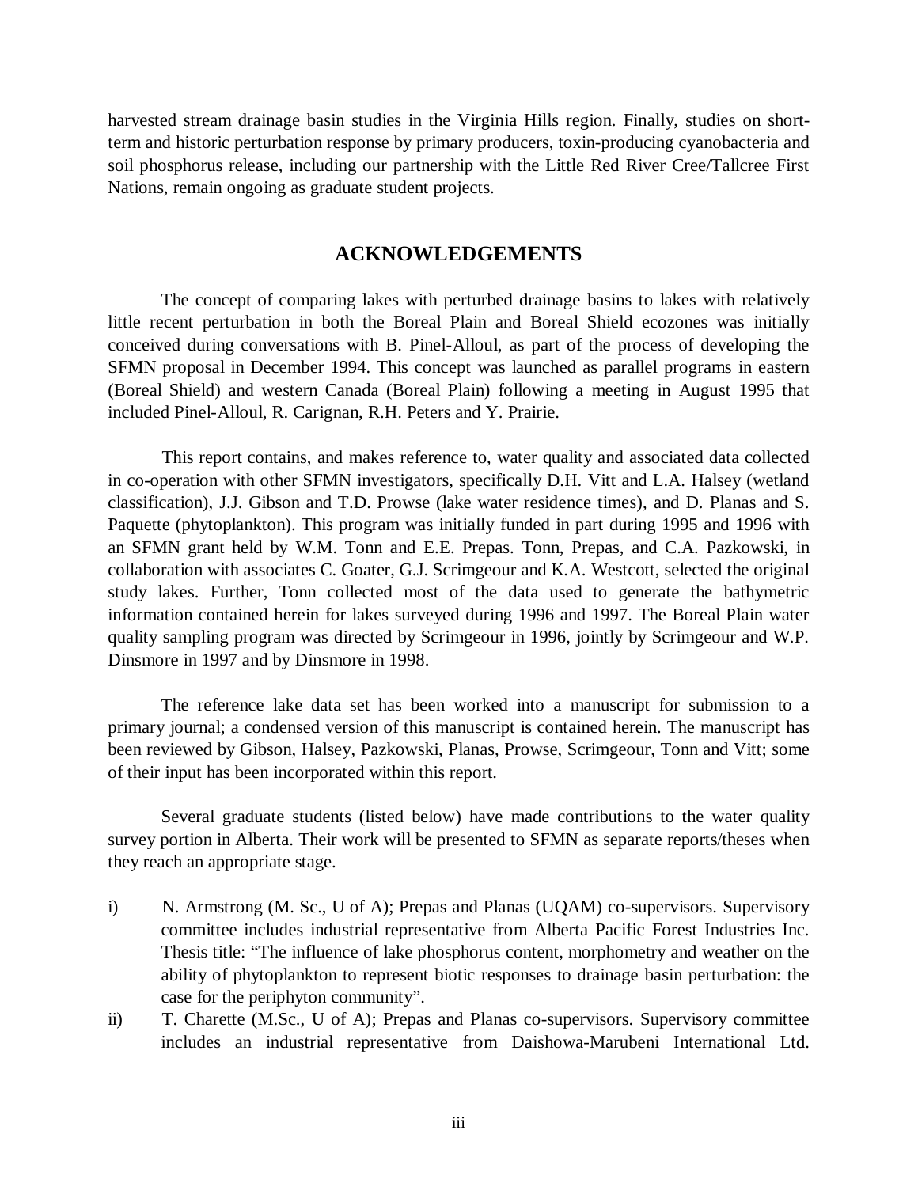harvested stream drainage basin studies in the Virginia Hills region. Finally, studies on short-term and historic perturbation response by primary producers, toxin-producing cyanobacteria and soil phosphorus release, including our partnership with the Little Red River Cree/Tallcree First Nations, remain ongoing as graduate student projects.

## ACKNOWLEDGEMENTS

The concept of comparing lakes with perturbed drainage basins to lakes with relatively little recent perturbation in both the Boreal Plain and Boreal Shield ecozones was initially conceived during conversations with B. Pinel-Alloul, as part of the process of developing the SFMN proposal in December 1994. This concept was launched as parallel programs in eastern (Boreal Shield) and western Canada (Boreal Plain) following a meeting in August 1995 that included Pinel-Alloul, R. Carignan, R.H. Peters and Y. Prairie.

This report contains, and makes reference to, water quality and associated data collected in co-operation with other SFMN investigators, specifically D.H. Vitt and L.A. Halsey (wetland classification), J.J. Gibson and T.D. Prowse (lake water residence times), and D. Planas and S. Paquette (phytoplankton). This program was initially funded in part during 1995 and 1996 with an SFMN grant held by W.M. Tonn and E.E. Prepas. Tonn, Prepas, and C.A. Pazkowski, in collaboration with associates C. Goater, G.J. Scrimgeour and K.A. Westcott, selected the original study lakes. Further, Tonn collected most of the data used to generate the bathymetric information contained herein for lakes surveyed during 1996 and 1997. The Boreal Plain water quality sampling program was directed by Scrimgeour in 1996, jointly by Scrimgeour and W.P. Dinsmore in 1997 and by Dinsmore in 1998.

The reference lake data set has been worked into a manuscript for submission to a primary journal; a condensed version of this manuscript is contained herein. The manuscript has been reviewed by Gibson, Halsey, Pazkowski, Planas, Prowse, Scrimgeour, Tonn and Vitt; some of their input has been incorporated within this report.

Several graduate students (listed below) have made contributions to the water quality survey portion in Alberta. Their work will be presented to SFMN as separate reports/theses when they reach an appropriate stage.

i) N. Armstrong (M. Sc., U of A); Prepas and Planas (UQAM) co-supervisors. Supervisory committee includes industrial representative from Alberta Pacific Forest Industries Inc. Thesis title: "The influence of lake phosphorus content, morphometry and weather on the ability of phytoplankton to represent biotic responses to drainage basin perturbation: the case for the periphyton community".

ii) T. Charette (M.Sc., U of A); Prepas and Planas co-supervisors. Supervisory committee includes an industrial representative from Daishowa-Marubeni International Ltd.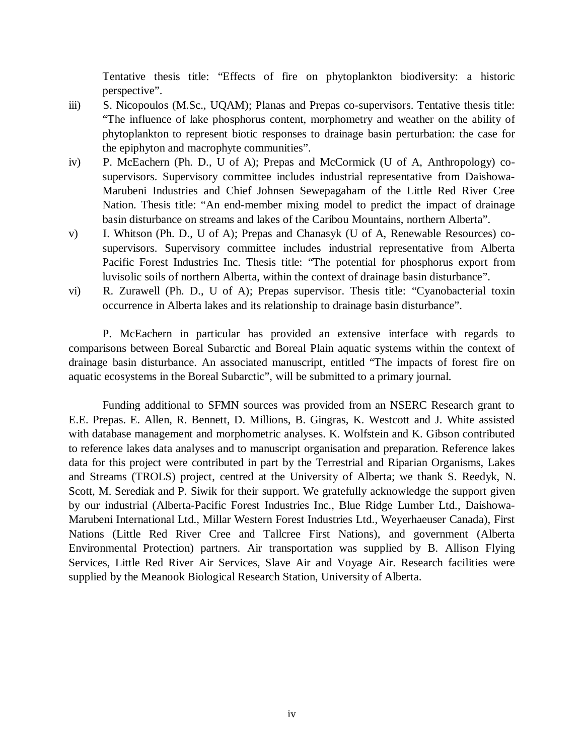Tentative thesis title: "Effects of fire on phytoplankton biodiversity: a historic perspective".

iii) S. Nicopoulos (M.Sc., UQAM); Planas and Prepas co-supervisors. Tentative thesis title: "The influence of lake phosphorus content, morphometry and weather on the ability of phytoplankton to represent biotic responses to drainage basin perturbation: the case for the epiphyton and macrophyte communities".

iv) P. McEachern (Ph. D., U of A); Prepas and McCormick (U of A, Anthropology) co-supervisors. Supervisory committee includes industrial representative from Daishowa-Marubeni Industries and Chief Johnsen Sewepagaham of the Little Red River Cree Nation. Thesis title: "An end-member mixing model to predict the impact of drainage basin disturbance on streams and lakes of the Caribou Mountains, northern Alberta".

v) I. Whitson (Ph. D., U of A); Prepas and Chanasyk (U of A, Renewable Resources) co-supervisors. Supervisory committee includes industrial representative from Alberta Pacific Forest Industries Inc. Thesis title: "The potential for phosphorus export from luvisolic soils of northern Alberta, within the context of drainage basin disturbance".

vi) R. Zurawell (Ph. D., U of A); Prepas supervisor. Thesis title: "Cyanobacterial toxin occurrence in Alberta lakes and its relationship to drainage basin disturbance".

P. McEachern in particular has provided an extensive interface with regards to comparisons between Boreal Subarctic and Boreal Plain aquatic systems within the context of drainage basin disturbance. An associated manuscript, entitled "The impacts of forest fire on aquatic ecosystems in the Boreal Subarctic", will be submitted to a primary journal.

Funding additional to SFMN sources was provided from an NSERC Research grant to E.E. Prepas. E. Allen, R. Bennett, D. Millions, B. Gingras, K. Westcott and J. White assisted with database management and morphometric analyses. K. Wolfstein and K. Gibson contributed to reference lakes data analyses and to manuscript organisation and preparation. Reference lakes data for this project were contributed in part by the Terrestrial and Riparian Organisms, Lakes and Streams (TROLS) project, centred at the University of Alberta; we thank S. Reedyk, N. Scott, M. Serediak and P. Siwik for their support. We gratefully acknowledge the support given by our industrial (Alberta-Pacific Forest Industries Inc., Blue Ridge Lumber Ltd., Daishowa-Marubeni International Ltd., Millar Western Forest Industries Ltd., Weyerhaeuser Canada), First Nations (Little Red River Cree and Tallcree First Nations), and government (Alberta Environmental Protection) partners. Air transportation was supplied by B. Allison Flying Services, Little Red River Air Services, Slave Air and Voyage Air. Research facilities were supplied by the Meanook Biological Research Station, University of Alberta.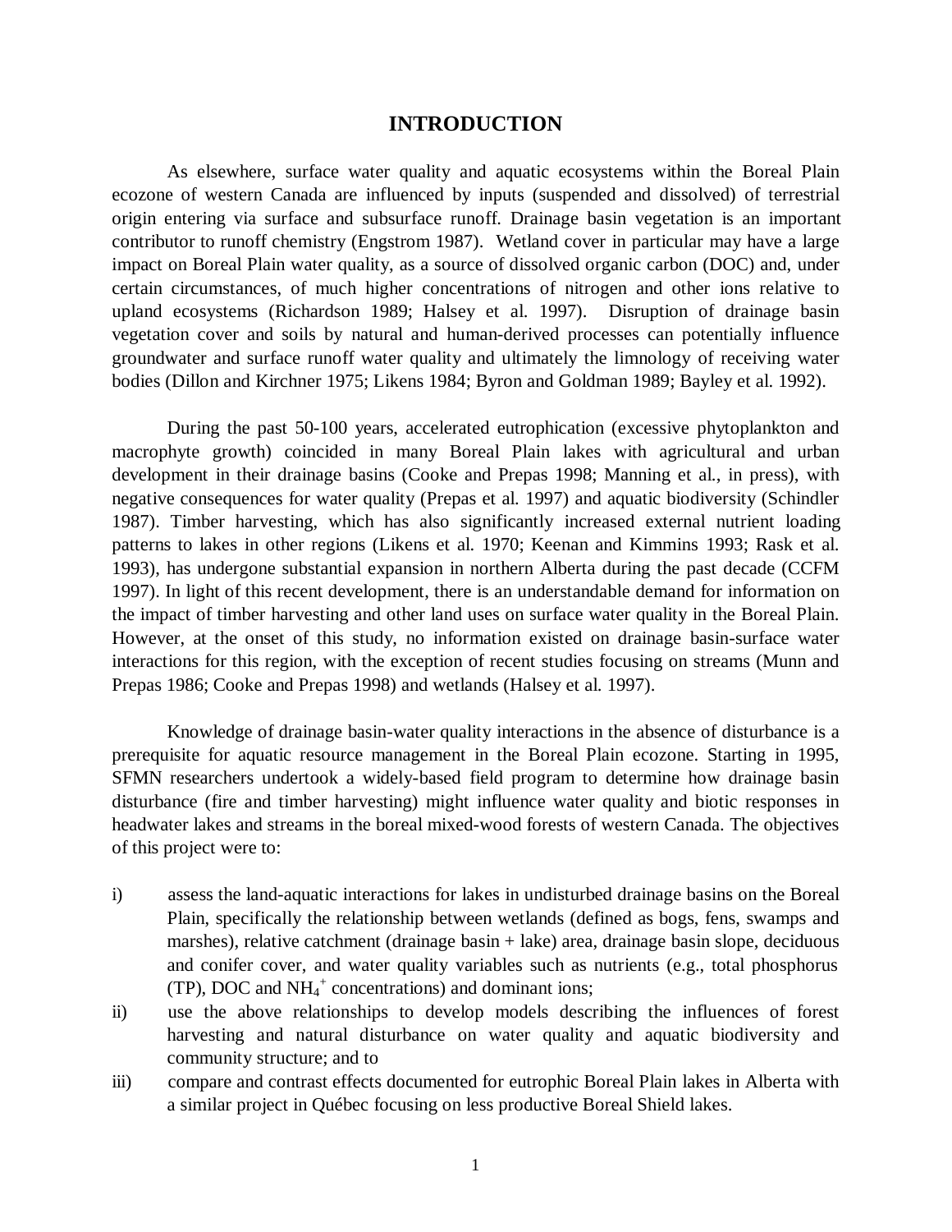# INTRODUCTION

As elsewhere, surface water quality and aquatic ecosystems within the Boreal Plain ecozone of western Canada are influenced by inputs (suspended and dissolved) of terrestrial origin entering via surface and subsurface runoff. Drainage basin vegetation is an important contributor to runoff chemistry (Engstrom 1987). Wetland cover in particular may have a large impact on Boreal Plain water quality, as a source of dissolved organic carbon (DOC) and, under certain circumstances, of much higher concentrations of nitrogen and other ions relative to upland ecosystems (Richardson 1989; Halsey et al. 1997). Disruption of drainage basin vegetation cover and soils by natural and human-derived processes can potentially influence groundwater and surface runoff water quality and ultimately the limnology of receiving water bodies (Dillon and Kirchner 1975; Likens 1984; Byron and Goldman 1989; Bayley et al. 1992).

During the past 50-100 years, accelerated eutrophication (excessive phytoplankton and macrophyte growth) coincided in many Boreal Plain lakes with agricultural and urban development in their drainage basins (Cooke and Prepas 1998; Manning et al., in press), with negative consequences for water quality (Prepas et al. 1997) and aquatic biodiversity (Schindler 1987). Timber harvesting, which has also significantly increased external nutrient loading patterns to lakes in other regions (Likens et al. 1970; Keenan and Kimmins 1993; Rask et al. 1993), has undergone substantial expansion in northern Alberta during the past decade (CCFM 1997). In light of this recent development, there is an understandable demand for information on the impact of timber harvesting and other land uses on surface water quality in the Boreal Plain. However, at the onset of this study, no information existed on drainage basin-surface water interactions for this region, with the exception of recent studies focusing on streams (Munn and Prepas 1986; Cooke and Prepas 1998) and wetlands (Halsey et al. 1997).

Knowledge of drainage basin-water quality interactions in the absence of disturbance is a prerequisite for aquatic resource management in the Boreal Plain ecozone. Starting in 1995, SFMN researchers undertook a widely-based field program to determine how drainage basin disturbance (fire and timber harvesting) might influence water quality and biotic responses in headwater lakes and streams in the boreal mixed-wood forests of western Canada. The objectives of this project were to:

i) assess the land-aquatic interactions for lakes in undisturbed drainage basins on the Boreal Plain, specifically the relationship between wetlands (defined as bogs, fens, swamps and marshes), relative catchment (drainage basin + lake) area, drainage basin slope, deciduous and conifer cover, and water quality variables such as nutrients (e.g., total phosphorus (TP), DOC and $NH_4^+$ concentrations) and dominant ions;

ii) use the above relationships to develop models describing the influences of forest harvesting and natural disturbance on water quality and aquatic biodiversity and community structure; and to

iii) compare and contrast effects documented for eutrophic Boreal Plain lakes in Alberta with a similar project in Québec focusing on less productive Boreal Shield lakes.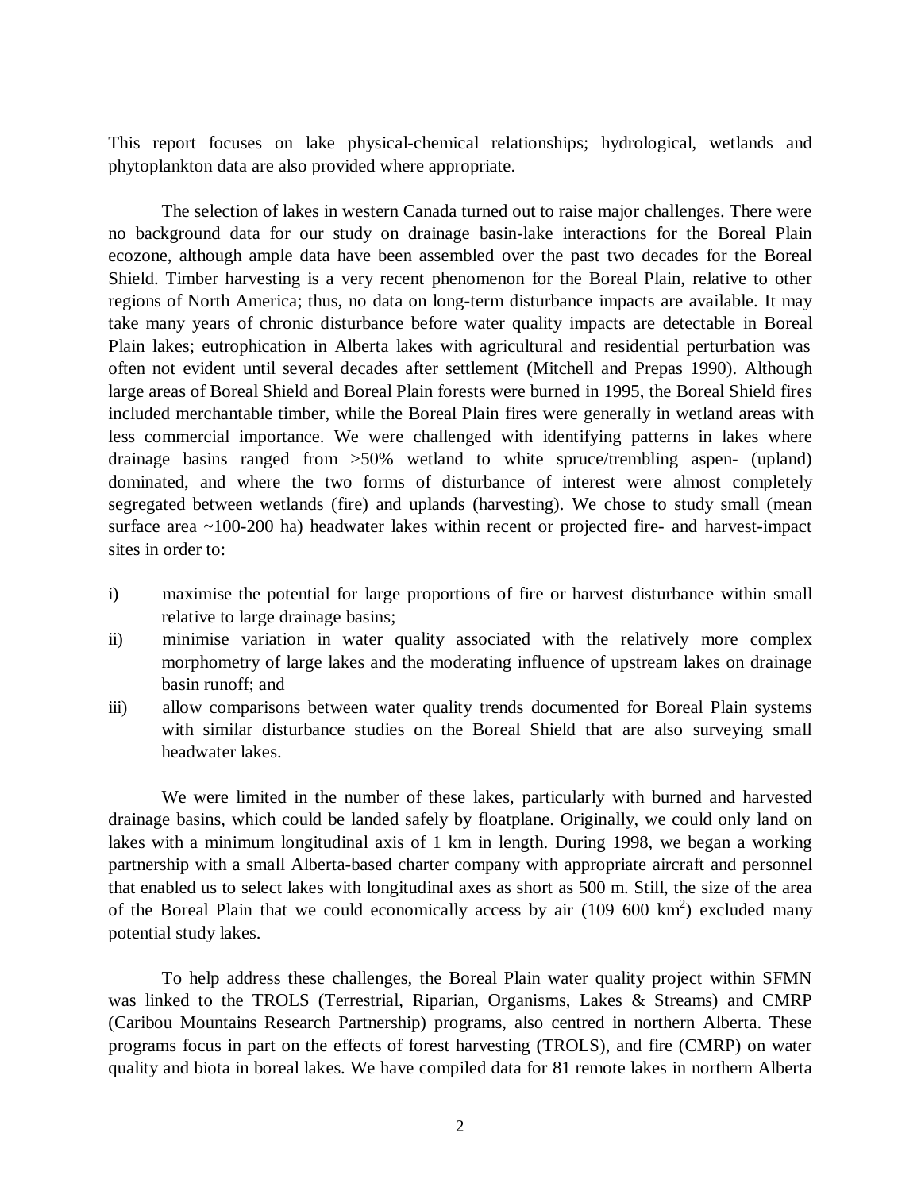This report focuses on lake physical-chemical relationships; hydrological, wetlands and phytoplankton data are also provided where appropriate.

The selection of lakes in western Canada turned out to raise major challenges. There were no background data for our study on drainage basin-lake interactions for the Boreal Plain ecozone, although ample data have been assembled over the past two decades for the Boreal Shield. Timber harvesting is a very recent phenomenon for the Boreal Plain, relative to other regions of North America; thus, no data on long-term disturbance impacts are available. It may take many years of chronic disturbance before water quality impacts are detectable in Boreal Plain lakes; eutrophication in Alberta lakes with agricultural and residential perturbation was often not evident until several decades after settlement (Mitchell and Prepas 1990). Although large areas of Boreal Shield and Boreal Plain forests were burned in 1995, the Boreal Shield fires included merchantable timber, while the Boreal Plain fires were generally in wetland areas with less commercial importance. We were challenged with identifying patterns in lakes where drainage basins ranged from >50% wetland to white spruce/trembling aspen- (upland) dominated, and where the two forms of disturbance of interest were almost completely segregated between wetlands (fire) and uplands (harvesting). We chose to study small (mean surface area ~100-200 ha) headwater lakes within recent or projected fire- and harvest-impact sites in order to:

i) maximise the potential for large proportions of fire or harvest disturbance within small relative to large drainage basins;
ii) minimise variation in water quality associated with the relatively more complex morphometry of large lakes and the moderating influence of upstream lakes on drainage basin runoff; and
iii) allow comparisons between water quality trends documented for Boreal Plain systems with similar disturbance studies on the Boreal Shield that are also surveying small headwater lakes.

We were limited in the number of these lakes, particularly with burned and harvested drainage basins, which could be landed safely by floatplane. Originally, we could only land on lakes with a minimum longitudinal axis of 1 km in length. During 1998, we began a working partnership with a small Alberta-based charter company with appropriate aircraft and personnel that enabled us to select lakes with longitudinal axes as short as 500 m. Still, the size of the area of the Boreal Plain that we could economically access by air (109 600 km$^2$) excluded many potential study lakes.

To help address these challenges, the Boreal Plain water quality project within SFMN was linked to the TROLS (Terrestrial, Riparian, Organisms, Lakes & Streams) and CMRP (Caribou Mountains Research Partnership) programs, also centred in northern Alberta. These programs focus in part on the effects of forest harvesting (TROLS), and fire (CMRP) on water quality and biota in boreal lakes. We have compiled data for 81 remote lakes in northern Alberta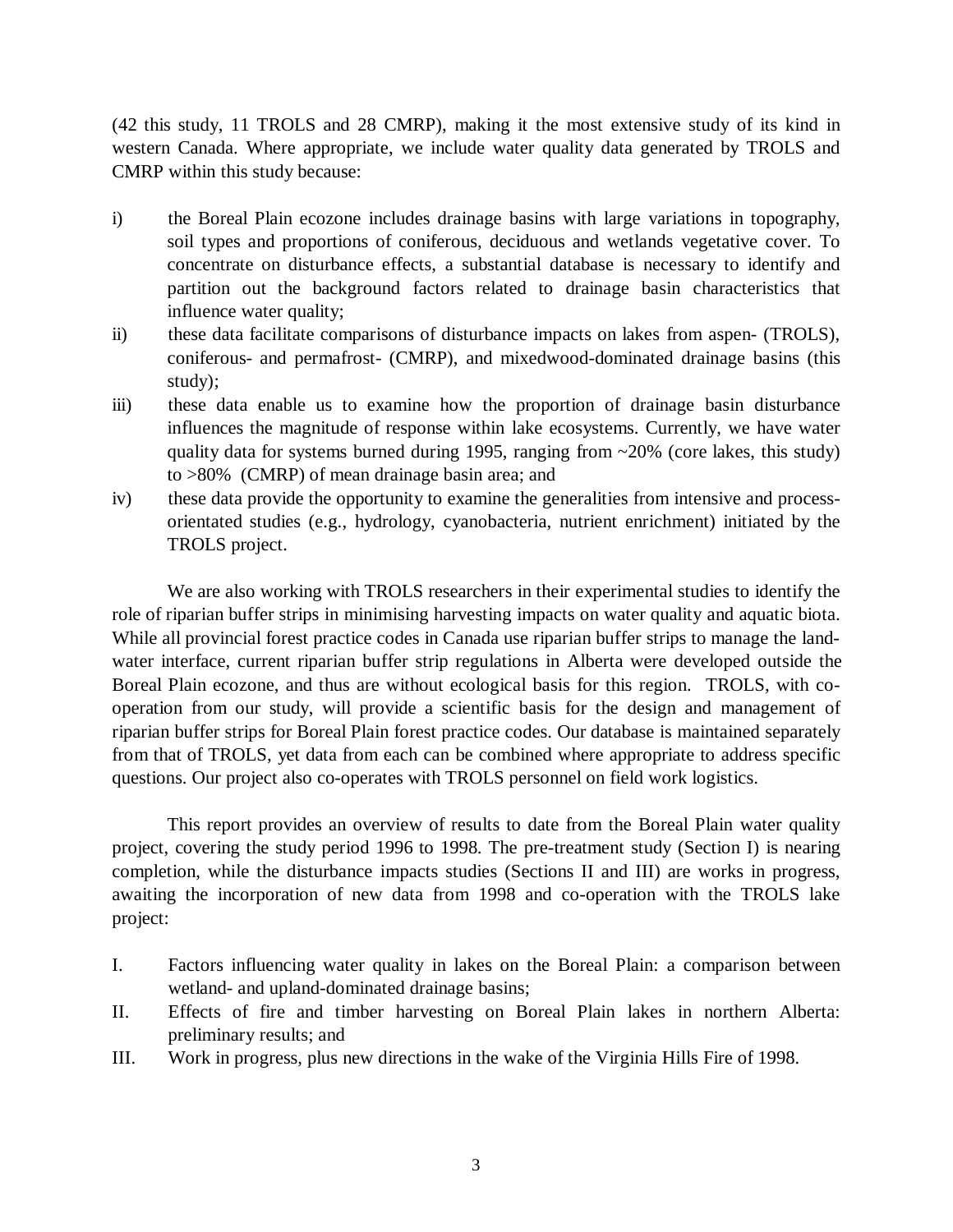(42 this study, 11 TROLS and 28 CMRP), making it the most extensive study of its kind in western Canada. Where appropriate, we include water quality data generated by TROLS and CMRP within this study because:

i) the Boreal Plain ecozone includes drainage basins with large variations in topography, soil types and proportions of coniferous, deciduous and wetlands vegetative cover. To concentrate on disturbance effects, a substantial database is necessary to identify and partition out the background factors related to drainage basin characteristics that influence water quality;
ii) these data facilitate comparisons of disturbance impacts on lakes from aspen- (TROLS), coniferous- and permafrost- (CMRP), and mixedwood-dominated drainage basins (this study);
iii) these data enable us to examine how the proportion of drainage basin disturbance influences the magnitude of response within lake ecosystems. Currently, we have water quality data for systems burned during 1995, ranging from ~20% (core lakes, this study) to >80% (CMRP) of mean drainage basin area; and
iv) these data provide the opportunity to examine the generalities from intensive and process-orientated studies (e.g., hydrology, cyanobacteria, nutrient enrichment) initiated by the TROLS project.

We are also working with TROLS researchers in their experimental studies to identify the role of riparian buffer strips in minimising harvesting impacts on water quality and aquatic biota. While all provincial forest practice codes in Canada use riparian buffer strips to manage the land-water interface, current riparian buffer strip regulations in Alberta were developed outside the Boreal Plain ecozone, and thus are without ecological basis for this region. TROLS, with co-operation from our study, will provide a scientific basis for the design and management of riparian buffer strips for Boreal Plain forest practice codes. Our database is maintained separately from that of TROLS, yet data from each can be combined where appropriate to address specific questions. Our project also co-operates with TROLS personnel on field work logistics.

This report provides an overview of results to date from the Boreal Plain water quality project, covering the study period 1996 to 1998. The pre-treatment study (Section I) is nearing completion, while the disturbance impacts studies (Sections II and III) are works in progress, awaiting the incorporation of new data from 1998 and co-operation with the TROLS lake project:

I. Factors influencing water quality in lakes on the Boreal Plain: a comparison between wetland- and upland-dominated drainage basins;
II. Effects of fire and timber harvesting on Boreal Plain lakes in northern Alberta: preliminary results; and
III. Work in progress, plus new directions in the wake of the Virginia Hills Fire of 1998.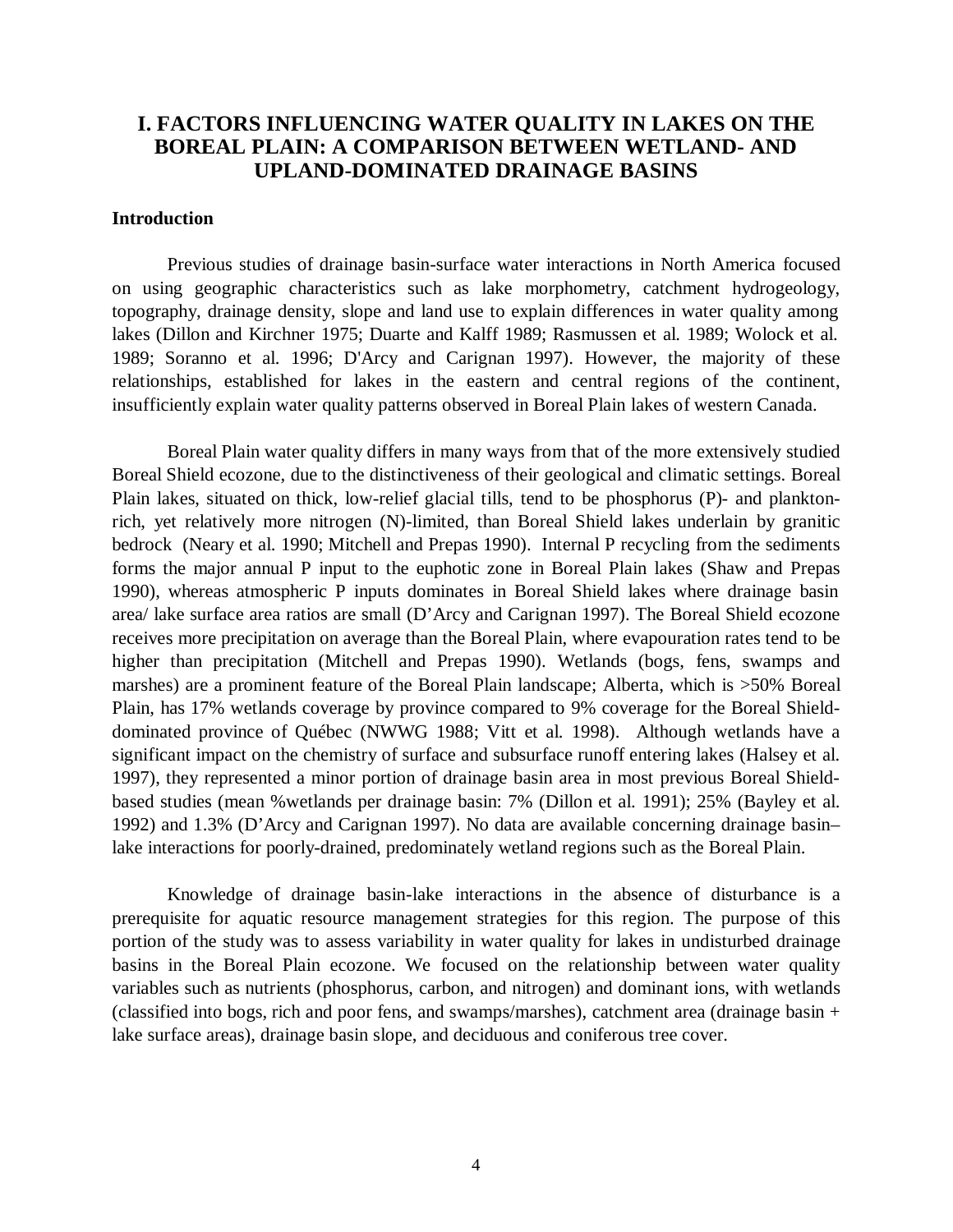# I. FACTORS INFLUENCING WATER QUALITY IN LAKES ON THE BOREAL PLAIN: A COMPARISON BETWEEN WETLAND- AND UPLAND-DOMINATED DRAINAGE BASINS

## Introduction

Previous studies of drainage basin-surface water interactions in North America focused on using geographic characteristics such as lake morphometry, catchment hydrogeology, topography, drainage density, slope and land use to explain differences in water quality among lakes (Dillon and Kirchner 1975; Duarte and Kalff 1989; Rasmussen et al. 1989; Wolock et al. 1989; Soranno et al. 1996; D'Arcy and Carignan 1997). However, the majority of these relationships, established for lakes in the eastern and central regions of the continent, insufficiently explain water quality patterns observed in Boreal Plain lakes of western Canada.

Boreal Plain water quality differs in many ways from that of the more extensively studied Boreal Shield ecozone, due to the distinctiveness of their geological and climatic settings. Boreal Plain lakes, situated on thick, low-relief glacial tills, tend to be phosphorus (P)- and plankton-rich, yet relatively more nitrogen (N)-limited, than Boreal Shield lakes underlain by granitic bedrock (Neary et al. 1990; Mitchell and Prepas 1990). Internal P recycling from the sediments forms the major annual P input to the euphotic zone in Boreal Plain lakes (Shaw and Prepas 1990), whereas atmospheric P inputs dominates in Boreal Shield lakes where drainage basin area/ lake surface area ratios are small (D'Arcy and Carignan 1997). The Boreal Shield ecozone receives more precipitation on average than the Boreal Plain, where evapouration rates tend to be higher than precipitation (Mitchell and Prepas 1990). Wetlands (bogs, fens, swamps and marshes) are a prominent feature of the Boreal Plain landscape; Alberta, which is >50% Boreal Plain, has 17% wetlands coverage by province compared to 9% coverage for the Boreal Shield-dominated province of Québec (NWWG 1988; Vitt et al. 1998). Although wetlands have a significant impact on the chemistry of surface and subsurface runoff entering lakes (Halsey et al. 1997), they represented a minor portion of drainage basin area in most previous Boreal Shield-based studies (mean %wetlands per drainage basin: 7% (Dillon et al. 1991); 25% (Bayley et al. 1992) and 1.3% (D'Arcy and Carignan 1997). No data are available concerning drainage basin–lake interactions for poorly-drained, predominately wetland regions such as the Boreal Plain.

Knowledge of drainage basin-lake interactions in the absence of disturbance is a prerequisite for aquatic resource management strategies for this region. The purpose of this portion of the study was to assess variability in water quality for lakes in undisturbed drainage basins in the Boreal Plain ecozone. We focused on the relationship between water quality variables such as nutrients (phosphorus, carbon, and nitrogen) and dominant ions, with wetlands (classified into bogs, rich and poor fens, and swamps/marshes), catchment area (drainage basin + lake surface areas), drainage basin slope, and deciduous and coniferous tree cover.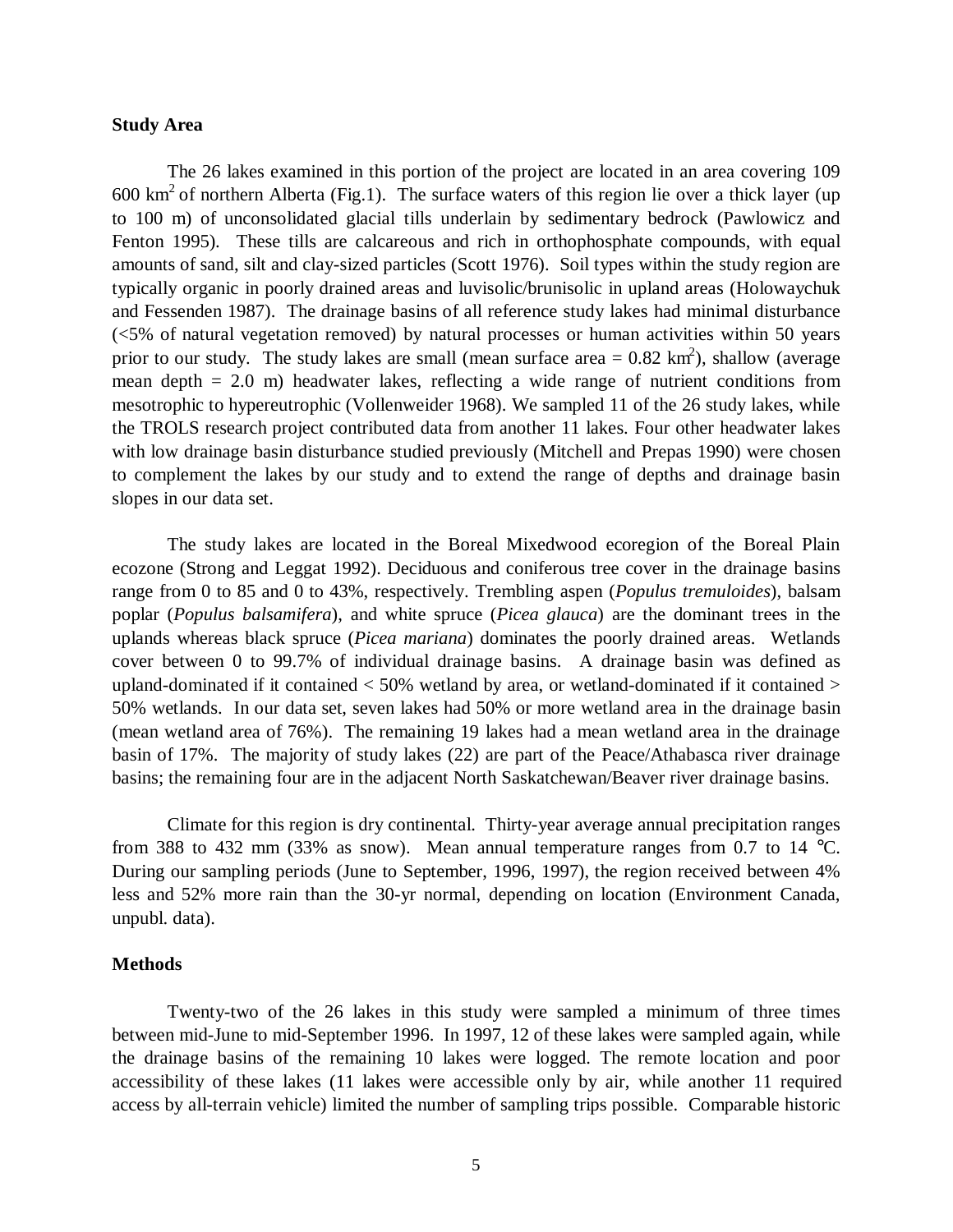**Study Area**

The 26 lakes examined in this portion of the project are located in an area covering 109 600 $km^2$ of northern Alberta (Fig.1). The surface waters of this region lie over a thick layer (up to 100 m) of unconsolidated glacial tills underlain by sedimentary bedrock (Pawlowicz and Fenton 1995). These tills are calcareous and rich in orthophosphate compounds, with equal amounts of sand, silt and clay-sized particles (Scott 1976). Soil types within the study region are typically organic in poorly drained areas and luvisolic/brunisolic in upland areas (Holowaychuk and Fessenden 1987). The drainage basins of all reference study lakes had minimal disturbance (<5% of natural vegetation removed) by natural processes or human activities within 50 years prior to our study. The study lakes are small (mean surface area = 0.82 $km^2$), shallow (average mean depth = 2.0 m) headwater lakes, reflecting a wide range of nutrient conditions from mesotrophic to hypereutrophic (Vollenweider 1968). We sampled 11 of the 26 study lakes, while the TROLS research project contributed data from another 11 lakes. Four other headwater lakes with low drainage basin disturbance studied previously (Mitchell and Prepas 1990) were chosen to complement the lakes by our study and to extend the range of depths and drainage basin slopes in our data set.

The study lakes are located in the Boreal Mixedwood ecoregion of the Boreal Plain ecozone (Strong and Leggat 1992). Deciduous and coniferous tree cover in the drainage basins range from 0 to 85 and 0 to 43%, respectively. Trembling aspen (*Populus tremuloides*), balsam poplar (*Populus balsamifera*), and white spruce (*Picea glauca*) are the dominant trees in the uplands whereas black spruce (*Picea mariana*) dominates the poorly drained areas. Wetlands cover between 0 to 99.7% of individual drainage basins. A drainage basin was defined as upland-dominated if it contained < 50% wetland by area, or wetland-dominated if it contained > 50% wetlands. In our data set, seven lakes had 50% or more wetland area in the drainage basin (mean wetland area of 76%). The remaining 19 lakes had a mean wetland area in the drainage basin of 17%. The majority of study lakes (22) are part of the Peace/Athabasca river drainage basins; the remaining four are in the adjacent North Saskatchewan/Beaver river drainage basins.

Climate for this region is dry continental. Thirty-year average annual precipitation ranges from 388 to 432 mm (33% as snow). Mean annual temperature ranges from 0.7 to 14 °C. During our sampling periods (June to September, 1996, 1997), the region received between 4% less and 52% more rain than the 30-yr normal, depending on location (Environment Canada, unpubl. data).

**Methods**

Twenty-two of the 26 lakes in this study were sampled a minimum of three times between mid-June to mid-September 1996. In 1997, 12 of these lakes were sampled again, while the drainage basins of the remaining 10 lakes were logged. The remote location and poor accessibility of these lakes (11 lakes were accessible only by air, while another 11 required access by all-terrain vehicle) limited the number of sampling trips possible. Comparable historic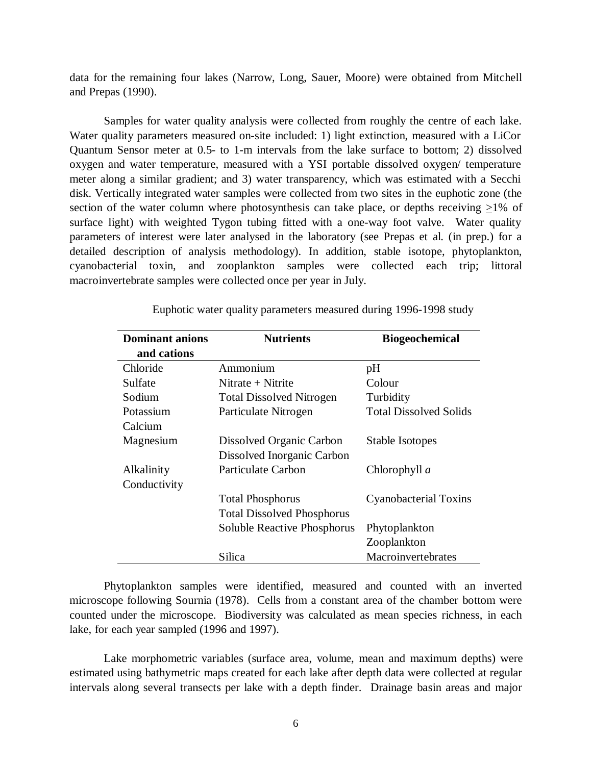data for the remaining four lakes (Narrow, Long, Sauer, Moore) were obtained from Mitchell and Prepas (1990).

Samples for water quality analysis were collected from roughly the centre of each lake. Water quality parameters measured on-site included: 1) light extinction, measured with a LiCor Quantum Sensor meter at 0.5- to 1-m intervals from the lake surface to bottom; 2) dissolved oxygen and water temperature, measured with a YSI portable dissolved oxygen/ temperature meter along a similar gradient; and 3) water transparency, which was estimated with a Secchi disk. Vertically integrated water samples were collected from two sites in the euphotic zone (the section of the water column where photosynthesis can take place, or depths receiving $\geq$1% of surface light) with weighted Tygon tubing fitted with a one-way foot valve. Water quality parameters of interest were later analysed in the laboratory (see Prepas et al. (in prep.) for a detailed description of analysis methodology). In addition, stable isotope, phytoplankton, cyanobacterial toxin, and zooplankton samples were collected each trip; littoral macroinvertebrate samples were collected once per year in July.

Euphotic water quality parameters measured during 1996-1998 study

| **Dominant anions and cations** | **Nutrients** | **Biogeochemical** |
|---|---|---|
| Chloride | Ammonium | pH |
| Sulfate | Nitrate + Nitrite | Colour |
| Sodium | Total Dissolved Nitrogen | Turbidity |
| Potassium | Particulate Nitrogen | Total Dissolved Solids |
| Calcium | | |
| Magnesium | Dissolved Organic Carbon | Stable Isotopes |
| | Dissolved Inorganic Carbon | |
| Alkalinity | Particulate Carbon | Chlorophyll *a* |
| Conductivity | | |
| | Total Phosphorus | Cyanobacterial Toxins |
| | Total Dissolved Phosphorus | |
| | Soluble Reactive Phosphorus | Phytoplankton |
| | | Zooplankton |
| | Silica | Macroinvertebrates |

Phytoplankton samples were identified, measured and counted with an inverted microscope following Sournia (1978). Cells from a constant area of the chamber bottom were counted under the microscope. Biodiversity was calculated as mean species richness, in each lake, for each year sampled (1996 and 1997).

Lake morphometric variables (surface area, volume, mean and maximum depths) were estimated using bathymetric maps created for each lake after depth data were collected at regular intervals along several transects per lake with a depth finder. Drainage basin areas and major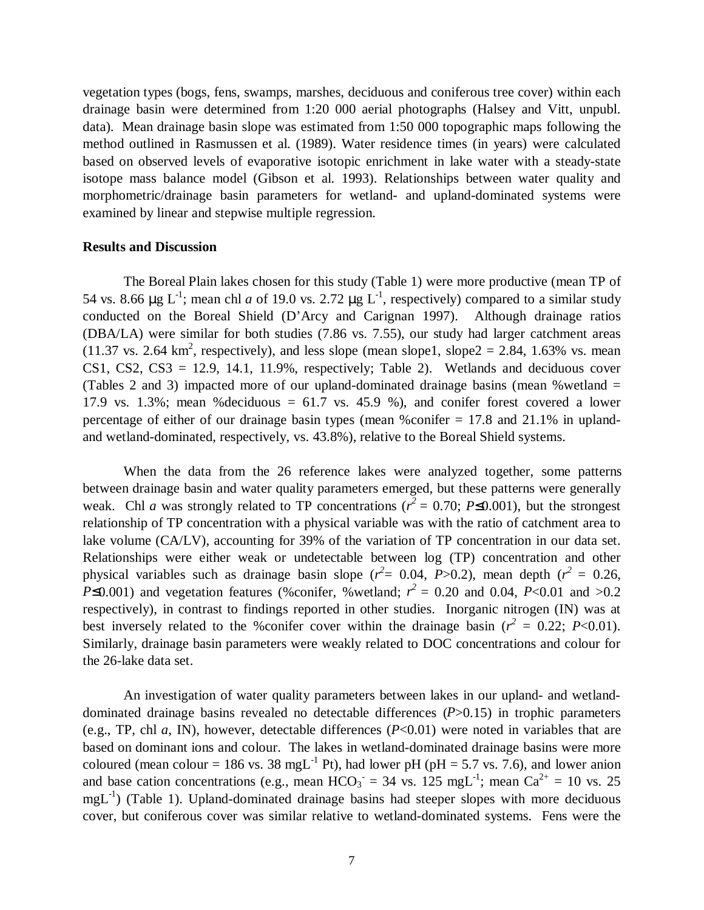vegetation types (bogs, fens, swamps, marshes, deciduous and coniferous tree cover) within each drainage basin were determined from 1:20 000 aerial photographs (Halsey and Vitt, unpubl. data). Mean drainage basin slope was estimated from 1:50 000 topographic maps following the method outlined in Rasmussen et al. (1989). Water residence times (in years) were calculated based on observed levels of evaporative isotopic enrichment in lake water with a steady-state isotope mass balance model (Gibson et al. 1993). Relationships between water quality and morphometric/drainage basin parameters for wetland- and upland-dominated systems were examined by linear and stepwise multiple regression.

**Results and Discussion**

The Boreal Plain lakes chosen for this study (Table 1) were more productive (mean TP of 54 vs. 8.66 μg $L^{-1}$; mean chl *a* of 19.0 vs. 2.72 μg $L^{-1}$, respectively) compared to a similar study conducted on the Boreal Shield (D'Arcy and Carignan 1997). Although drainage ratios (DBA/LA) were similar for both studies (7.86 vs. 7.55), our study had larger catchment areas (11.37 vs. 2.64 $km^2$, respectively), and less slope (mean slope1, slope2 = 2.84, 1.63% vs. mean CS1, CS2, CS3 = 12.9, 14.1, 11.9%, respectively; Table 2). Wetlands and deciduous cover (Tables 2 and 3) impacted more of our upland-dominated drainage basins (mean %wetland = 17.9 vs. 1.3%; mean %deciduous = 61.7 vs. 45.9 %), and conifer forest covered a lower percentage of either of our drainage basin types (mean %conifer = 17.8 and 21.1% in upland- and wetland-dominated, respectively, vs. 43.8%), relative to the Boreal Shield systems.

When the data from the 26 reference lakes were analyzed together, some patterns between drainage basin and water quality parameters emerged, but these patterns were generally weak. Chl *a* was strongly related to TP concentrations ($r^2$ = 0.70; $P \leq 0.001$), but the strongest relationship of TP concentration with a physical variable was with the ratio of catchment area to lake volume (CA/LV), accounting for 39% of the variation of TP concentration in our data set. Relationships were either weak or undetectable between log (TP) concentration and other physical variables such as drainage basin slope ($r^2$= 0.04, $P$>0.2), mean depth ($r^2$ = 0.26, $P \leq 0.001$) and vegetation features (%conifer, %wetland; $r^2$ = 0.20 and 0.04, $P$<0.01 and >0.2 respectively), in contrast to findings reported in other studies. Inorganic nitrogen (IN) was at best inversely related to the %conifer cover within the drainage basin ($r^2$ = 0.22; $P$<0.01). Similarly, drainage basin parameters were weakly related to DOC concentrations and colour for the 26-lake data set.

An investigation of water quality parameters between lakes in our upland- and wetland-dominated drainage basins revealed no detectable differences ($P$>0.15) in trophic parameters (e.g., TP, chl *a*, IN), however, detectable differences ($P$<0.01) were noted in variables that are based on dominant ions and colour. The lakes in wetland-dominated drainage basins were more coloured (mean colour = 186 vs. 38 $mgL^{-1}$ Pt), had lower pH (pH = 5.7 vs. 7.6), and lower anion and base cation concentrations (e.g., mean $HCO_3^-$ = 34 vs. 125 $mgL^{-1}$; mean $Ca^{2+}$ = 10 vs. 25 $mgL^{-1}$) (Table 1). Upland-dominated drainage basins had steeper slopes with more deciduous cover, but coniferous cover was similar relative to wetland-dominated systems. Fens were the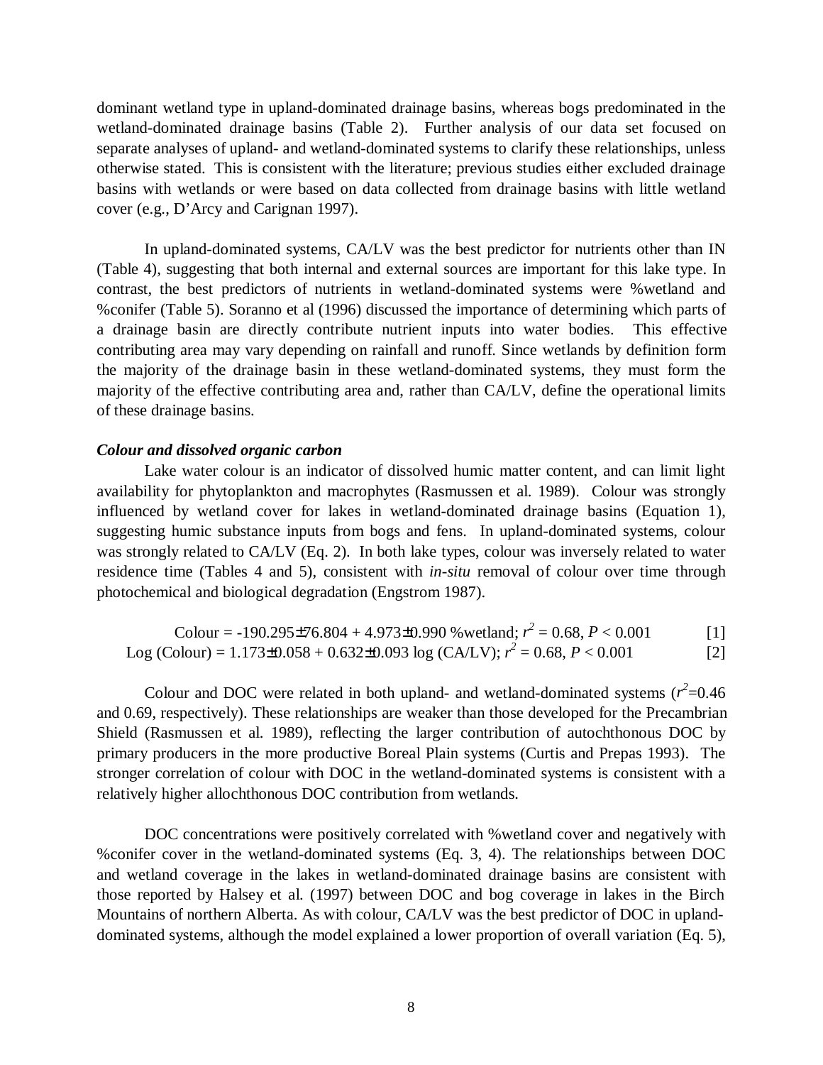dominant wetland type in upland-dominated drainage basins, whereas bogs predominated in the wetland-dominated drainage basins (Table 2). Further analysis of our data set focused on separate analyses of upland- and wetland-dominated systems to clarify these relationships, unless otherwise stated. This is consistent with the literature; previous studies either excluded drainage basins with wetlands or were based on data collected from drainage basins with little wetland cover (e.g., D'Arcy and Carignan 1997).

In upland-dominated systems, CA/LV was the best predictor for nutrients other than IN (Table 4), suggesting that both internal and external sources are important for this lake type. In contrast, the best predictors of nutrients in wetland-dominated systems were %wetland and %conifer (Table 5). Soranno et al (1996) discussed the importance of determining which parts of a drainage basin are directly contribute nutrient inputs into water bodies. This effective contributing area may vary depending on rainfall and runoff. Since wetlands by definition form the majority of the drainage basin in these wetland-dominated systems, they must form the majority of the effective contributing area and, rather than CA/LV, define the operational limits of these drainage basins.

### *Colour and dissolved organic carbon*

Lake water colour is an indicator of dissolved humic matter content, and can limit light availability for phytoplankton and macrophytes (Rasmussen et al. 1989). Colour was strongly influenced by wetland cover for lakes in wetland-dominated drainage basins (Equation 1), suggesting humic substance inputs from bogs and fens. In upland-dominated systems, colour was strongly related to CA/LV (Eq. 2). In both lake types, colour was inversely related to water residence time (Tables 4 and 5), consistent with *in-situ* removal of colour over time through photochemical and biological degradation (Engstrom 1987).

$$\text{Colour} = -190.295 \pm 76.804 + 4.973 \pm 0.990\ \%\text{wetland};\ r^2 = 0.68,\ P < 0.001 \qquad [1]$$

$$\text{Log (Colour)} = 1.173 \pm 0.058 + 0.632 \pm 0.093\ \log\text{(CA/LV)};\ r^2 = 0.68,\ P < 0.001 \qquad [2]$$

Colour and DOC were related in both upland- and wetland-dominated systems ($r^2$=0.46 and 0.69, respectively). These relationships are weaker than those developed for the Precambrian Shield (Rasmussen et al. 1989), reflecting the larger contribution of autochthonous DOC by primary producers in the more productive Boreal Plain systems (Curtis and Prepas 1993). The stronger correlation of colour with DOC in the wetland-dominated systems is consistent with a relatively higher allochthonous DOC contribution from wetlands.

DOC concentrations were positively correlated with %wetland cover and negatively with %conifer cover in the wetland-dominated systems (Eq. 3, 4). The relationships between DOC and wetland coverage in the lakes in wetland-dominated drainage basins are consistent with those reported by Halsey et al. (1997) between DOC and bog coverage in lakes in the Birch Mountains of northern Alberta. As with colour, CA/LV was the best predictor of DOC in upland-dominated systems, although the model explained a lower proportion of overall variation (Eq. 5),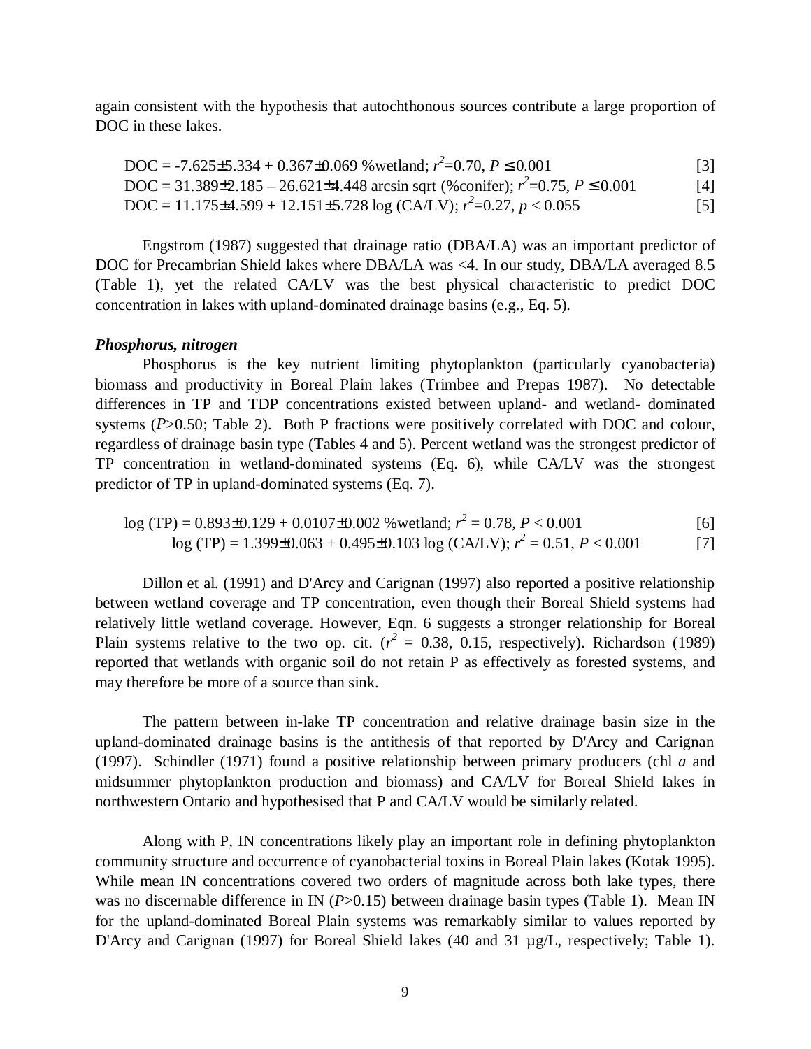again consistent with the hypothesis that autochthonous sources contribute a large proportion of DOC in these lakes.

$$\text{DOC} = -7.625\pm5.334 + 0.367\pm0.069\ \%\text{wetland};\ r^2=0.70,\ P \leq 0.001 \quad [3]$$

$$\text{DOC} = 31.389\pm2.185 - 26.621\pm4.448\ \text{arcsin sqrt}\ (\%\text{conifer});\ r^2=0.75,\ P \leq 0.001 \quad [4]$$

$$\text{DOC} = 11.175\pm4.599 + 12.151\pm5.728\ \log\ (\text{CA/LV});\ r^2=0.27,\ p < 0.055 \quad [5]$$

Engstrom (1987) suggested that drainage ratio (DBA/LA) was an important predictor of DOC for Precambrian Shield lakes where DBA/LA was <4. In our study, DBA/LA averaged 8.5 (Table 1), yet the related CA/LV was the best physical characteristic to predict DOC concentration in lakes with upland-dominated drainage basins (e.g., Eq. 5).

### *Phosphorus, nitrogen*

Phosphorus is the key nutrient limiting phytoplankton (particularly cyanobacteria) biomass and productivity in Boreal Plain lakes (Trimbee and Prepas 1987). No detectable differences in TP and TDP concentrations existed between upland- and wetland- dominated systems ($P$>0.50; Table 2). Both P fractions were positively correlated with DOC and colour, regardless of drainage basin type (Tables 4 and 5). Percent wetland was the strongest predictor of TP concentration in wetland-dominated systems (Eq. 6), while CA/LV was the strongest predictor of TP in upland-dominated systems (Eq. 7).

$$\log\ (\text{TP}) = 0.893\pm0.129 + 0.0107\pm0.002\ \%\text{wetland};\ r^2 = 0.78,\ P < 0.001 \quad [6]$$

$$\log\ (\text{TP}) = 1.399\pm0.063 + 0.495\pm0.103\ \log\ (\text{CA/LV});\ r^2 = 0.51,\ P < 0.001 \quad [7]$$

Dillon et al. (1991) and D'Arcy and Carignan (1997) also reported a positive relationship between wetland coverage and TP concentration, even though their Boreal Shield systems had relatively little wetland coverage. However, Eqn. 6 suggests a stronger relationship for Boreal Plain systems relative to the two op. cit. ($r^2$ = 0.38, 0.15, respectively). Richardson (1989) reported that wetlands with organic soil do not retain P as effectively as forested systems, and may therefore be more of a source than sink.

The pattern between in-lake TP concentration and relative drainage basin size in the upland-dominated drainage basins is the antithesis of that reported by D'Arcy and Carignan (1997). Schindler (1971) found a positive relationship between primary producers (chl *a* and midsummer phytoplankton production and biomass) and CA/LV for Boreal Shield lakes in northwestern Ontario and hypothesised that P and CA/LV would be similarly related.

Along with P, IN concentrations likely play an important role in defining phytoplankton community structure and occurrence of cyanobacterial toxins in Boreal Plain lakes (Kotak 1995). While mean IN concentrations covered two orders of magnitude across both lake types, there was no discernable difference in IN ($P$>0.15) between drainage basin types (Table 1). Mean IN for the upland-dominated Boreal Plain systems was remarkably similar to values reported by D'Arcy and Carignan (1997) for Boreal Shield lakes (40 and 31 µg/L, respectively; Table 1).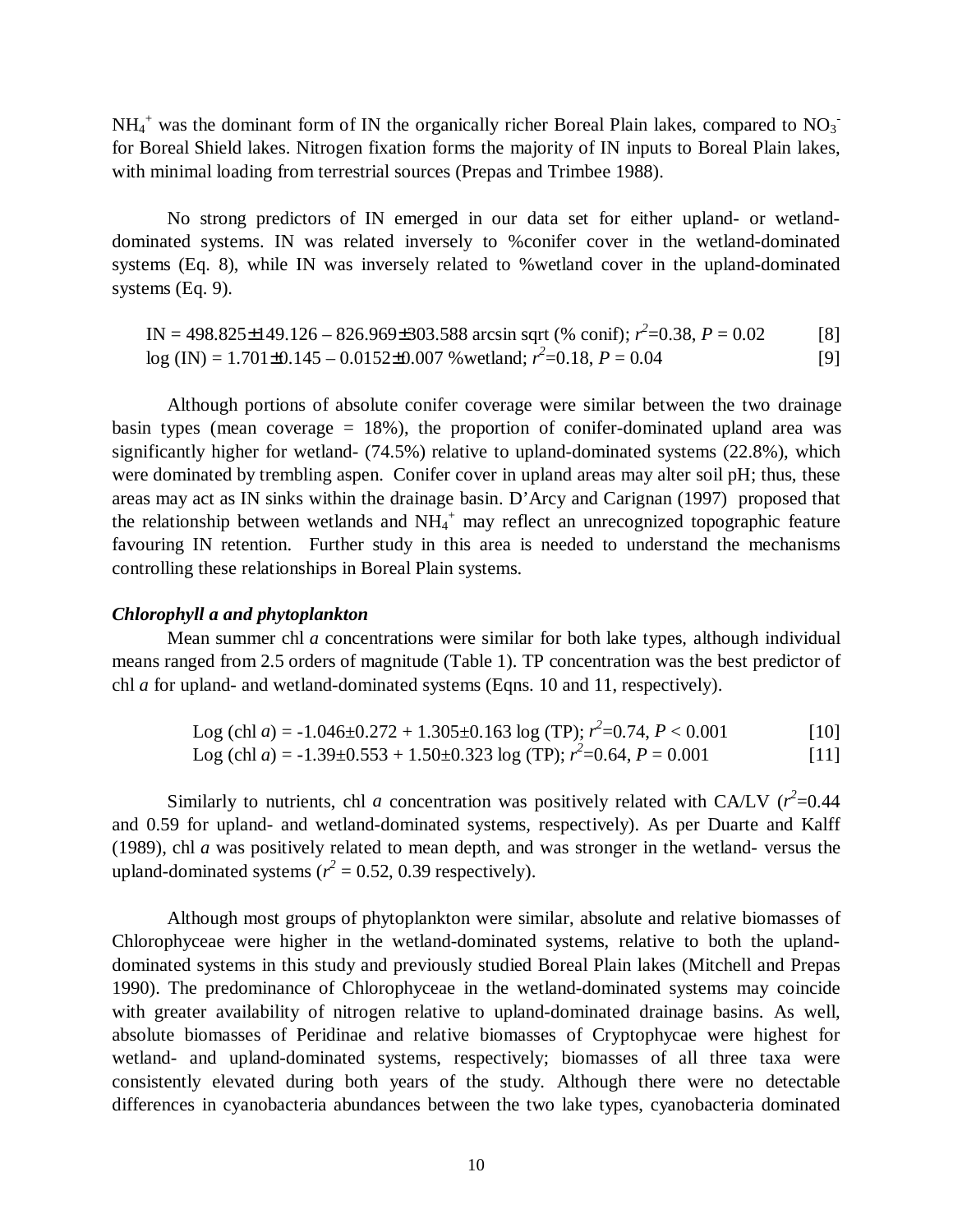$NH_4^+$ was the dominant form of IN the organically richer Boreal Plain lakes, compared to $NO_3^-$ for Boreal Shield lakes. Nitrogen fixation forms the majority of IN inputs to Boreal Plain lakes, with minimal loading from terrestrial sources (Prepas and Trimbee 1988).

No strong predictors of IN emerged in our data set for either upland- or wetland-dominated systems. IN was related inversely to %conifer cover in the wetland-dominated systems (Eq. 8), while IN was inversely related to %wetland cover in the upland-dominated systems (Eq. 9).

$$\text{IN} = 498.825\pm149.126 - 826.969\pm303.588 \text{ arcsin sqrt (\% conif)};\ r^2=0.38,\ P = 0.02 \quad [8]$$

$$\log(\text{IN}) = 1.701\pm0.145 - 0.0152\pm0.007 \text{ \%wetland};\ r^2=0.18,\ P = 0.04 \quad [9]$$

Although portions of absolute conifer coverage were similar between the two drainage basin types (mean coverage = 18%), the proportion of conifer-dominated upland area was significantly higher for wetland- (74.5%) relative to upland-dominated systems (22.8%), which were dominated by trembling aspen. Conifer cover in upland areas may alter soil pH; thus, these areas may act as IN sinks within the drainage basin. D'Arcy and Carignan (1997) proposed that the relationship between wetlands and $NH_4^+$ may reflect an unrecognized topographic feature favouring IN retention. Further study in this area is needed to understand the mechanisms controlling these relationships in Boreal Plain systems.

### *Chlorophyll a and phytoplankton*

Mean summer chl *a* concentrations were similar for both lake types, although individual means ranged from 2.5 orders of magnitude (Table 1). TP concentration was the best predictor of chl *a* for upland- and wetland-dominated systems (Eqns. 10 and 11, respectively).

$$\text{Log (chl } a) = -1.046\pm0.272 + 1.305\pm0.163 \log(\text{TP});\ r^2=0.74,\ P < 0.001 \quad [10]$$

$$\text{Log (chl } a) = -1.39\pm0.553 + 1.50\pm0.323 \log(\text{TP});\ r^2=0.64,\ P = 0.001 \quad [11]$$

Similarly to nutrients, chl *a* concentration was positively related with CA/LV ($r^2$=0.44 and 0.59 for upland- and wetland-dominated systems, respectively). As per Duarte and Kalff (1989), chl *a* was positively related to mean depth, and was stronger in the wetland- versus the upland-dominated systems ($r^2$ = 0.52, 0.39 respectively).

Although most groups of phytoplankton were similar, absolute and relative biomasses of Chlorophyceae were higher in the wetland-dominated systems, relative to both the upland-dominated systems in this study and previously studied Boreal Plain lakes (Mitchell and Prepas 1990). The predominance of Chlorophyceae in the wetland-dominated systems may coincide with greater availability of nitrogen relative to upland-dominated drainage basins. As well, absolute biomasses of Peridinae and relative biomasses of Cryptophycae were highest for wetland- and upland-dominated systems, respectively; biomasses of all three taxa were consistently elevated during both years of the study. Although there were no detectable differences in cyanobacteria abundances between the two lake types, cyanobacteria dominated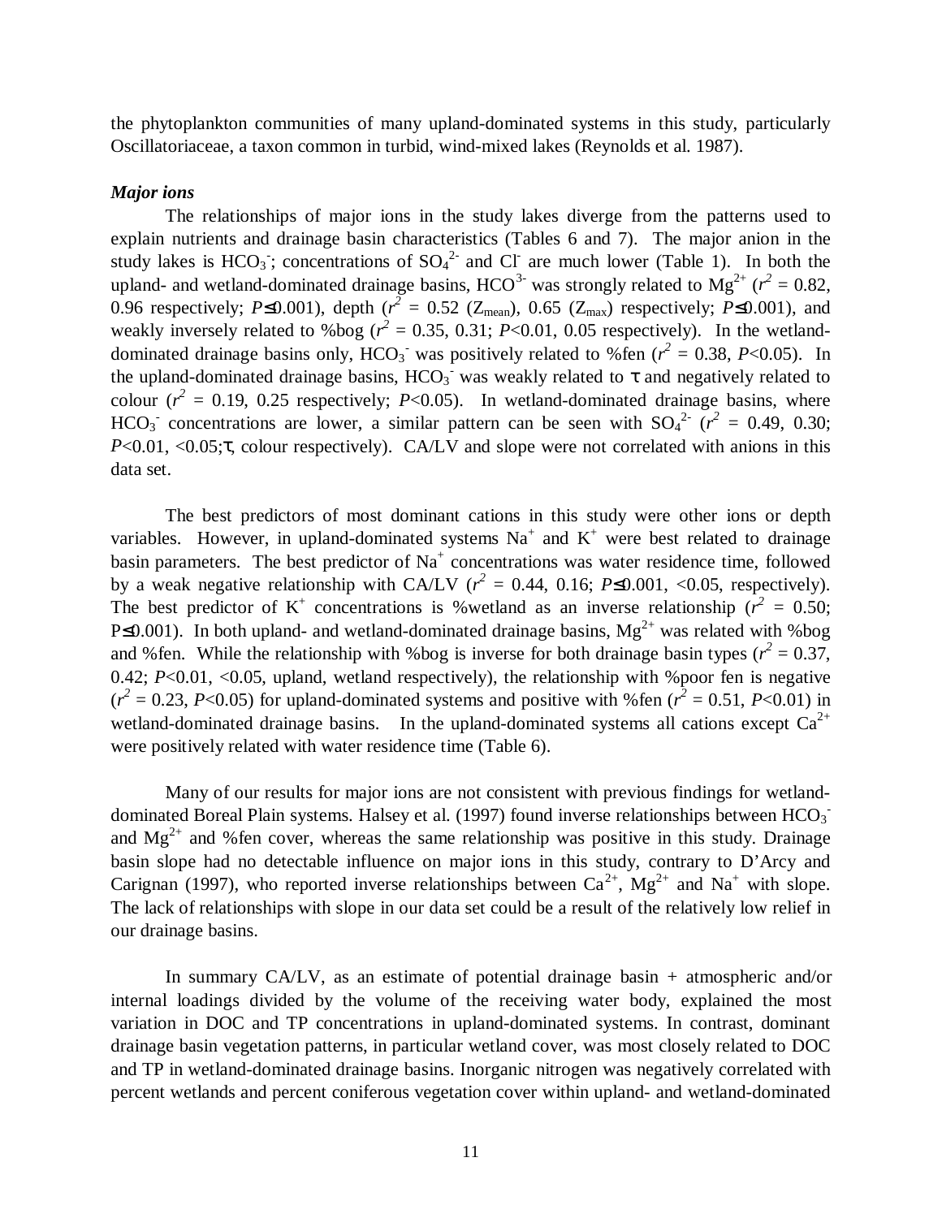the phytoplankton communities of many upland-dominated systems in this study, particularly Oscillatoriaceae, a taxon common in turbid, wind-mixed lakes (Reynolds et al. 1987).

***Major ions***

The relationships of major ions in the study lakes diverge from the patterns used to explain nutrients and drainage basin characteristics (Tables 6 and 7). The major anion in the study lakes is $HCO_3^-$; concentrations of $SO_4^{2-}$ and $Cl^-$ are much lower (Table 1). In both the upland- and wetland-dominated drainage basins, $HCO^{3-}$ was strongly related to $Mg^{2+}$ ($r^2$ = 0.82, 0.96 respectively; $P \leq 0.001$), depth ($r^2$ = 0.52 ($Z_{mean}$), 0.65 ($Z_{max}$) respectively; $P \leq 0.001$), and weakly inversely related to %bog ($r^2$ = 0.35, 0.31; $P<0.01$, 0.05 respectively). In the wetland-dominated drainage basins only, $HCO_3^-$ was positively related to %fen ($r^2$ = 0.38, $P<0.05$). In the upland-dominated drainage basins, $HCO_3^-$ was weakly related to $\tau$ and negatively related to colour ($r^2$ = 0.19, 0.25 respectively; $P<0.05$). In wetland-dominated drainage basins, where $HCO_3^-$ concentrations are lower, a similar pattern can be seen with $SO_4^{2-}$ ($r^2$ = 0.49, 0.30; $P<0.01$, $<0.05$; $\tau$, colour respectively). CA/LV and slope were not correlated with anions in this data set.

The best predictors of most dominant cations in this study were other ions or depth variables. However, in upland-dominated systems $Na^+$ and $K^+$ were best related to drainage basin parameters. The best predictor of $Na^+$ concentrations was water residence time, followed by a weak negative relationship with CA/LV ($r^2$ = 0.44, 0.16; $P \leq 0.001$, $<0.05$, respectively). The best predictor of $K^+$ concentrations is %wetland as an inverse relationship ($r^2$ = 0.50; $P \leq 0.001$). In both upland- and wetland-dominated drainage basins, $Mg^{2+}$ was related with %bog and %fen. While the relationship with %bog is inverse for both drainage basin types ($r^2$ = 0.37, 0.42; $P<0.01$, $<0.05$, upland, wetland respectively), the relationship with %poor fen is negative ($r^2$ = 0.23, $P<0.05$) for upland-dominated systems and positive with %fen ($r^2$ = 0.51, $P<0.01$) in wetland-dominated drainage basins. In the upland-dominated systems all cations except $Ca^{2+}$ were positively related with water residence time (Table 6).

Many of our results for major ions are not consistent with previous findings for wetland-dominated Boreal Plain systems. Halsey et al. (1997) found inverse relationships between $HCO_3^-$ and $Mg^{2+}$ and %fen cover, whereas the same relationship was positive in this study. Drainage basin slope had no detectable influence on major ions in this study, contrary to D'Arcy and Carignan (1997), who reported inverse relationships between $Ca^{2+}$, $Mg^{2+}$ and $Na^+$ with slope. The lack of relationships with slope in our data set could be a result of the relatively low relief in our drainage basins.

In summary CA/LV, as an estimate of potential drainage basin + atmospheric and/or internal loadings divided by the volume of the receiving water body, explained the most variation in DOC and TP concentrations in upland-dominated systems. In contrast, dominant drainage basin vegetation patterns, in particular wetland cover, was most closely related to DOC and TP in wetland-dominated drainage basins. Inorganic nitrogen was negatively correlated with percent wetlands and percent coniferous vegetation cover within upland- and wetland-dominated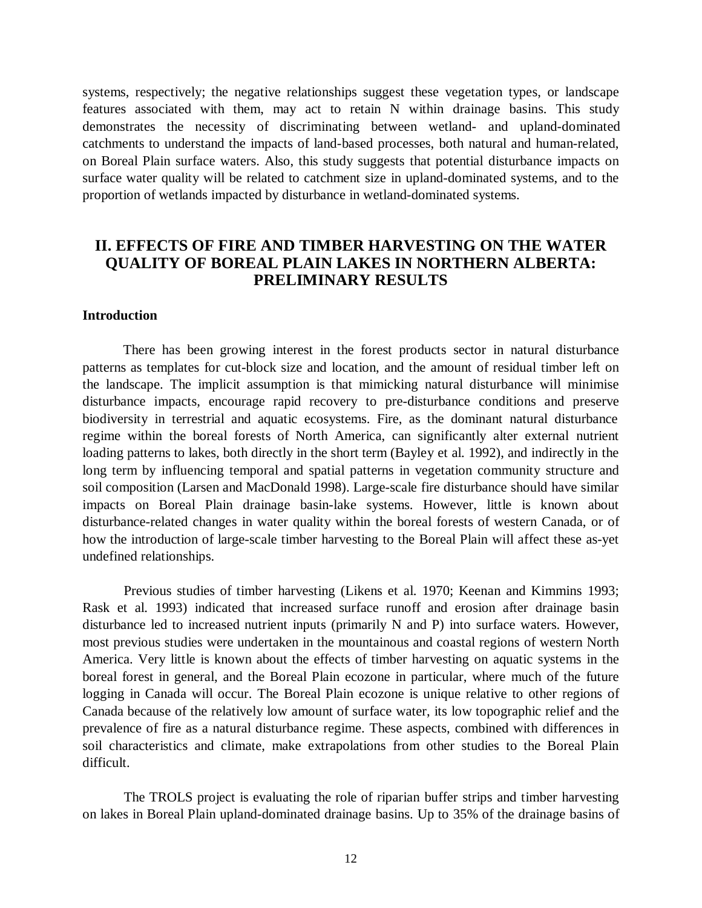systems, respectively; the negative relationships suggest these vegetation types, or landscape features associated with them, may act to retain N within drainage basins. This study demonstrates the necessity of discriminating between wetland- and upland-dominated catchments to understand the impacts of land-based processes, both natural and human-related, on Boreal Plain surface waters. Also, this study suggests that potential disturbance impacts on surface water quality will be related to catchment size in upland-dominated systems, and to the proportion of wetlands impacted by disturbance in wetland-dominated systems.

## II. EFFECTS OF FIRE AND TIMBER HARVESTING ON THE WATER QUALITY OF BOREAL PLAIN LAKES IN NORTHERN ALBERTA: PRELIMINARY RESULTS

### Introduction

There has been growing interest in the forest products sector in natural disturbance patterns as templates for cut-block size and location, and the amount of residual timber left on the landscape. The implicit assumption is that mimicking natural disturbance will minimise disturbance impacts, encourage rapid recovery to pre-disturbance conditions and preserve biodiversity in terrestrial and aquatic ecosystems. Fire, as the dominant natural disturbance regime within the boreal forests of North America, can significantly alter external nutrient loading patterns to lakes, both directly in the short term (Bayley et al. 1992), and indirectly in the long term by influencing temporal and spatial patterns in vegetation community structure and soil composition (Larsen and MacDonald 1998). Large-scale fire disturbance should have similar impacts on Boreal Plain drainage basin-lake systems. However, little is known about disturbance-related changes in water quality within the boreal forests of western Canada, or of how the introduction of large-scale timber harvesting to the Boreal Plain will affect these as-yet undefined relationships.

Previous studies of timber harvesting (Likens et al. 1970; Keenan and Kimmins 1993; Rask et al. 1993) indicated that increased surface runoff and erosion after drainage basin disturbance led to increased nutrient inputs (primarily N and P) into surface waters. However, most previous studies were undertaken in the mountainous and coastal regions of western North America. Very little is known about the effects of timber harvesting on aquatic systems in the boreal forest in general, and the Boreal Plain ecozone in particular, where much of the future logging in Canada will occur. The Boreal Plain ecozone is unique relative to other regions of Canada because of the relatively low amount of surface water, its low topographic relief and the prevalence of fire as a natural disturbance regime. These aspects, combined with differences in soil characteristics and climate, make extrapolations from other studies to the Boreal Plain difficult.

The TROLS project is evaluating the role of riparian buffer strips and timber harvesting on lakes in Boreal Plain upland-dominated drainage basins. Up to 35% of the drainage basins of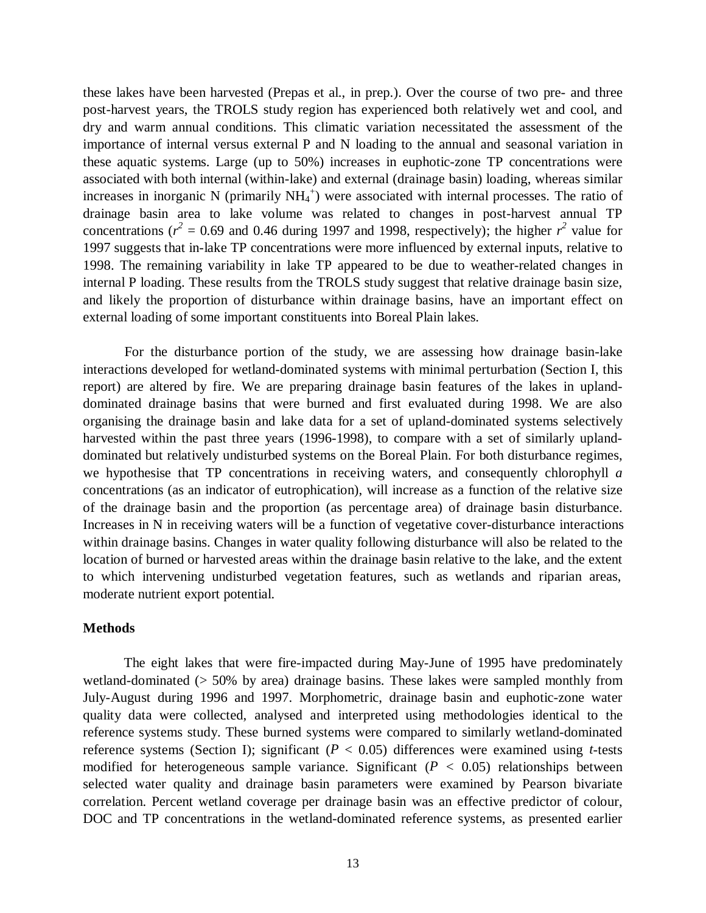these lakes have been harvested (Prepas et al., in prep.). Over the course of two pre- and three post-harvest years, the TROLS study region has experienced both relatively wet and cool, and dry and warm annual conditions. This climatic variation necessitated the assessment of the importance of internal versus external P and N loading to the annual and seasonal variation in these aquatic systems. Large (up to 50%) increases in euphotic-zone TP concentrations were associated with both internal (within-lake) and external (drainage basin) loading, whereas similar increases in inorganic N (primarily $NH_4^+$) were associated with internal processes. The ratio of drainage basin area to lake volume was related to changes in post-harvest annual TP concentrations ($r^2$ = 0.69 and 0.46 during 1997 and 1998, respectively); the higher $r^2$ value for 1997 suggests that in-lake TP concentrations were more influenced by external inputs, relative to 1998. The remaining variability in lake TP appeared to be due to weather-related changes in internal P loading. These results from the TROLS study suggest that relative drainage basin size, and likely the proportion of disturbance within drainage basins, have an important effect on external loading of some important constituents into Boreal Plain lakes.

For the disturbance portion of the study, we are assessing how drainage basin-lake interactions developed for wetland-dominated systems with minimal perturbation (Section I, this report) are altered by fire. We are preparing drainage basin features of the lakes in upland-dominated drainage basins that were burned and first evaluated during 1998. We are also organising the drainage basin and lake data for a set of upland-dominated systems selectively harvested within the past three years (1996-1998), to compare with a set of similarly upland-dominated but relatively undisturbed systems on the Boreal Plain. For both disturbance regimes, we hypothesise that TP concentrations in receiving waters, and consequently chlorophyll *a* concentrations (as an indicator of eutrophication), will increase as a function of the relative size of the drainage basin and the proportion (as percentage area) of drainage basin disturbance. Increases in N in receiving waters will be a function of vegetative cover-disturbance interactions within drainage basins. Changes in water quality following disturbance will also be related to the location of burned or harvested areas within the drainage basin relative to the lake, and the extent to which intervening undisturbed vegetation features, such as wetlands and riparian areas, moderate nutrient export potential.

**Methods**

The eight lakes that were fire-impacted during May-June of 1995 have predominately wetland-dominated (> 50% by area) drainage basins. These lakes were sampled monthly from July-August during 1996 and 1997. Morphometric, drainage basin and euphotic-zone water quality data were collected, analysed and interpreted using methodologies identical to the reference systems study. These burned systems were compared to similarly wetland-dominated reference systems (Section I); significant ($P < 0.05$) differences were examined using *t*-tests modified for heterogeneous sample variance. Significant ($P < 0.05$) relationships between selected water quality and drainage basin parameters were examined by Pearson bivariate correlation. Percent wetland coverage per drainage basin was an effective predictor of colour, DOC and TP concentrations in the wetland-dominated reference systems, as presented earlier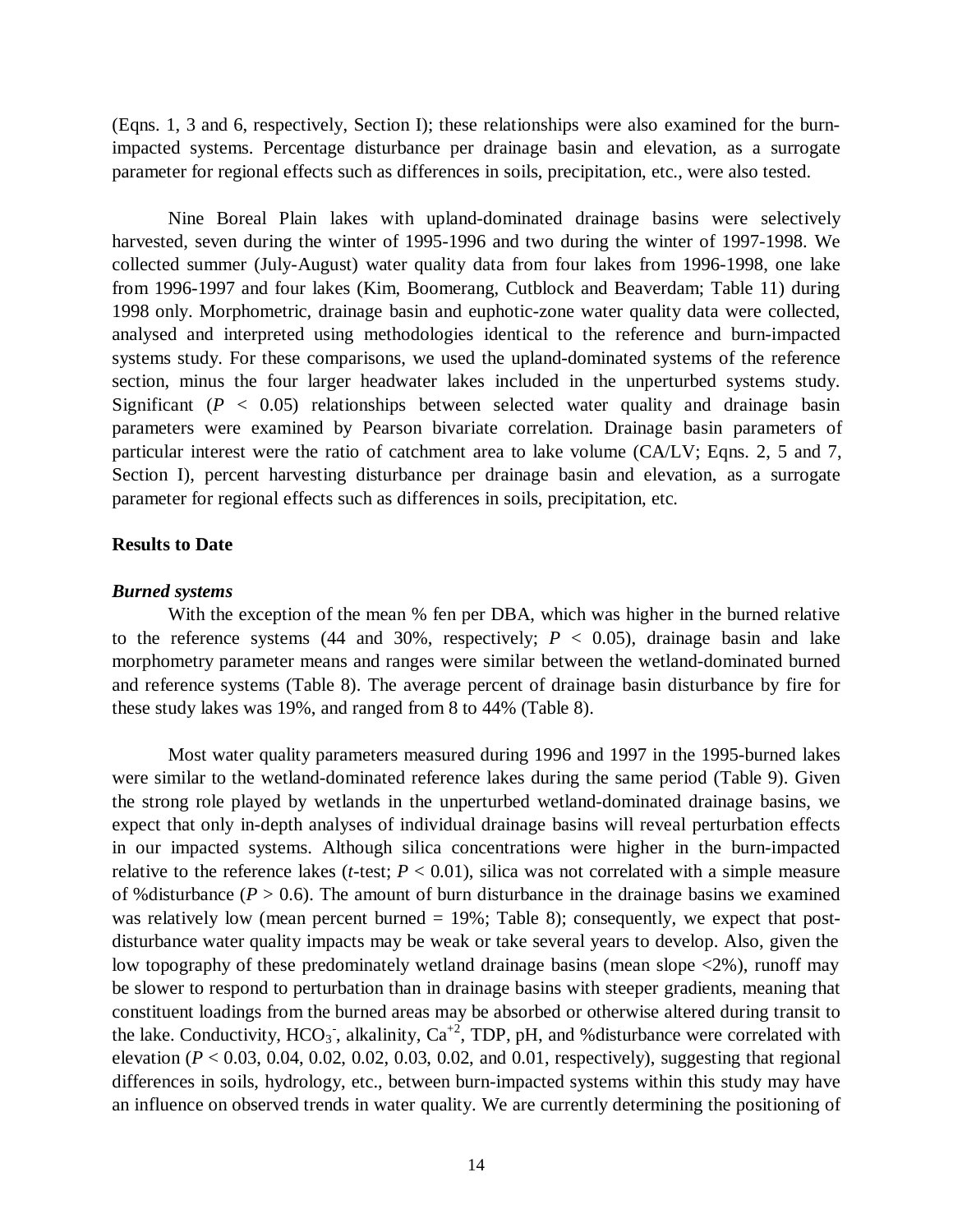(Eqns. 1, 3 and 6, respectively, Section I); these relationships were also examined for the burn-impacted systems. Percentage disturbance per drainage basin and elevation, as a surrogate parameter for regional effects such as differences in soils, precipitation, etc., were also tested.

Nine Boreal Plain lakes with upland-dominated drainage basins were selectively harvested, seven during the winter of 1995-1996 and two during the winter of 1997-1998. We collected summer (July-August) water quality data from four lakes from 1996-1998, one lake from 1996-1997 and four lakes (Kim, Boomerang, Cutblock and Beaverdam; Table 11) during 1998 only. Morphometric, drainage basin and euphotic-zone water quality data were collected, analysed and interpreted using methodologies identical to the reference and burn-impacted systems study. For these comparisons, we used the upland-dominated systems of the reference section, minus the four larger headwater lakes included in the unperturbed systems study. Significant ($P < 0.05$) relationships between selected water quality and drainage basin parameters were examined by Pearson bivariate correlation. Drainage basin parameters of particular interest were the ratio of catchment area to lake volume (CA/LV; Eqns. 2, 5 and 7, Section I), percent harvesting disturbance per drainage basin and elevation, as a surrogate parameter for regional effects such as differences in soils, precipitation, etc.

### Results to Date

#### *Burned systems*

With the exception of the mean % fen per DBA, which was higher in the burned relative to the reference systems (44 and 30%, respectively; $P < 0.05$), drainage basin and lake morphometry parameter means and ranges were similar between the wetland-dominated burned and reference systems (Table 8). The average percent of drainage basin disturbance by fire for these study lakes was 19%, and ranged from 8 to 44% (Table 8).

Most water quality parameters measured during 1996 and 1997 in the 1995-burned lakes were similar to the wetland-dominated reference lakes during the same period (Table 9). Given the strong role played by wetlands in the unperturbed wetland-dominated drainage basins, we expect that only in-depth analyses of individual drainage basins will reveal perturbation effects in our impacted systems. Although silica concentrations were higher in the burn-impacted relative to the reference lakes (*t*-test; $P < 0.01$), silica was not correlated with a simple measure of %disturbance ($P > 0.6$). The amount of burn disturbance in the drainage basins we examined was relatively low (mean percent burned = 19%; Table 8); consequently, we expect that post-disturbance water quality impacts may be weak or take several years to develop. Also, given the low topography of these predominately wetland drainage basins (mean slope <2%), runoff may be slower to respond to perturbation than in drainage basins with steeper gradients, meaning that constituent loadings from the burned areas may be absorbed or otherwise altered during transit to the lake. Conductivity, $HCO_3^-$, alkalinity, $Ca^{+2}$, TDP, pH, and %disturbance were correlated with elevation ($P < 0.03$, 0.04, 0.02, 0.02, 0.03, 0.02, and 0.01, respectively), suggesting that regional differences in soils, hydrology, etc., between burn-impacted systems within this study may have an influence on observed trends in water quality. We are currently determining the positioning of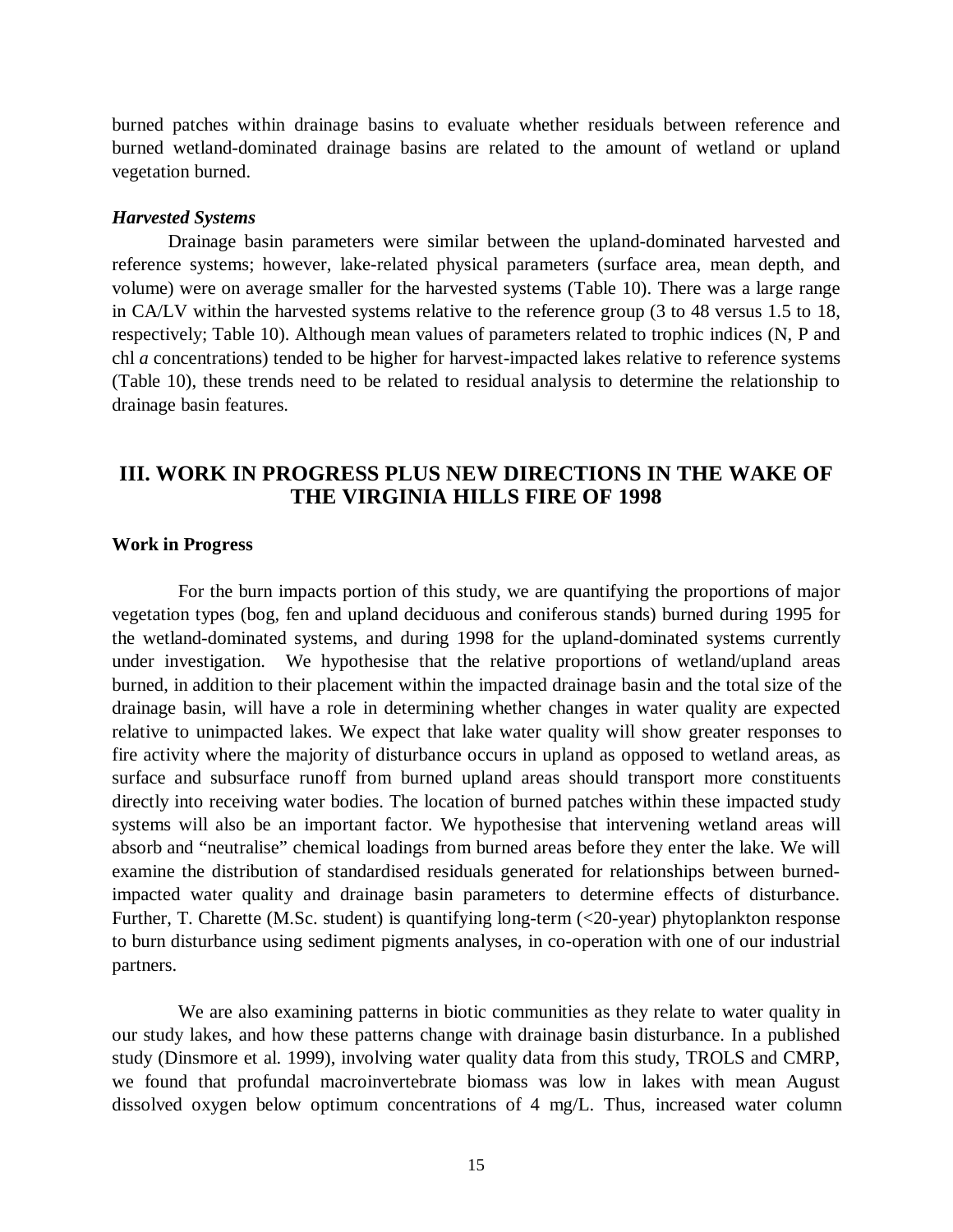burned patches within drainage basins to evaluate whether residuals between reference and burned wetland-dominated drainage basins are related to the amount of wetland or upland vegetation burned.

***Harvested Systems***

Drainage basin parameters were similar between the upland-dominated harvested and reference systems; however, lake-related physical parameters (surface area, mean depth, and volume) were on average smaller for the harvested systems (Table 10). There was a large range in CA/LV within the harvested systems relative to the reference group (3 to 48 versus 1.5 to 18, respectively; Table 10). Although mean values of parameters related to trophic indices (N, P and chl *a* concentrations) tended to be higher for harvest-impacted lakes relative to reference systems (Table 10), these trends need to be related to residual analysis to determine the relationship to drainage basin features.

## III. WORK IN PROGRESS PLUS NEW DIRECTIONS IN THE WAKE OF THE VIRGINIA HILLS FIRE OF 1998

**Work in Progress**

For the burn impacts portion of this study, we are quantifying the proportions of major vegetation types (bog, fen and upland deciduous and coniferous stands) burned during 1995 for the wetland-dominated systems, and during 1998 for the upland-dominated systems currently under investigation. We hypothesise that the relative proportions of wetland/upland areas burned, in addition to their placement within the impacted drainage basin and the total size of the drainage basin, will have a role in determining whether changes in water quality are expected relative to unimpacted lakes. We expect that lake water quality will show greater responses to fire activity where the majority of disturbance occurs in upland as opposed to wetland areas, as surface and subsurface runoff from burned upland areas should transport more constituents directly into receiving water bodies. The location of burned patches within these impacted study systems will also be an important factor. We hypothesise that intervening wetland areas will absorb and "neutralise" chemical loadings from burned areas before they enter the lake. We will examine the distribution of standardised residuals generated for relationships between burned-impacted water quality and drainage basin parameters to determine effects of disturbance. Further, T. Charette (M.Sc. student) is quantifying long-term (<20-year) phytoplankton response to burn disturbance using sediment pigments analyses, in co-operation with one of our industrial partners.

We are also examining patterns in biotic communities as they relate to water quality in our study lakes, and how these patterns change with drainage basin disturbance. In a published study (Dinsmore et al. 1999), involving water quality data from this study, TROLS and CMRP, we found that profundal macroinvertebrate biomass was low in lakes with mean August dissolved oxygen below optimum concentrations of 4 mg/L. Thus, increased water column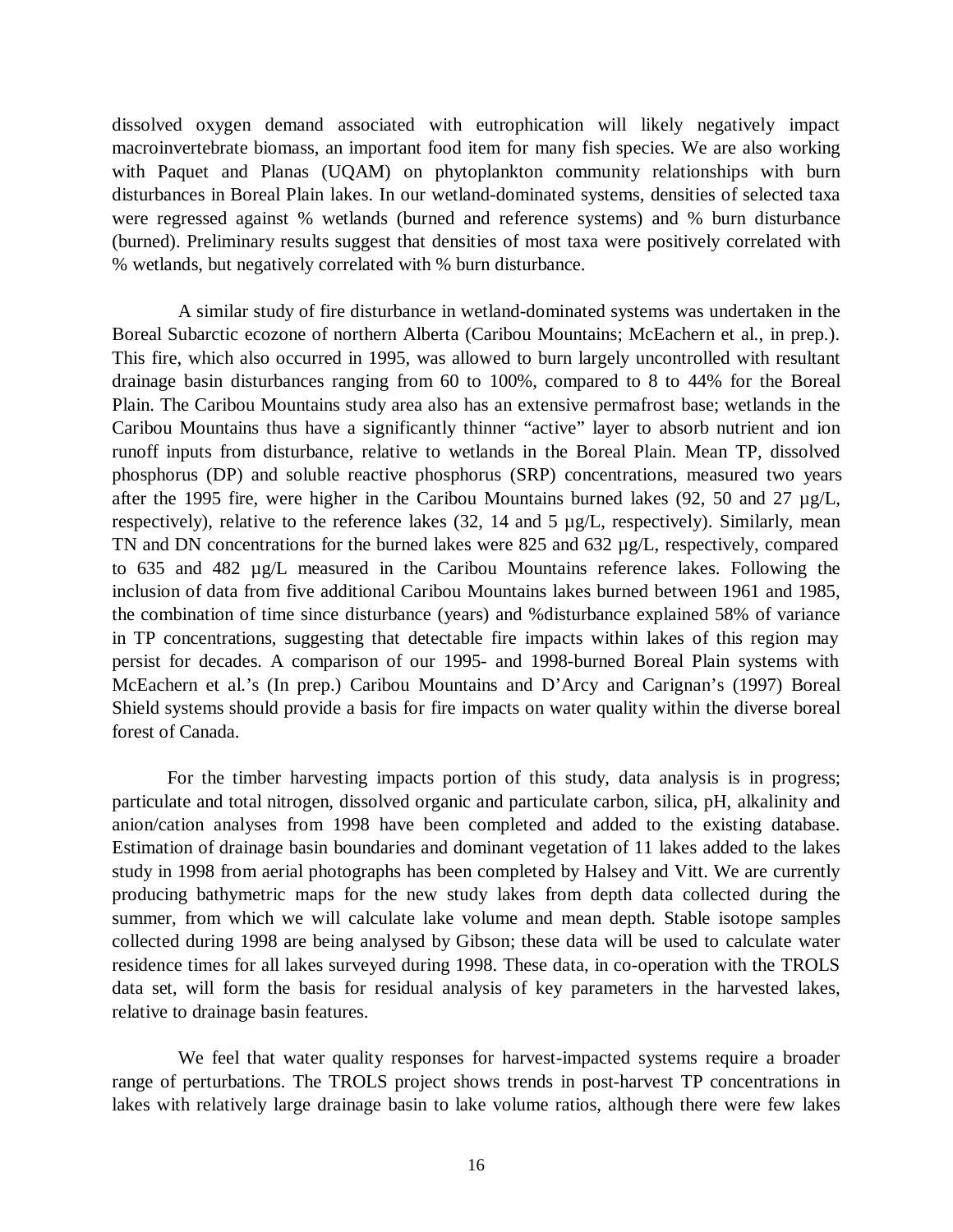dissolved oxygen demand associated with eutrophication will likely negatively impact macroinvertebrate biomass, an important food item for many fish species. We are also working with Paquet and Planas (UQAM) on phytoplankton community relationships with burn disturbances in Boreal Plain lakes. In our wetland-dominated systems, densities of selected taxa were regressed against % wetlands (burned and reference systems) and % burn disturbance (burned). Preliminary results suggest that densities of most taxa were positively correlated with % wetlands, but negatively correlated with % burn disturbance.

A similar study of fire disturbance in wetland-dominated systems was undertaken in the Boreal Subarctic ecozone of northern Alberta (Caribou Mountains; McEachern et al., in prep.). This fire, which also occurred in 1995, was allowed to burn largely uncontrolled with resultant drainage basin disturbances ranging from 60 to 100%, compared to 8 to 44% for the Boreal Plain. The Caribou Mountains study area also has an extensive permafrost base; wetlands in the Caribou Mountains thus have a significantly thinner "active" layer to absorb nutrient and ion runoff inputs from disturbance, relative to wetlands in the Boreal Plain. Mean TP, dissolved phosphorus (DP) and soluble reactive phosphorus (SRP) concentrations, measured two years after the 1995 fire, were higher in the Caribou Mountains burned lakes (92, 50 and 27 µg/L, respectively), relative to the reference lakes (32, 14 and 5 µg/L, respectively). Similarly, mean TN and DN concentrations for the burned lakes were 825 and 632 µg/L, respectively, compared to 635 and 482 µg/L measured in the Caribou Mountains reference lakes. Following the inclusion of data from five additional Caribou Mountains lakes burned between 1961 and 1985, the combination of time since disturbance (years) and %disturbance explained 58% of variance in TP concentrations, suggesting that detectable fire impacts within lakes of this region may persist for decades. A comparison of our 1995- and 1998-burned Boreal Plain systems with McEachern et al.'s (In prep.) Caribou Mountains and D'Arcy and Carignan's (1997) Boreal Shield systems should provide a basis for fire impacts on water quality within the diverse boreal forest of Canada.

For the timber harvesting impacts portion of this study, data analysis is in progress; particulate and total nitrogen, dissolved organic and particulate carbon, silica, pH, alkalinity and anion/cation analyses from 1998 have been completed and added to the existing database. Estimation of drainage basin boundaries and dominant vegetation of 11 lakes added to the lakes study in 1998 from aerial photographs has been completed by Halsey and Vitt. We are currently producing bathymetric maps for the new study lakes from depth data collected during the summer, from which we will calculate lake volume and mean depth. Stable isotope samples collected during 1998 are being analysed by Gibson; these data will be used to calculate water residence times for all lakes surveyed during 1998. These data, in co-operation with the TROLS data set, will form the basis for residual analysis of key parameters in the harvested lakes, relative to drainage basin features.

We feel that water quality responses for harvest-impacted systems require a broader range of perturbations. The TROLS project shows trends in post-harvest TP concentrations in lakes with relatively large drainage basin to lake volume ratios, although there were few lakes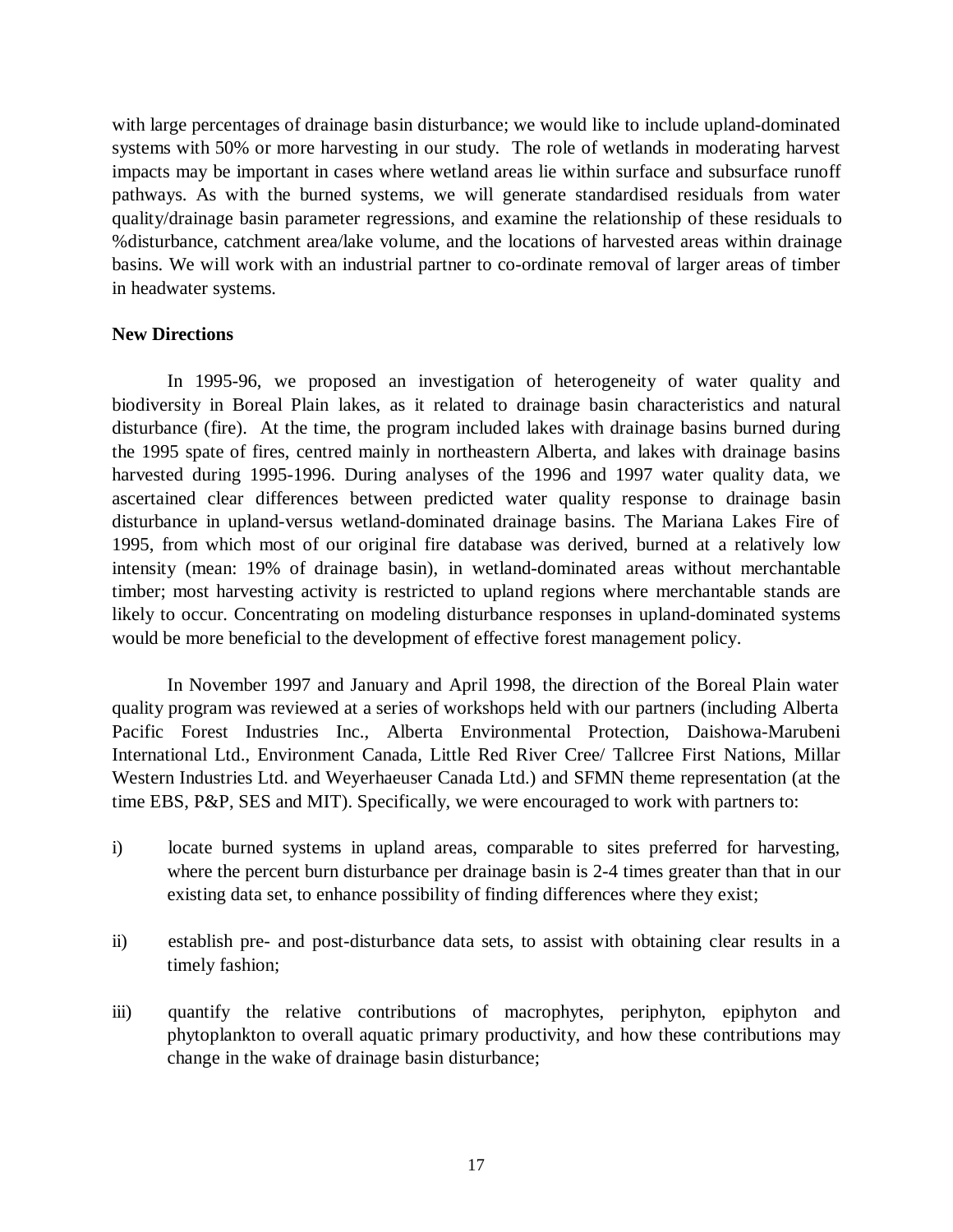with large percentages of drainage basin disturbance; we would like to include upland-dominated systems with 50% or more harvesting in our study. The role of wetlands in moderating harvest impacts may be important in cases where wetland areas lie within surface and subsurface runoff pathways. As with the burned systems, we will generate standardised residuals from water quality/drainage basin parameter regressions, and examine the relationship of these residuals to %disturbance, catchment area/lake volume, and the locations of harvested areas within drainage basins. We will work with an industrial partner to co-ordinate removal of larger areas of timber in headwater systems.

**New Directions**

In 1995-96, we proposed an investigation of heterogeneity of water quality and biodiversity in Boreal Plain lakes, as it related to drainage basin characteristics and natural disturbance (fire). At the time, the program included lakes with drainage basins burned during the 1995 spate of fires, centred mainly in northeastern Alberta, and lakes with drainage basins harvested during 1995-1996. During analyses of the 1996 and 1997 water quality data, we ascertained clear differences between predicted water quality response to drainage basin disturbance in upland-versus wetland-dominated drainage basins. The Mariana Lakes Fire of 1995, from which most of our original fire database was derived, burned at a relatively low intensity (mean: 19% of drainage basin), in wetland-dominated areas without merchantable timber; most harvesting activity is restricted to upland regions where merchantable stands are likely to occur. Concentrating on modeling disturbance responses in upland-dominated systems would be more beneficial to the development of effective forest management policy.

In November 1997 and January and April 1998, the direction of the Boreal Plain water quality program was reviewed at a series of workshops held with our partners (including Alberta Pacific Forest Industries Inc., Alberta Environmental Protection, Daishowa-Marubeni International Ltd., Environment Canada, Little Red River Cree/ Tallcree First Nations, Millar Western Industries Ltd. and Weyerhaeuser Canada Ltd.) and SFMN theme representation (at the time EBS, P&P, SES and MIT). Specifically, we were encouraged to work with partners to:

i) locate burned systems in upland areas, comparable to sites preferred for harvesting, where the percent burn disturbance per drainage basin is 2-4 times greater than that in our existing data set, to enhance possibility of finding differences where they exist;

ii) establish pre- and post-disturbance data sets, to assist with obtaining clear results in a timely fashion;

iii) quantify the relative contributions of macrophytes, periphyton, epiphyton and phytoplankton to overall aquatic primary productivity, and how these contributions may change in the wake of drainage basin disturbance;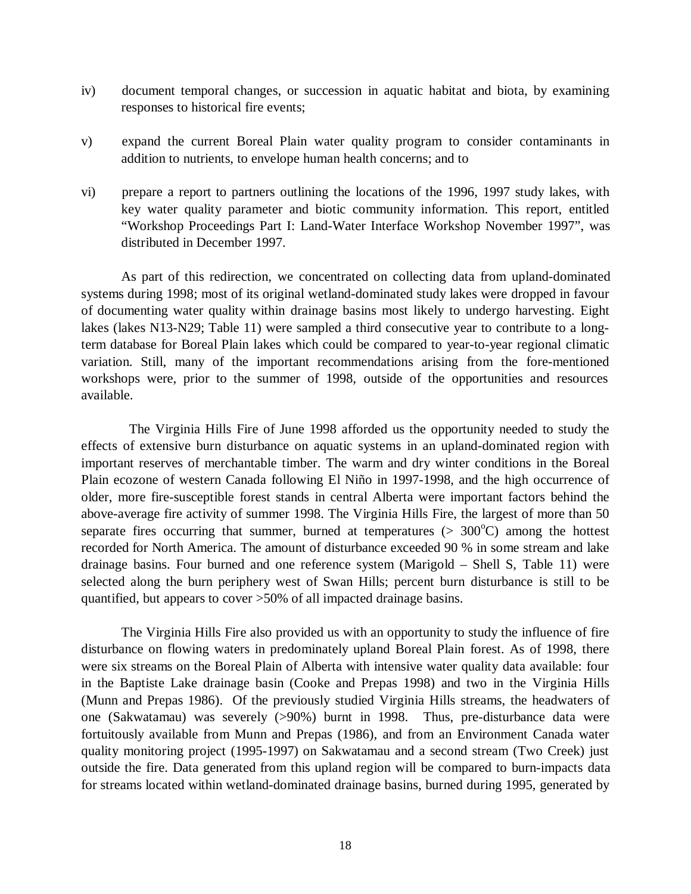iv) document temporal changes, or succession in aquatic habitat and biota, by examining responses to historical fire events;

v) expand the current Boreal Plain water quality program to consider contaminants in addition to nutrients, to envelope human health concerns; and to

vi) prepare a report to partners outlining the locations of the 1996, 1997 study lakes, with key water quality parameter and biotic community information. This report, entitled "Workshop Proceedings Part I: Land-Water Interface Workshop November 1997", was distributed in December 1997.

As part of this redirection, we concentrated on collecting data from upland-dominated systems during 1998; most of its original wetland-dominated study lakes were dropped in favour of documenting water quality within drainage basins most likely to undergo harvesting. Eight lakes (lakes N13-N29; Table 11) were sampled a third consecutive year to contribute to a long-term database for Boreal Plain lakes which could be compared to year-to-year regional climatic variation. Still, many of the important recommendations arising from the fore-mentioned workshops were, prior to the summer of 1998, outside of the opportunities and resources available.

The Virginia Hills Fire of June 1998 afforded us the opportunity needed to study the effects of extensive burn disturbance on aquatic systems in an upland-dominated region with important reserves of merchantable timber. The warm and dry winter conditions in the Boreal Plain ecozone of western Canada following El Niño in 1997-1998, and the high occurrence of older, more fire-susceptible forest stands in central Alberta were important factors behind the above-average fire activity of summer 1998. The Virginia Hills Fire, the largest of more than 50 separate fires occurring that summer, burned at temperatures (> 300°C) among the hottest recorded for North America. The amount of disturbance exceeded 90 % in some stream and lake drainage basins. Four burned and one reference system (Marigold – Shell S, Table 11) were selected along the burn periphery west of Swan Hills; percent burn disturbance is still to be quantified, but appears to cover >50% of all impacted drainage basins.

The Virginia Hills Fire also provided us with an opportunity to study the influence of fire disturbance on flowing waters in predominately upland Boreal Plain forest. As of 1998, there were six streams on the Boreal Plain of Alberta with intensive water quality data available: four in the Baptiste Lake drainage basin (Cooke and Prepas 1998) and two in the Virginia Hills (Munn and Prepas 1986). Of the previously studied Virginia Hills streams, the headwaters of one (Sakwatamau) was severely (>90%) burnt in 1998. Thus, pre-disturbance data were fortuitously available from Munn and Prepas (1986), and from an Environment Canada water quality monitoring project (1995-1997) on Sakwatamau and a second stream (Two Creek) just outside the fire. Data generated from this upland region will be compared to burn-impacts data for streams located within wetland-dominated drainage basins, burned during 1995, generated by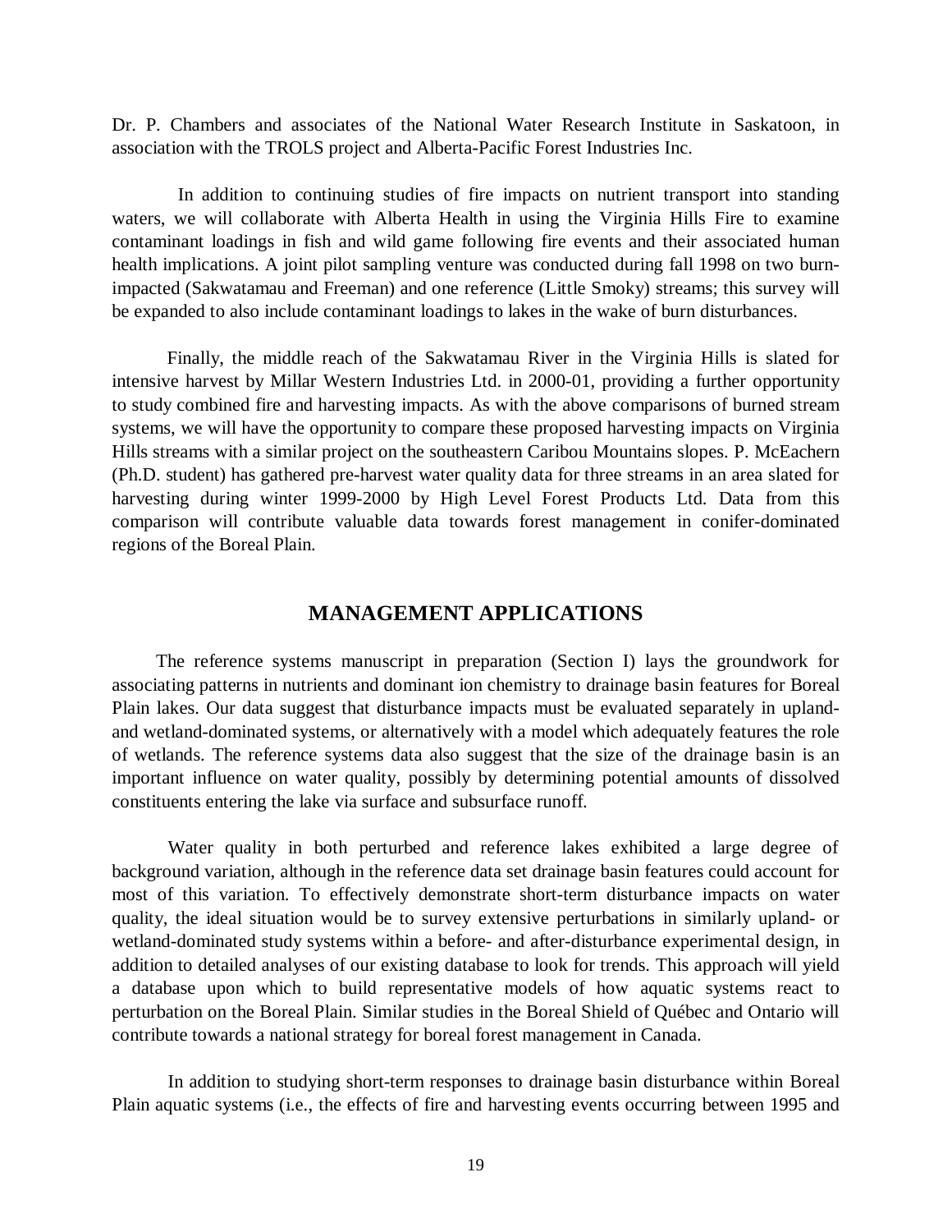Dr. P. Chambers and associates of the National Water Research Institute in Saskatoon, in association with the TROLS project and Alberta-Pacific Forest Industries Inc.

In addition to continuing studies of fire impacts on nutrient transport into standing waters, we will collaborate with Alberta Health in using the Virginia Hills Fire to examine contaminant loadings in fish and wild game following fire events and their associated human health implications. A joint pilot sampling venture was conducted during fall 1998 on two burn-impacted (Sakwatamau and Freeman) and one reference (Little Smoky) streams; this survey will be expanded to also include contaminant loadings to lakes in the wake of burn disturbances.

Finally, the middle reach of the Sakwatamau River in the Virginia Hills is slated for intensive harvest by Millar Western Industries Ltd. in 2000-01, providing a further opportunity to study combined fire and harvesting impacts. As with the above comparisons of burned stream systems, we will have the opportunity to compare these proposed harvesting impacts on Virginia Hills streams with a similar project on the southeastern Caribou Mountains slopes. P. McEachern (Ph.D. student) has gathered pre-harvest water quality data for three streams in an area slated for harvesting during winter 1999-2000 by High Level Forest Products Ltd. Data from this comparison will contribute valuable data towards forest management in conifer-dominated regions of the Boreal Plain.

## MANAGEMENT APPLICATIONS

The reference systems manuscript in preparation (Section I) lays the groundwork for associating patterns in nutrients and dominant ion chemistry to drainage basin features for Boreal Plain lakes. Our data suggest that disturbance impacts must be evaluated separately in upland- and wetland-dominated systems, or alternatively with a model which adequately features the role of wetlands. The reference systems data also suggest that the size of the drainage basin is an important influence on water quality, possibly by determining potential amounts of dissolved constituents entering the lake via surface and subsurface runoff.

Water quality in both perturbed and reference lakes exhibited a large degree of background variation, although in the reference data set drainage basin features could account for most of this variation. To effectively demonstrate short-term disturbance impacts on water quality, the ideal situation would be to survey extensive perturbations in similarly upland- or wetland-dominated study systems within a before- and after-disturbance experimental design, in addition to detailed analyses of our existing database to look for trends. This approach will yield a database upon which to build representative models of how aquatic systems react to perturbation on the Boreal Plain. Similar studies in the Boreal Shield of Québec and Ontario will contribute towards a national strategy for boreal forest management in Canada.

In addition to studying short-term responses to drainage basin disturbance within Boreal Plain aquatic systems (i.e., the effects of fire and harvesting events occurring between 1995 and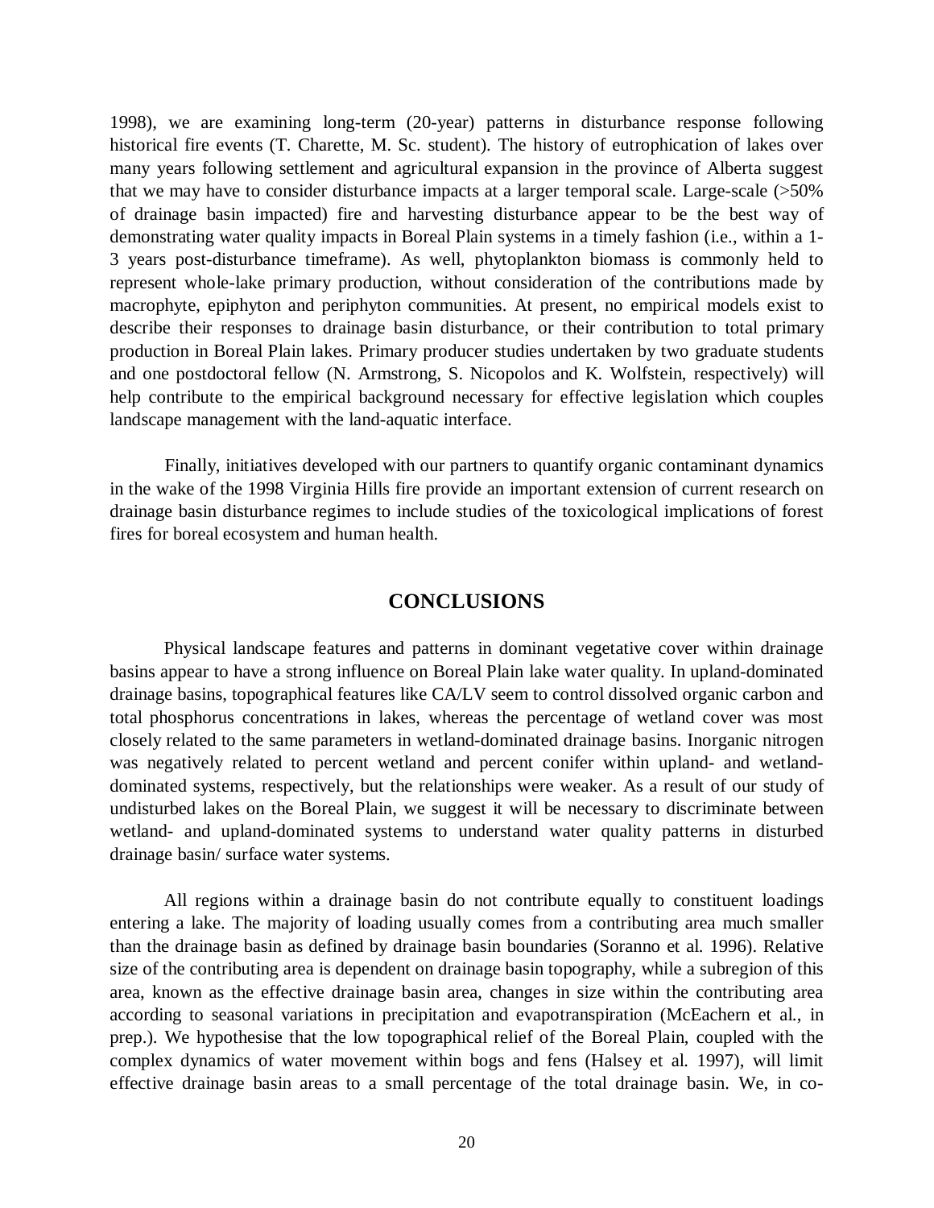1998), we are examining long-term (20-year) patterns in disturbance response following historical fire events (T. Charette, M. Sc. student). The history of eutrophication of lakes over many years following settlement and agricultural expansion in the province of Alberta suggest that we may have to consider disturbance impacts at a larger temporal scale. Large-scale (>50% of drainage basin impacted) fire and harvesting disturbance appear to be the best way of demonstrating water quality impacts in Boreal Plain systems in a timely fashion (i.e., within a 1-3 years post-disturbance timeframe). As well, phytoplankton biomass is commonly held to represent whole-lake primary production, without consideration of the contributions made by macrophyte, epiphyton and periphyton communities. At present, no empirical models exist to describe their responses to drainage basin disturbance, or their contribution to total primary production in Boreal Plain lakes. Primary producer studies undertaken by two graduate students and one postdoctoral fellow (N. Armstrong, S. Nicopolos and K. Wolfstein, respectively) will help contribute to the empirical background necessary for effective legislation which couples landscape management with the land-aquatic interface.

Finally, initiatives developed with our partners to quantify organic contaminant dynamics in the wake of the 1998 Virginia Hills fire provide an important extension of current research on drainage basin disturbance regimes to include studies of the toxicological implications of forest fires for boreal ecosystem and human health.

## CONCLUSIONS

Physical landscape features and patterns in dominant vegetative cover within drainage basins appear to have a strong influence on Boreal Plain lake water quality. In upland-dominated drainage basins, topographical features like CA/LV seem to control dissolved organic carbon and total phosphorus concentrations in lakes, whereas the percentage of wetland cover was most closely related to the same parameters in wetland-dominated drainage basins. Inorganic nitrogen was negatively related to percent wetland and percent conifer within upland- and wetland-dominated systems, respectively, but the relationships were weaker. As a result of our study of undisturbed lakes on the Boreal Plain, we suggest it will be necessary to discriminate between wetland- and upland-dominated systems to understand water quality patterns in disturbed drainage basin/ surface water systems.

All regions within a drainage basin do not contribute equally to constituent loadings entering a lake. The majority of loading usually comes from a contributing area much smaller than the drainage basin as defined by drainage basin boundaries (Soranno et al. 1996). Relative size of the contributing area is dependent on drainage basin topography, while a subregion of this area, known as the effective drainage basin area, changes in size within the contributing area according to seasonal variations in precipitation and evapotranspiration (McEachern et al., in prep.). We hypothesise that the low topographical relief of the Boreal Plain, coupled with the complex dynamics of water movement within bogs and fens (Halsey et al. 1997), will limit effective drainage basin areas to a small percentage of the total drainage basin. We, in co-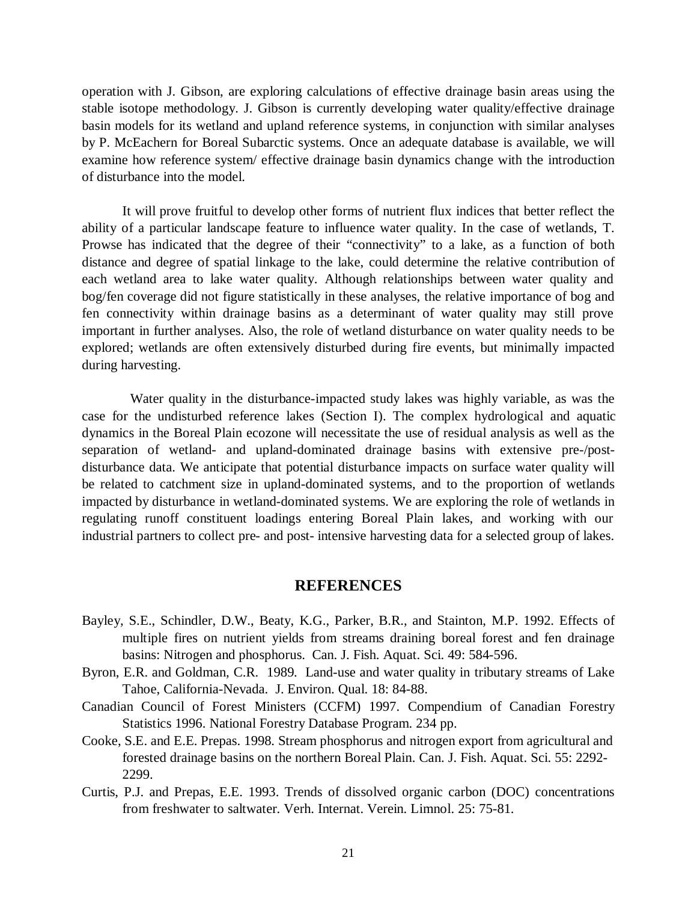operation with J. Gibson, are exploring calculations of effective drainage basin areas using the stable isotope methodology. J. Gibson is currently developing water quality/effective drainage basin models for its wetland and upland reference systems, in conjunction with similar analyses by P. McEachern for Boreal Subarctic systems. Once an adequate database is available, we will examine how reference system/ effective drainage basin dynamics change with the introduction of disturbance into the model.

It will prove fruitful to develop other forms of nutrient flux indices that better reflect the ability of a particular landscape feature to influence water quality. In the case of wetlands, T. Prowse has indicated that the degree of their "connectivity" to a lake, as a function of both distance and degree of spatial linkage to the lake, could determine the relative contribution of each wetland area to lake water quality. Although relationships between water quality and bog/fen coverage did not figure statistically in these analyses, the relative importance of bog and fen connectivity within drainage basins as a determinant of water quality may still prove important in further analyses. Also, the role of wetland disturbance on water quality needs to be explored; wetlands are often extensively disturbed during fire events, but minimally impacted during harvesting.

Water quality in the disturbance-impacted study lakes was highly variable, as was the case for the undisturbed reference lakes (Section I). The complex hydrological and aquatic dynamics in the Boreal Plain ecozone will necessitate the use of residual analysis as well as the separation of wetland- and upland-dominated drainage basins with extensive pre-/post-disturbance data. We anticipate that potential disturbance impacts on surface water quality will be related to catchment size in upland-dominated systems, and to the proportion of wetlands impacted by disturbance in wetland-dominated systems. We are exploring the role of wetlands in regulating runoff constituent loadings entering Boreal Plain lakes, and working with our industrial partners to collect pre- and post- intensive harvesting data for a selected group of lakes.

## REFERENCES

Bayley, S.E., Schindler, D.W., Beaty, K.G., Parker, B.R., and Stainton, M.P. 1992. Effects of multiple fires on nutrient yields from streams draining boreal forest and fen drainage basins: Nitrogen and phosphorus. Can. J. Fish. Aquat. Sci. 49: 584-596.

Byron, E.R. and Goldman, C.R. 1989. Land-use and water quality in tributary streams of Lake Tahoe, California-Nevada. J. Environ. Qual. 18: 84-88.

Canadian Council of Forest Ministers (CCFM) 1997. Compendium of Canadian Forestry Statistics 1996. National Forestry Database Program. 234 pp.

Cooke, S.E. and E.E. Prepas. 1998. Stream phosphorus and nitrogen export from agricultural and forested drainage basins on the northern Boreal Plain. Can. J. Fish. Aquat. Sci. 55: 2292-2299.

Curtis, P.J. and Prepas, E.E. 1993. Trends of dissolved organic carbon (DOC) concentrations from freshwater to saltwater. Verh. Internat. Verein. Limnol. 25: 75-81.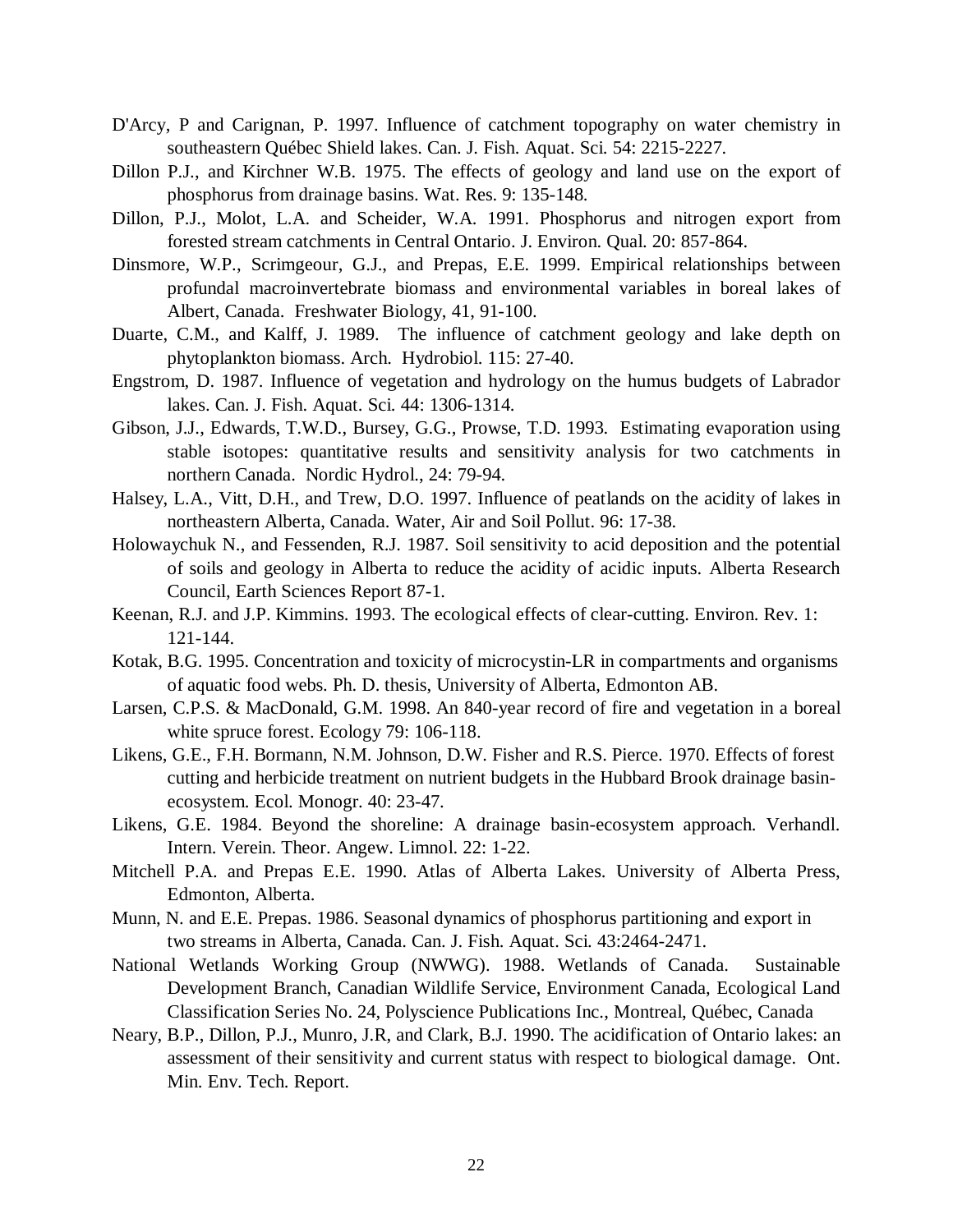D'Arcy, P and Carignan, P. 1997. Influence of catchment topography on water chemistry in southeastern Québec Shield lakes. Can. J. Fish. Aquat. Sci. 54: 2215-2227.

Dillon P.J., and Kirchner W.B. 1975. The effects of geology and land use on the export of phosphorus from drainage basins. Wat. Res. 9: 135-148.

Dillon, P.J., Molot, L.A. and Scheider, W.A. 1991. Phosphorus and nitrogen export from forested stream catchments in Central Ontario. J. Environ. Qual. 20: 857-864.

Dinsmore, W.P., Scrimgeour, G.J., and Prepas, E.E. 1999. Empirical relationships between profundal macroinvertebrate biomass and environmental variables in boreal lakes of Albert, Canada. Freshwater Biology, 41, 91-100.

Duarte, C.M., and Kalff, J. 1989. The influence of catchment geology and lake depth on phytoplankton biomass. Arch. Hydrobiol. 115: 27-40.

Engstrom, D. 1987. Influence of vegetation and hydrology on the humus budgets of Labrador lakes. Can. J. Fish. Aquat. Sci. 44: 1306-1314.

Gibson, J.J., Edwards, T.W.D., Bursey, G.G., Prowse, T.D. 1993. Estimating evaporation using stable isotopes: quantitative results and sensitivity analysis for two catchments in northern Canada. Nordic Hydrol., 24: 79-94.

Halsey, L.A., Vitt, D.H., and Trew, D.O. 1997. Influence of peatlands on the acidity of lakes in northeastern Alberta, Canada. Water, Air and Soil Pollut. 96: 17-38.

Holowaychuk N., and Fessenden, R.J. 1987. Soil sensitivity to acid deposition and the potential of soils and geology in Alberta to reduce the acidity of acidic inputs. Alberta Research Council, Earth Sciences Report 87-1.

Keenan, R.J. and J.P. Kimmins. 1993. The ecological effects of clear-cutting. Environ. Rev. 1: 121-144.

Kotak, B.G. 1995. Concentration and toxicity of microcystin-LR in compartments and organisms of aquatic food webs. Ph. D. thesis, University of Alberta, Edmonton AB.

Larsen, C.P.S. & MacDonald, G.M. 1998. An 840-year record of fire and vegetation in a boreal white spruce forest. Ecology 79: 106-118.

Likens, G.E., F.H. Bormann, N.M. Johnson, D.W. Fisher and R.S. Pierce. 1970. Effects of forest cutting and herbicide treatment on nutrient budgets in the Hubbard Brook drainage basin-ecosystem. Ecol. Monogr. 40: 23-47.

Likens, G.E. 1984. Beyond the shoreline: A drainage basin-ecosystem approach. Verhandl. Intern. Verein. Theor. Angew. Limnol. 22: 1-22.

Mitchell P.A. and Prepas E.E. 1990. Atlas of Alberta Lakes. University of Alberta Press, Edmonton, Alberta.

Munn, N. and E.E. Prepas. 1986. Seasonal dynamics of phosphorus partitioning and export in two streams in Alberta, Canada. Can. J. Fish. Aquat. Sci. 43:2464-2471.

National Wetlands Working Group (NWWG). 1988. Wetlands of Canada. Sustainable Development Branch, Canadian Wildlife Service, Environment Canada, Ecological Land Classification Series No. 24, Polyscience Publications Inc., Montreal, Québec, Canada

Neary, B.P., Dillon, P.J., Munro, J.R, and Clark, B.J. 1990. The acidification of Ontario lakes: an assessment of their sensitivity and current status with respect to biological damage. Ont. Min. Env. Tech. Report.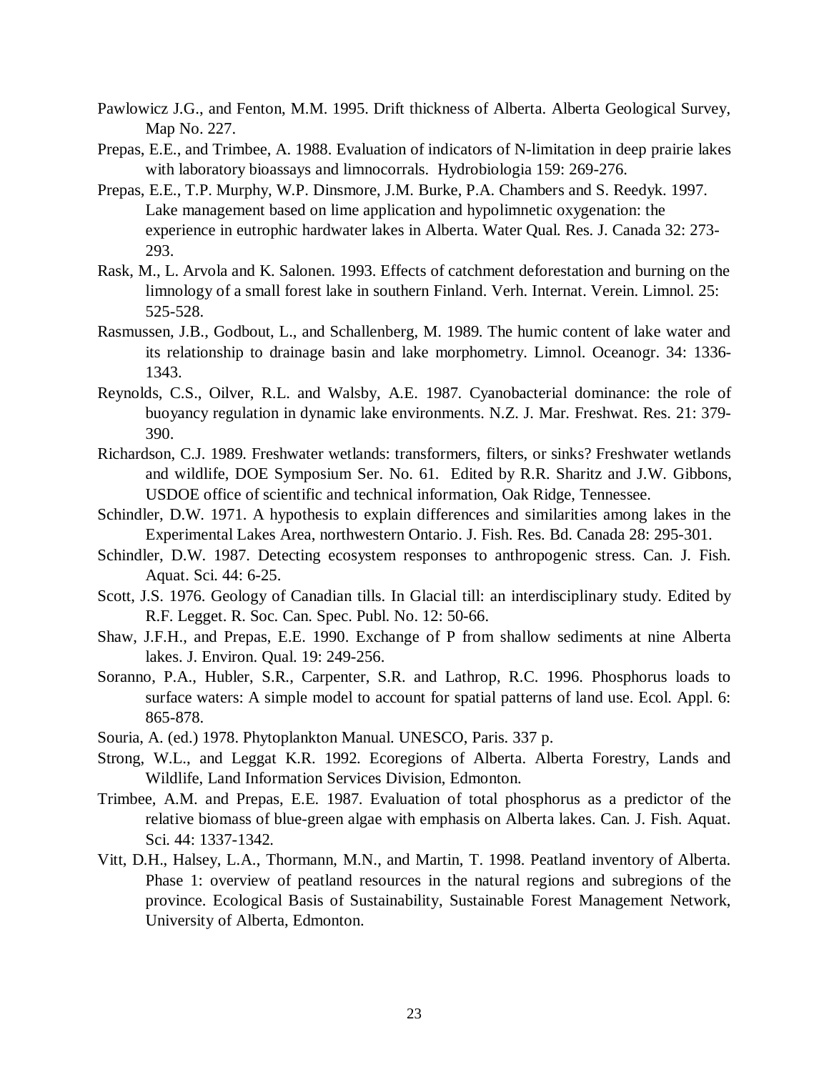Pawlowicz J.G., and Fenton, M.M. 1995. Drift thickness of Alberta. Alberta Geological Survey, Map No. 227.

Prepas, E.E., and Trimbee, A. 1988. Evaluation of indicators of N-limitation in deep prairie lakes with laboratory bioassays and limnocorrals. Hydrobiologia 159: 269-276.

Prepas, E.E., T.P. Murphy, W.P. Dinsmore, J.M. Burke, P.A. Chambers and S. Reedyk. 1997. Lake management based on lime application and hypolimnetic oxygenation: the experience in eutrophic hardwater lakes in Alberta. Water Qual. Res. J. Canada 32: 273-293.

Rask, M., L. Arvola and K. Salonen. 1993. Effects of catchment deforestation and burning on the limnology of a small forest lake in southern Finland. Verh. Internat. Verein. Limnol. 25: 525-528.

Rasmussen, J.B., Godbout, L., and Schallenberg, M. 1989. The humic content of lake water and its relationship to drainage basin and lake morphometry. Limnol. Oceanogr. 34: 1336-1343.

Reynolds, C.S., Oilver, R.L. and Walsby, A.E. 1987. Cyanobacterial dominance: the role of buoyancy regulation in dynamic lake environments. N.Z. J. Mar. Freshwat. Res. 21: 379-390.

Richardson, C.J. 1989. Freshwater wetlands: transformers, filters, or sinks? Freshwater wetlands and wildlife, DOE Symposium Ser. No. 61. Edited by R.R. Sharitz and J.W. Gibbons, USDOE office of scientific and technical information, Oak Ridge, Tennessee.

Schindler, D.W. 1971. A hypothesis to explain differences and similarities among lakes in the Experimental Lakes Area, northwestern Ontario. J. Fish. Res. Bd. Canada 28: 295-301.

Schindler, D.W. 1987. Detecting ecosystem responses to anthropogenic stress. Can. J. Fish. Aquat. Sci. 44: 6-25.

Scott, J.S. 1976. Geology of Canadian tills. In Glacial till: an interdisciplinary study. Edited by R.F. Legget. R. Soc. Can. Spec. Publ. No. 12: 50-66.

Shaw, J.F.H., and Prepas, E.E. 1990. Exchange of P from shallow sediments at nine Alberta lakes. J. Environ. Qual. 19: 249-256.

Soranno, P.A., Hubler, S.R., Carpenter, S.R. and Lathrop, R.C. 1996. Phosphorus loads to surface waters: A simple model to account for spatial patterns of land use. Ecol. Appl. 6: 865-878.

Souria, A. (ed.) 1978. Phytoplankton Manual. UNESCO, Paris. 337 p.

Strong, W.L., and Leggat K.R. 1992. Ecoregions of Alberta. Alberta Forestry, Lands and Wildlife, Land Information Services Division, Edmonton.

Trimbee, A.M. and Prepas, E.E. 1987. Evaluation of total phosphorus as a predictor of the relative biomass of blue-green algae with emphasis on Alberta lakes. Can. J. Fish. Aquat. Sci. 44: 1337-1342.

Vitt, D.H., Halsey, L.A., Thormann, M.N., and Martin, T. 1998. Peatland inventory of Alberta. Phase 1: overview of peatland resources in the natural regions and subregions of the province. Ecological Basis of Sustainability, Sustainable Forest Management Network, University of Alberta, Edmonton.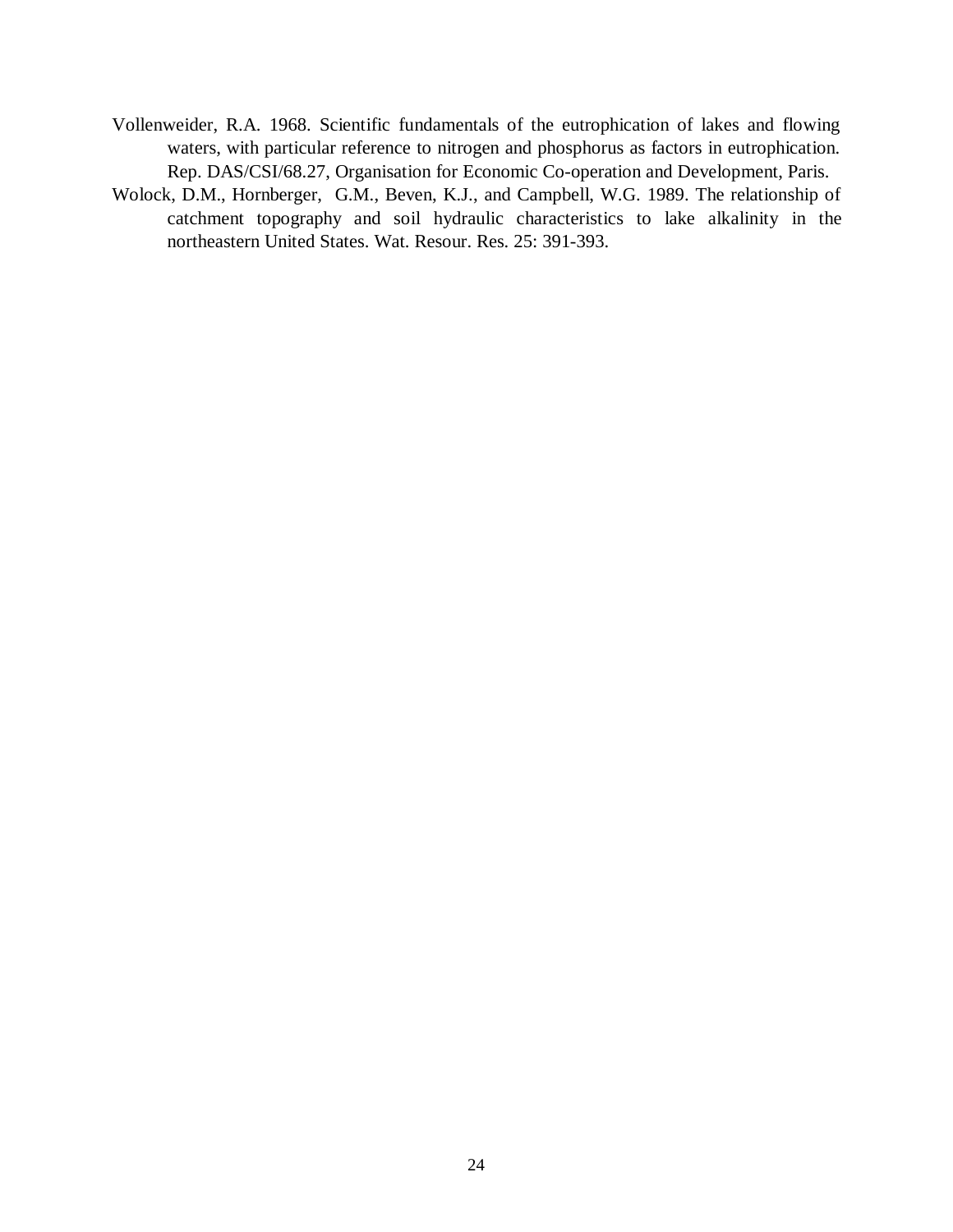Vollenweider, R.A. 1968. Scientific fundamentals of the eutrophication of lakes and flowing waters, with particular reference to nitrogen and phosphorus as factors in eutrophication. Rep. DAS/CSI/68.27, Organisation for Economic Co-operation and Development, Paris.

Wolock, D.M., Hornberger, G.M., Beven, K.J., and Campbell, W.G. 1989. The relationship of catchment topography and soil hydraulic characteristics to lake alkalinity in the northeastern United States. Wat. Resour. Res. 25: 391-393.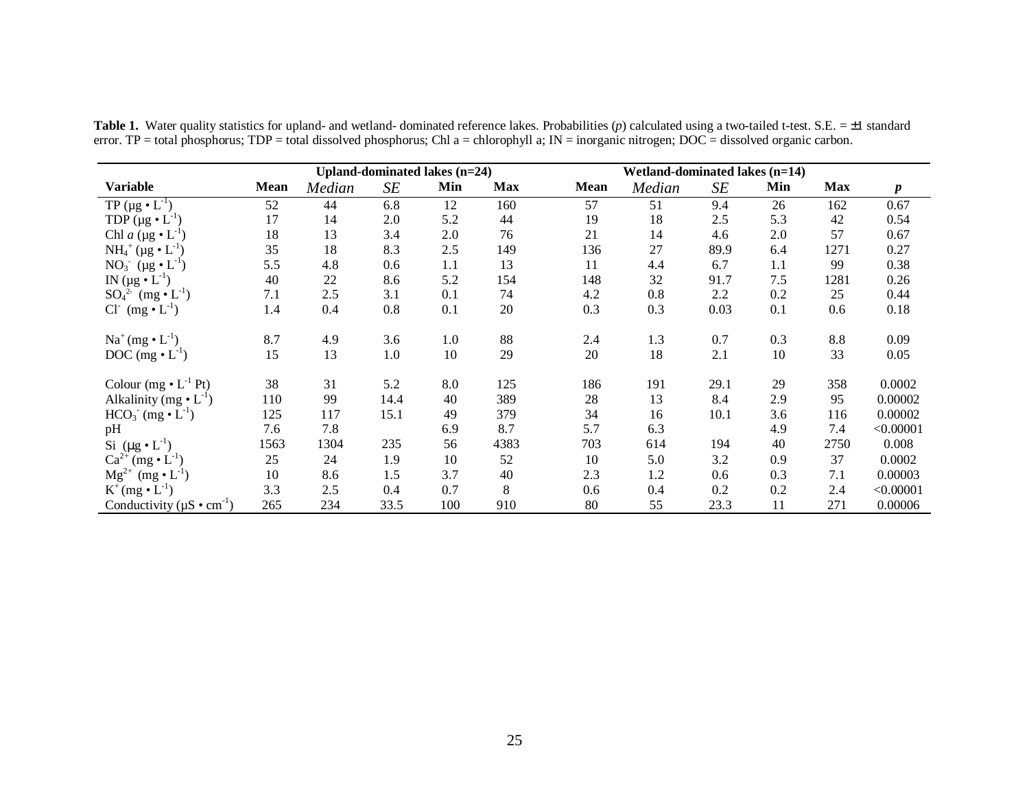**Table 1.** Water quality statistics for upland- and wetland- dominated reference lakes. Probabilities (*p*) calculated using a two-tailed t-test. S.E. = ±1 standard error. TP = total phosphorus; TDP = total dissolved phosphorus; Chl a = chlorophyll a; IN = inorganic nitrogen; DOC = dissolved organic carbon.

| | Upland-dominated lakes (n=24) | | | | | Wetland-dominated lakes (n=14) | | | | | |
|---|---|---|---|---|---|---|---|---|---|---|---|
| **Variable** | **Mean** | *Median* | *SE* | **Min** | **Max** | **Mean** | *Median* | *SE* | **Min** | **Max** | ***p*** |
| TP ($\mu g \cdot L^{-1}$) | 52 | 44 | 6.8 | 12 | 160 | 57 | 51 | 9.4 | 26 | 162 | 0.67 |
| TDP ($\mu g \cdot L^{-1}$) | 17 | 14 | 2.0 | 5.2 | 44 | 19 | 18 | 2.5 | 5.3 | 42 | 0.54 |
| Chl *a* ($\mu g \cdot L^{-1}$) | 18 | 13 | 3.4 | 2.0 | 76 | 21 | 14 | 4.6 | 2.0 | 57 | 0.67 |
| $NH_4^+$ ($\mu g \cdot L^{-1}$) | 35 | 18 | 8.3 | 2.5 | 149 | 136 | 27 | 89.9 | 6.4 | 1271 | 0.27 |
| $NO_3^-$ ($\mu g \cdot L^{-1}$) | 5.5 | 4.8 | 0.6 | 1.1 | 13 | 11 | 4.4 | 6.7 | 1.1 | 99 | 0.38 |
| IN ($\mu g \cdot L^{-1}$) | 40 | 22 | 8.6 | 5.2 | 154 | 148 | 32 | 91.7 | 7.5 | 1281 | 0.26 |
| $SO_4^{2-}$ ($mg \cdot L^{-1}$) | 7.1 | 2.5 | 3.1 | 0.1 | 74 | 4.2 | 0.8 | 2.2 | 0.2 | 25 | 0.44 |
| $Cl^-$ ($mg \cdot L^{-1}$) | 1.4 | 0.4 | 0.8 | 0.1 | 20 | 0.3 | 0.3 | 0.03 | 0.1 | 0.6 | 0.18 |
| $Na^+$ ($mg \cdot L^{-1}$) | 8.7 | 4.9 | 3.6 | 1.0 | 88 | 2.4 | 1.3 | 0.7 | 0.3 | 8.8 | 0.09 |
| DOC ($mg \cdot L^{-1}$) | 15 | 13 | 1.0 | 10 | 29 | 20 | 18 | 2.1 | 10 | 33 | 0.05 |
| Colour ($mg \cdot L^{-1}$ Pt) | 38 | 31 | 5.2 | 8.0 | 125 | 186 | 191 | 29.1 | 29 | 358 | 0.0002 |
| Alkalinity ($mg \cdot L^{-1}$) | 110 | 99 | 14.4 | 40 | 389 | 28 | 13 | 8.4 | 2.9 | 95 | 0.00002 |
| $HCO_3^-$ ($mg \cdot L^{-1}$) | 125 | 117 | 15.1 | 49 | 379 | 34 | 16 | 10.1 | 3.6 | 116 | 0.00002 |
| pH | 7.6 | 7.8 | | 6.9 | 8.7 | 5.7 | 6.3 | | 4.9 | 7.4 | <0.00001 |
| Si ($\mu g \cdot L^{-1}$) | 1563 | 1304 | 235 | 56 | 4383 | 703 | 614 | 194 | 40 | 2750 | 0.008 |
| $Ca^{2+}$ ($mg \cdot L^{-1}$) | 25 | 24 | 1.9 | 10 | 52 | 10 | 5.0 | 3.2 | 0.9 | 37 | 0.0002 |
| $Mg^{2+}$ ($mg \cdot L^{-1}$) | 10 | 8.6 | 1.5 | 3.7 | 40 | 2.3 | 1.2 | 0.6 | 0.3 | 7.1 | 0.00003 |
| $K^+$ ($mg \cdot L^{-1}$) | 3.3 | 2.5 | 0.4 | 0.7 | 8 | 0.6 | 0.4 | 0.2 | 0.2 | 2.4 | <0.00001 |
| Conductivity ($\mu S \cdot cm^{-1}$) | 265 | 234 | 33.5 | 100 | 910 | 80 | 55 | 23.3 | 11 | 271 | 0.00006 |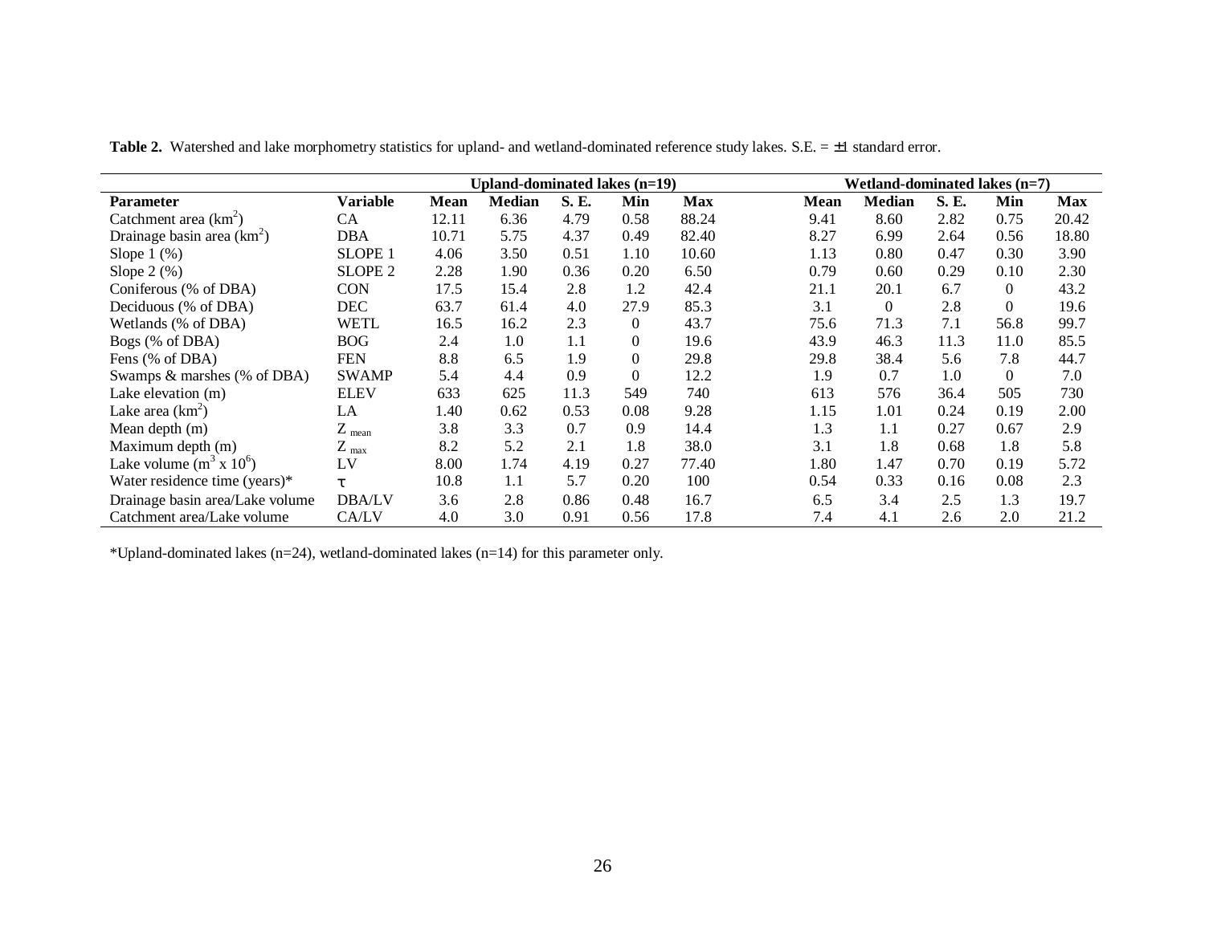**Table 2.** Watershed and lake morphometry statistics for upland- and wetland-dominated reference study lakes. S.E. = ±1 standard error.

| | | Upland-dominated lakes (n=19) | | | | | Wetland-dominated lakes (n=7) | | | | |
|---|---|---|---|---|---|---|---|---|---|---|---|
| **Parameter** | **Variable** | **Mean** | **Median** | **S. E.** | **Min** | **Max** | **Mean** | **Median** | **S. E.** | **Min** | **Max** |
| Catchment area ($km^2$) | CA | 12.11 | 6.36 | 4.79 | 0.58 | 88.24 | 9.41 | 8.60 | 2.82 | 0.75 | 20.42 |
| Drainage basin area ($km^2$) | DBA | 10.71 | 5.75 | 4.37 | 0.49 | 82.40 | 8.27 | 6.99 | 2.64 | 0.56 | 18.80 |
| Slope 1 (%) | SLOPE 1 | 4.06 | 3.50 | 0.51 | 1.10 | 10.60 | 1.13 | 0.80 | 0.47 | 0.30 | 3.90 |
| Slope 2 (%) | SLOPE 2 | 2.28 | 1.90 | 0.36 | 0.20 | 6.50 | 0.79 | 0.60 | 0.29 | 0.10 | 2.30 |
| Coniferous (% of DBA) | CON | 17.5 | 15.4 | 2.8 | 1.2 | 42.4 | 21.1 | 20.1 | 6.7 | 0 | 43.2 |
| Deciduous (% of DBA) | DEC | 63.7 | 61.4 | 4.0 | 27.9 | 85.3 | 3.1 | 0 | 2.8 | 0 | 19.6 |
| Wetlands (% of DBA) | WETL | 16.5 | 16.2 | 2.3 | 0 | 43.7 | 75.6 | 71.3 | 7.1 | 56.8 | 99.7 |
| Bogs (% of DBA) | BOG | 2.4 | 1.0 | 1.1 | 0 | 19.6 | 43.9 | 46.3 | 11.3 | 11.0 | 85.5 |
| Fens (% of DBA) | FEN | 8.8 | 6.5 | 1.9 | 0 | 29.8 | 29.8 | 38.4 | 5.6 | 7.8 | 44.7 |
| Swamps & marshes (% of DBA) | SWAMP | 5.4 | 4.4 | 0.9 | 0 | 12.2 | 1.9 | 0.7 | 1.0 | 0 | 7.0 |
| Lake elevation (m) | ELEV | 633 | 625 | 11.3 | 549 | 740 | 613 | 576 | 36.4 | 505 | 730 |
| Lake area ($km^2$) | LA | 1.40 | 0.62 | 0.53 | 0.08 | 9.28 | 1.15 | 1.01 | 0.24 | 0.19 | 2.00 |
| Mean depth (m) | $Z_{mean}$ | 3.8 | 3.3 | 0.7 | 0.9 | 14.4 | 1.3 | 1.1 | 0.27 | 0.67 | 2.9 |
| Maximum depth (m) | $Z_{max}$ | 8.2 | 5.2 | 2.1 | 1.8 | 38.0 | 3.1 | 1.8 | 0.68 | 1.8 | 5.8 |
| Lake volume ($m^3 \times 10^6$) | LV | 8.00 | 1.74 | 4.19 | 0.27 | 77.40 | 1.80 | 1.47 | 0.70 | 0.19 | 5.72 |
| Water residence time (years)* | $\tau$ | 10.8 | 1.1 | 5.7 | 0.20 | 100 | 0.54 | 0.33 | 0.16 | 0.08 | 2.3 |
| Drainage basin area/Lake volume | DBA/LV | 3.6 | 2.8 | 0.86 | 0.48 | 16.7 | 6.5 | 3.4 | 2.5 | 1.3 | 19.7 |
| Catchment area/Lake volume | CA/LV | 4.0 | 3.0 | 0.91 | 0.56 | 17.8 | 7.4 | 4.1 | 2.6 | 2.0 | 21.2 |

*Upland-dominated lakes (n=24), wetland-dominated lakes (n=14) for this parameter only.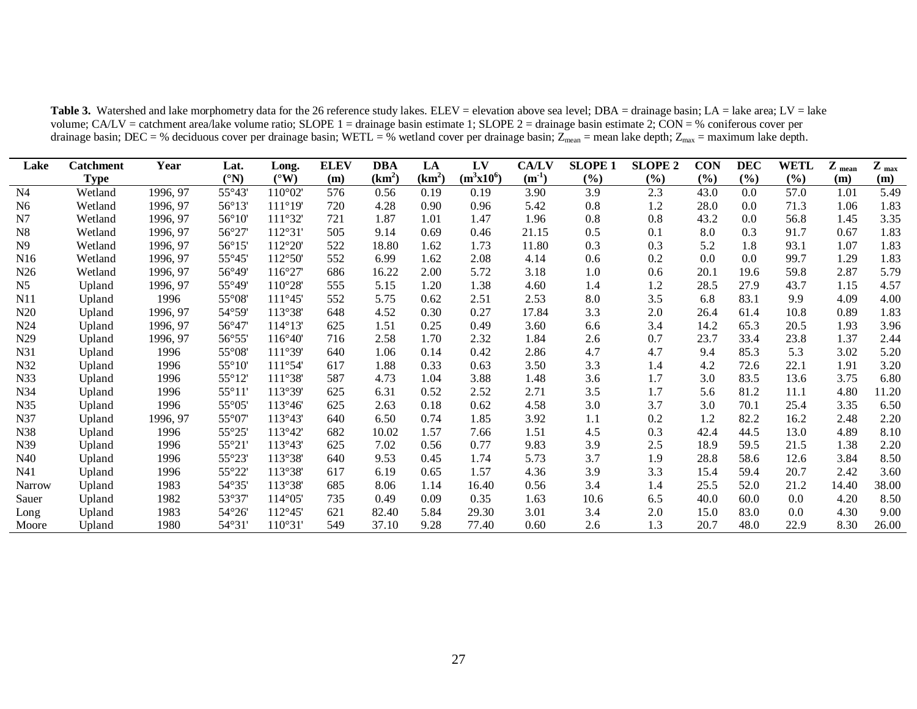**Table 3.** Watershed and lake morphometry data for the 26 reference study lakes. ELEV = elevation above sea level; DBA = drainage basin; LA = lake area; LV = lake volume; CA/LV = catchment area/lake volume ratio; SLOPE 1 = drainage basin estimate 1; SLOPE 2 = drainage basin estimate 2; CON = % coniferous cover per drainage basin; DEC = % deciduous cover per drainage basin; WETL = % wetland cover per drainage basin; $Z_{mean}$ = mean lake depth; $Z_{max}$ = maximum lake depth.

| Lake | Catchment Type | Year | Lat. (°N) | Long. (°W) | ELEV (m) | DBA ($km^2$) | LA ($km^2$) | LV ($m^3x10^6$) | CA/LV ($m^{-1}$) | SLOPE 1 (%) | SLOPE 2 (%) | CON (%) | DEC (%) | WETL (%) | $Z_{mean}$ (m) | $Z_{max}$ (m) |
|---|---|---|---|---|---|---|---|---|---|---|---|---|---|---|---|---|
| N4 | Wetland | 1996, 97 | 55°43' | 110°02' | 576 | 0.56 | 0.19 | 0.19 | 3.90 | 3.9 | 2.3 | 43.0 | 0.0 | 57.0 | 1.01 | 5.49 |
| N6 | Wetland | 1996, 97 | 56°13' | 111°19' | 720 | 4.28 | 0.90 | 0.96 | 5.42 | 0.8 | 1.2 | 28.0 | 0.0 | 71.3 | 1.06 | 1.83 |
| N7 | Wetland | 1996, 97 | 56°10' | 111°32' | 721 | 1.87 | 1.01 | 1.47 | 1.96 | 0.8 | 0.8 | 43.2 | 0.0 | 56.8 | 1.45 | 3.35 |
| N8 | Wetland | 1996, 97 | 56°27' | 112°31' | 505 | 9.14 | 0.69 | 0.46 | 21.15 | 0.5 | 0.1 | 8.0 | 0.3 | 91.7 | 0.67 | 1.83 |
| N9 | Wetland | 1996, 97 | 56°15' | 112°20' | 522 | 18.80 | 1.62 | 1.73 | 11.80 | 0.3 | 0.3 | 5.2 | 1.8 | 93.1 | 1.07 | 1.83 |
| N16 | Wetland | 1996, 97 | 55°45' | 112°50' | 552 | 6.99 | 1.62 | 2.08 | 4.14 | 0.6 | 0.2 | 0.0 | 0.0 | 99.7 | 1.29 | 1.83 |
| N26 | Wetland | 1996, 97 | 56°49' | 116°27' | 686 | 16.22 | 2.00 | 5.72 | 3.18 | 1.0 | 0.6 | 20.1 | 19.6 | 59.8 | 2.87 | 5.79 |
| N5 | Upland | 1996, 97 | 55°49' | 110°28' | 555 | 5.15 | 1.20 | 1.38 | 4.60 | 1.4 | 1.2 | 28.5 | 27.9 | 43.7 | 1.15 | 4.57 |
| N11 | Upland | 1996 | 55°08' | 111°45' | 552 | 5.75 | 0.62 | 2.51 | 2.53 | 8.0 | 3.5 | 6.8 | 83.1 | 9.9 | 4.09 | 4.00 |
| N20 | Upland | 1996, 97 | 54°59' | 113°38' | 648 | 4.52 | 0.30 | 0.27 | 17.84 | 3.3 | 2.0 | 26.4 | 61.4 | 10.8 | 0.89 | 1.83 |
| N24 | Upland | 1996, 97 | 56°47' | 114°13' | 625 | 1.51 | 0.25 | 0.49 | 3.60 | 6.6 | 3.4 | 14.2 | 65.3 | 20.5 | 1.93 | 3.96 |
| N29 | Upland | 1996, 97 | 56°55' | 116°40' | 716 | 2.58 | 1.70 | 2.32 | 1.84 | 2.6 | 0.7 | 23.7 | 33.4 | 23.8 | 1.37 | 2.44 |
| N31 | Upland | 1996 | 55°08' | 111°39' | 640 | 1.06 | 0.14 | 0.42 | 2.86 | 4.7 | 4.7 | 9.4 | 85.3 | 5.3 | 3.02 | 5.20 |
| N32 | Upland | 1996 | 55°10' | 111°54' | 617 | 1.88 | 0.33 | 0.63 | 3.50 | 3.3 | 1.4 | 4.2 | 72.6 | 22.1 | 1.91 | 3.20 |
| N33 | Upland | 1996 | 55°12' | 111°38' | 587 | 4.73 | 1.04 | 3.88 | 1.48 | 3.6 | 1.7 | 3.0 | 83.5 | 13.6 | 3.75 | 6.80 |
| N34 | Upland | 1996 | 55°11' | 113°39' | 625 | 6.31 | 0.52 | 2.52 | 2.71 | 3.5 | 1.7 | 5.6 | 81.2 | 11.1 | 4.80 | 11.20 |
| N35 | Upland | 1996 | 55°05' | 113°46' | 625 | 2.63 | 0.18 | 0.62 | 4.58 | 3.0 | 3.7 | 3.0 | 70.1 | 25.4 | 3.35 | 6.50 |
| N37 | Upland | 1996, 97 | 55°07' | 113°43' | 640 | 6.50 | 0.74 | 1.85 | 3.92 | 1.1 | 0.2 | 1.2 | 82.2 | 16.2 | 2.48 | 2.20 |
| N38 | Upland | 1996 | 55°25' | 113°42' | 682 | 10.02 | 1.57 | 7.66 | 1.51 | 4.5 | 0.3 | 42.4 | 44.5 | 13.0 | 4.89 | 8.10 |
| N39 | Upland | 1996 | 55°21' | 113°43' | 625 | 7.02 | 0.56 | 0.77 | 9.83 | 3.9 | 2.5 | 18.9 | 59.5 | 21.5 | 1.38 | 2.20 |
| N40 | Upland | 1996 | 55°23' | 113°38' | 640 | 9.53 | 0.45 | 1.74 | 5.73 | 3.7 | 1.9 | 28.8 | 58.6 | 12.6 | 3.84 | 8.50 |
| N41 | Upland | 1996 | 55°22' | 113°38' | 617 | 6.19 | 0.65 | 1.57 | 4.36 | 3.9 | 3.3 | 15.4 | 59.4 | 20.7 | 2.42 | 3.60 |
| Narrow | Upland | 1983 | 54°35' | 113°38' | 685 | 8.06 | 1.14 | 16.40 | 0.56 | 3.4 | 1.4 | 25.5 | 52.0 | 21.2 | 14.40 | 38.00 |
| Sauer | Upland | 1982 | 53°37' | 114°05' | 735 | 0.49 | 0.09 | 0.35 | 1.63 | 10.6 | 6.5 | 40.0 | 60.0 | 0.0 | 4.20 | 8.50 |
| Long | Upland | 1983 | 54°26' | 112°45' | 621 | 82.40 | 5.84 | 29.30 | 3.01 | 3.4 | 2.0 | 15.0 | 83.0 | 0.0 | 4.30 | 9.00 |
| Moore | Upland | 1980 | 54°31' | 110°31' | 549 | 37.10 | 9.28 | 77.40 | 0.60 | 2.6 | 1.3 | 20.7 | 48.0 | 22.9 | 8.30 | 26.00 |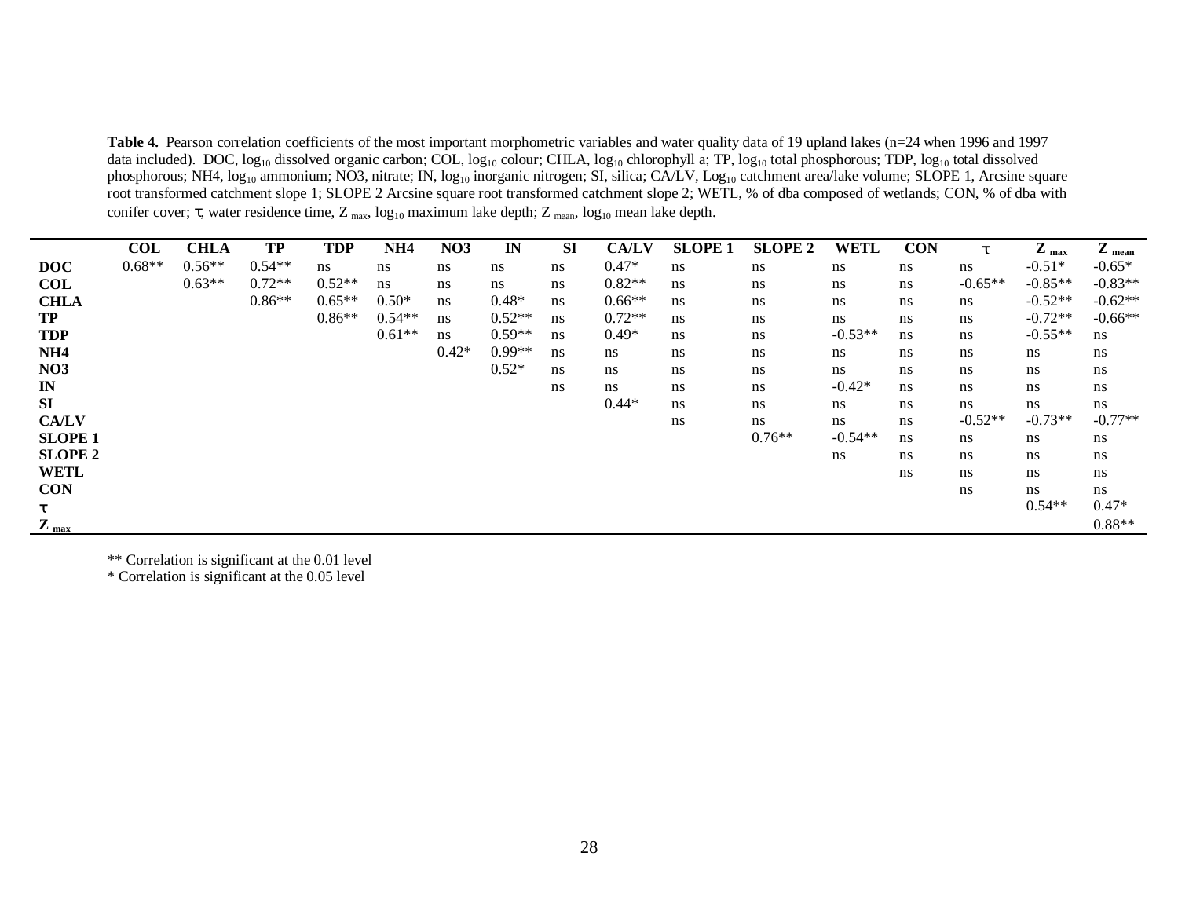**Table 4.** Pearson correlation coefficients of the most important morphometric variables and water quality data of 19 upland lakes (n=24 when 1996 and 1997 data included). DOC, $log_{10}$ dissolved organic carbon; COL, $log_{10}$ colour; CHLA, $log_{10}$ chlorophyll a; TP, $log_{10}$ total phosphorous; TDP, $log_{10}$ total dissolved phosphorous; NH4, $log_{10}$ ammonium; NO3, nitrate; IN, $log_{10}$ inorganic nitrogen; SI, silica; CA/LV, $Log_{10}$ catchment area/lake volume; SLOPE 1, Arcsine square root transformed catchment slope 1; SLOPE 2 Arcsine square root transformed catchment slope 2; WETL, % of dba composed of wetlands; CON, % of dba with conifer cover; $\tau$, water residence time, $Z_{max}$, $log_{10}$ maximum lake depth; $Z_{mean}$, $log_{10}$ mean lake depth.

| | COL | CHLA | TP | TDP | NH4 | NO3 | IN | SI | CA/LV | SLOPE 1 | SLOPE 2 | WETL | CON | $\tau$ | $Z_{max}$ | $Z_{mean}$ |
|---|---|---|---|---|---|---|---|---|---|---|---|---|---|---|---|---|
| **DOC** | 0.68** | 0.56** | 0.54** | ns | ns | ns | ns | ns | 0.47* | ns | ns | ns | ns | ns | -0.51* | -0.65* |
| **COL** | | 0.63** | 0.72** | 0.52** | ns | ns | ns | ns | 0.82** | ns | ns | ns | ns | -0.65** | -0.85** | -0.83** |
| **CHLA** | | | 0.86** | 0.65** | 0.50* | ns | 0.48* | ns | 0.66** | ns | ns | ns | ns | ns | -0.52** | -0.62** |
| **TP** | | | | 0.86** | 0.54** | ns | 0.52** | ns | 0.72** | ns | ns | ns | ns | ns | -0.72** | -0.66** |
| **TDP** | | | | | 0.61** | ns | 0.59** | ns | 0.49* | ns | ns | -0.53** | ns | ns | -0.55** | ns |
| **NH4** | | | | | | 0.42* | 0.99** | ns | ns | ns | ns | ns | ns | ns | ns | ns |
| **NO3** | | | | | | | 0.52* | ns | ns | ns | ns | ns | ns | ns | ns | ns |
| **IN** | | | | | | | | ns | ns | ns | ns | -0.42* | ns | ns | ns | ns |
| **SI** | | | | | | | | | 0.44* | ns | ns | ns | ns | ns | ns | ns |
| **CA/LV** | | | | | | | | | | ns | ns | ns | ns | -0.52** | -0.73** | -0.77** |
| **SLOPE 1** | | | | | | | | | | | 0.76** | -0.54** | ns | ns | ns | ns |
| **SLOPE 2** | | | | | | | | | | | | ns | ns | ns | ns | ns |
| **WETL** | | | | | | | | | | | | | ns | ns | ns | ns |
| **CON** | | | | | | | | | | | | | | ns | ns | ns |
| **$\tau$** | | | | | | | | | | | | | | | 0.54** | 0.47* |
| **$Z_{max}$** | | | | | | | | | | | | | | | | 0.88** |

** Correlation is significant at the 0.01 level
* Correlation is significant at the 0.05 level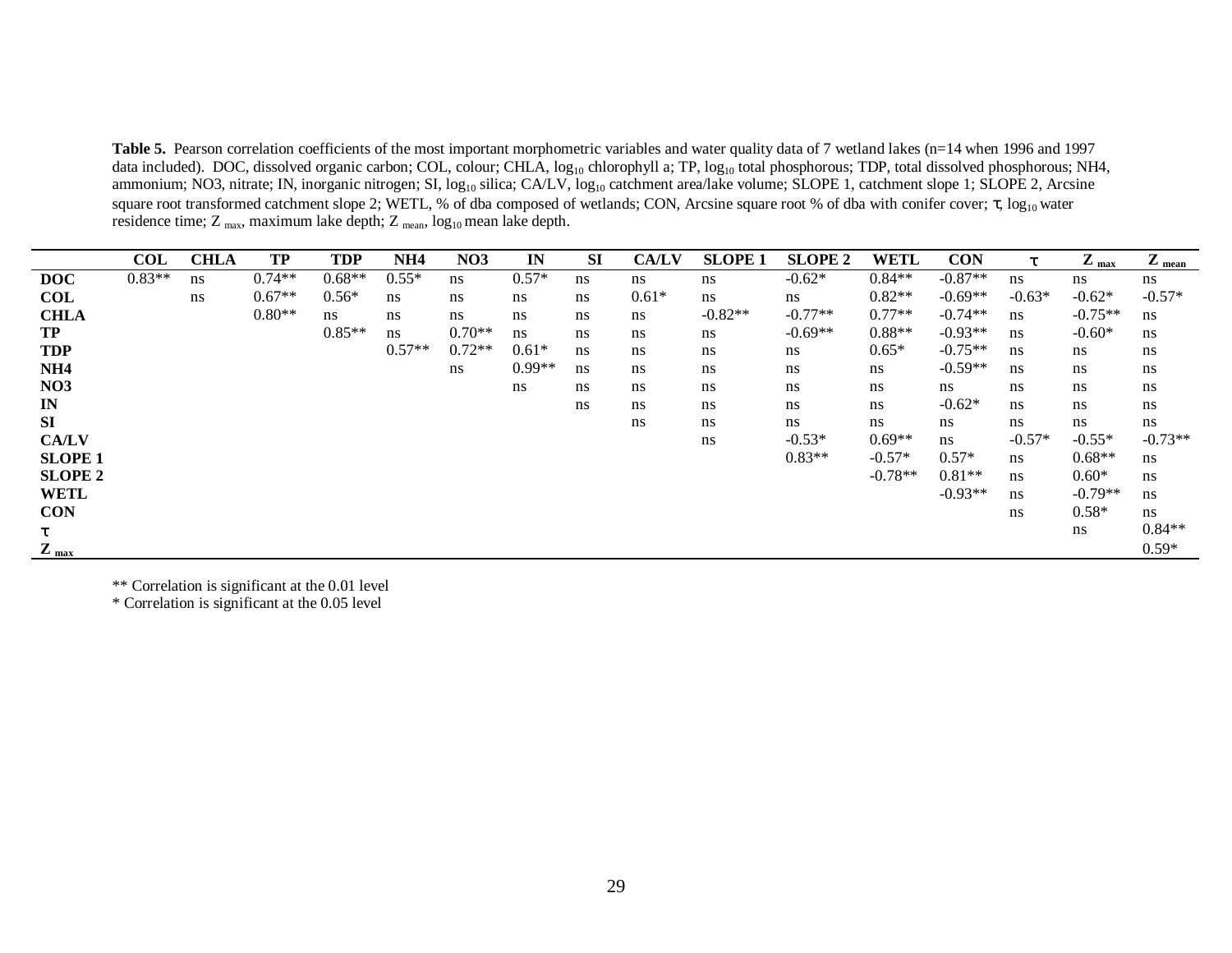**Table 5.** Pearson correlation coefficients of the most important morphometric variables and water quality data of 7 wetland lakes (n=14 when 1996 and 1997 data included). DOC, dissolved organic carbon; COL, colour; CHLA, $log_{10}$ chlorophyll a; TP, $log_{10}$ total phosphorous; TDP, total dissolved phosphorous; NH4, ammonium; NO3, nitrate; IN, inorganic nitrogen; SI, $log_{10}$ silica; CA/LV, $log_{10}$ catchment area/lake volume; SLOPE 1, catchment slope 1; SLOPE 2, Arcsine square root transformed catchment slope 2; WETL, % of dba composed of wetlands; CON, Arcsine square root % of dba with conifer cover; $\tau$, $log_{10}$ water residence time; $Z_{max}$, maximum lake depth; $Z_{mean}$, $log_{10}$ mean lake depth.

| | COL | CHLA | TP | TDP | NH4 | NO3 | IN | SI | CA/LV | SLOPE 1 | SLOPE 2 | WETL | CON | $\tau$ | $Z_{max}$ | $Z_{mean}$ |
|---|---|---|---|---|---|---|---|---|---|---|---|---|---|---|---|---|
| **DOC** | 0.83** | ns | 0.74** | 0.68** | 0.55* | ns | 0.57* | ns | ns | ns | -0.62* | 0.84** | -0.87** | ns | ns | ns |
| **COL** | | ns | 0.67** | 0.56* | ns | ns | ns | ns | 0.61* | ns | ns | 0.82** | -0.69** | -0.63* | -0.62* | -0.57* |
| **CHLA** | | | 0.80** | ns | ns | ns | ns | ns | ns | -0.82** | -0.77** | 0.77** | -0.74** | ns | -0.75** | ns |
| **TP** | | | | 0.85** | ns | 0.70** | ns | ns | ns | ns | -0.69** | 0.88** | -0.93** | ns | -0.60* | ns |
| **TDP** | | | | | 0.57** | 0.72** | 0.61* | ns | ns | ns | ns | 0.65* | -0.75** | ns | ns | ns |
| **NH4** | | | | | | ns | 0.99** | ns | ns | ns | ns | ns | -0.59** | ns | ns | ns |
| **NO3** | | | | | | | ns | ns | ns | ns | ns | ns | ns | ns | ns | ns |
| **IN** | | | | | | | | ns | ns | ns | ns | ns | -0.62* | ns | ns | ns |
| **SI** | | | | | | | | | ns | ns | ns | ns | ns | ns | ns | ns |
| **CA/LV** | | | | | | | | | | ns | -0.53* | 0.69** | ns | -0.57* | -0.55* | -0.73** |
| **SLOPE 1** | | | | | | | | | | | 0.83** | -0.57* | 0.57* | ns | 0.68** | ns |
| **SLOPE 2** | | | | | | | | | | | | -0.78** | 0.81** | ns | 0.60* | ns |
| **WETL** | | | | | | | | | | | | | -0.93** | ns | -0.79** | ns |
| **CON** | | | | | | | | | | | | | | ns | 0.58* | ns |
| **$\tau$** | | | | | | | | | | | | | | | ns | 0.84** |
| **$Z_{max}$** | | | | | | | | | | | | | | | | 0.59* |

** Correlation is significant at the 0.01 level
* Correlation is significant at the 0.05 level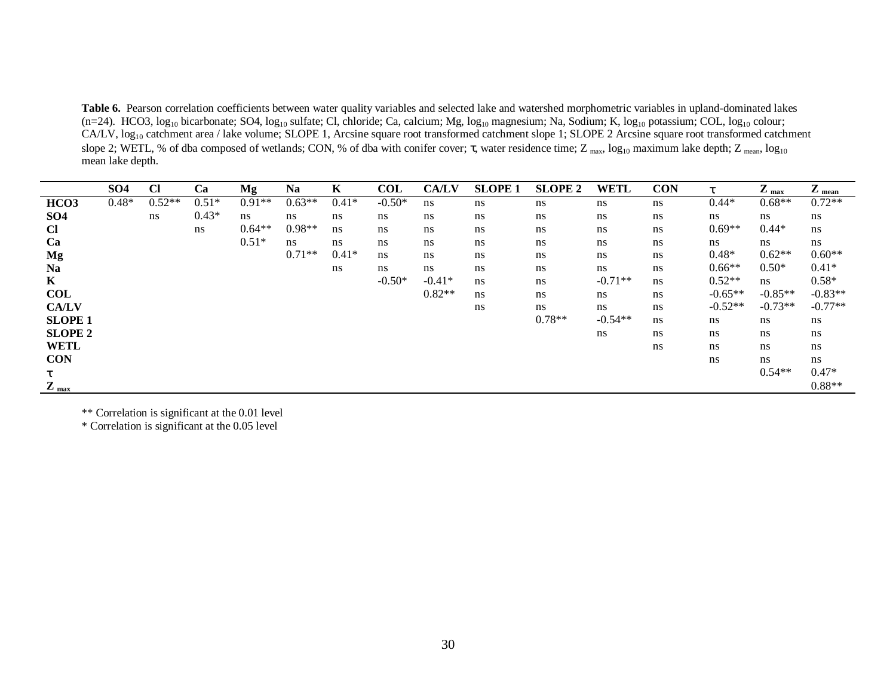**Table 6.** Pearson correlation coefficients between water quality variables and selected lake and watershed morphometric variables in upland-dominated lakes (n=24). HCO3, $\log_{10}$ bicarbonate; SO4, $\log_{10}$ sulfate; Cl, chloride; Ca, calcium; Mg, $\log_{10}$ magnesium; Na, Sodium; K, $\log_{10}$ potassium; COL, $\log_{10}$ colour; CA/LV, $\log_{10}$ catchment area / lake volume; SLOPE 1, Arcsine square root transformed catchment slope 1; SLOPE 2 Arcsine square root transformed catchment slope 2; WETL, % of dba composed of wetlands; CON, % of dba with conifer cover; $\tau$, water residence time; $Z_{max}$, $\log_{10}$ maximum lake depth; $Z_{mean}$, $\log_{10}$ mean lake depth.

| | SO4 | Cl | Ca | Mg | Na | K | COL | CA/LV | SLOPE 1 | SLOPE 2 | WETL | CON | $\tau$ | $Z_{max}$ | $Z_{mean}$ |
|---|---|---|---|---|---|---|---|---|---|---|---|---|---|---|---|
| **HCO3** | 0.48* | 0.52** | 0.51* | 0.91** | 0.63** | 0.41* | -0.50* | ns | ns | ns | ns | ns | 0.44* | 0.68** | 0.72** |
| **SO4** | | ns | 0.43* | ns | ns | ns | ns | ns | ns | ns | ns | ns | ns | ns | ns |
| **Cl** | | | ns | 0.64** | 0.98** | ns | ns | ns | ns | ns | ns | ns | 0.69** | 0.44* | ns |
| **Ca** | | | | 0.51* | ns | ns | ns | ns | ns | ns | ns | ns | ns | ns | ns |
| **Mg** | | | | | 0.71** | 0.41* | ns | ns | ns | ns | ns | ns | 0.48* | 0.62** | 0.60** |
| **Na** | | | | | | ns | ns | ns | ns | ns | ns | ns | 0.66** | 0.50* | 0.41* |
| **K** | | | | | | | -0.50* | -0.41* | ns | ns | -0.71** | ns | 0.52** | ns | 0.58* |
| **COL** | | | | | | | | 0.82** | ns | ns | ns | ns | -0.65** | -0.85** | -0.83** |
| **CA/LV** | | | | | | | | | ns | ns | ns | ns | -0.52** | -0.73** | -0.77** |
| **SLOPE 1** | | | | | | | | | | 0.78** | -0.54** | ns | ns | ns | ns |
| **SLOPE 2** | | | | | | | | | | | ns | ns | ns | ns | ns |
| **WETL** | | | | | | | | | | | | ns | ns | ns | ns |
| **CON** | | | | | | | | | | | | | ns | ns | ns |
| $\tau$ | | | | | | | | | | | | | | 0.54** | 0.47* |
| $Z_{max}$ | | | | | | | | | | | | | | | 0.88** |

** Correlation is significant at the 0.01 level

* Correlation is significant at the 0.05 level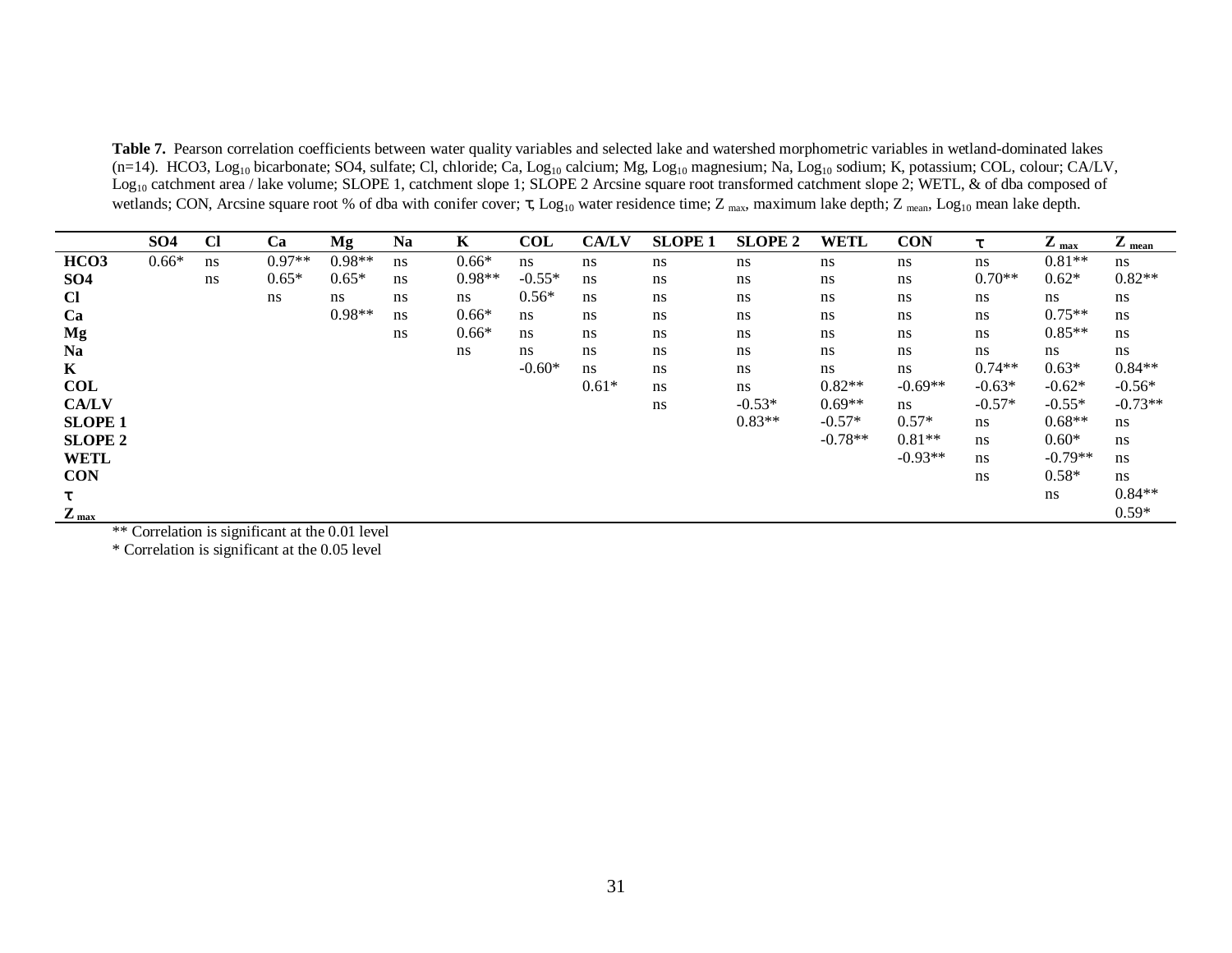**Table 7.** Pearson correlation coefficients between water quality variables and selected lake and watershed morphometric variables in wetland-dominated lakes (n=14). HCO3, $Log_{10}$ bicarbonate; SO4, sulfate; Cl, chloride; Ca, $Log_{10}$ calcium; Mg, $Log_{10}$ magnesium; Na, $Log_{10}$ sodium; K, potassium; COL, colour; CA/LV, $Log_{10}$ catchment area / lake volume; SLOPE 1, catchment slope 1; SLOPE 2 Arcsine square root transformed catchment slope 2; WETL, & of dba composed of wetlands; CON, Arcsine square root % of dba with conifer cover; $\tau$, $Log_{10}$ water residence time; $Z_{max}$, maximum lake depth; $Z_{mean}$, $Log_{10}$ mean lake depth.

| | SO4 | Cl | Ca | Mg | Na | K | COL | CA/LV | SLOPE 1 | SLOPE 2 | WETL | CON | $\tau$ | $Z_{max}$ | $Z_{mean}$ |
|---|---|---|---|---|---|---|---|---|---|---|---|---|---|---|---|
| **HCO3** | 0.66* | ns | 0.97** | 0.98** | ns | 0.66* | ns | ns | ns | ns | ns | ns | ns | 0.81** | ns |
| **SO4** | | ns | 0.65* | 0.65* | ns | 0.98** | -0.55* | ns | ns | ns | ns | ns | 0.70** | 0.62* | 0.82** |
| **Cl** | | | ns | ns | ns | ns | 0.56* | ns | ns | ns | ns | ns | ns | ns | ns |
| **Ca** | | | | 0.98** | ns | 0.66* | ns | ns | ns | ns | ns | ns | ns | 0.75** | ns |
| **Mg** | | | | | ns | 0.66* | ns | ns | ns | ns | ns | ns | ns | 0.85** | ns |
| **Na** | | | | | | ns | ns | ns | ns | ns | ns | ns | ns | ns | ns |
| **K** | | | | | | | -0.60* | ns | ns | ns | ns | ns | 0.74** | 0.63* | 0.84** |
| **COL** | | | | | | | | 0.61* | ns | ns | 0.82** | -0.69** | -0.63* | -0.62* | -0.56* |
| **CA/LV** | | | | | | | | | ns | -0.53* | 0.69** | ns | -0.57* | -0.55* | -0.73** |
| **SLOPE 1** | | | | | | | | | | 0.83** | -0.57* | 0.57* | ns | 0.68** | ns |
| **SLOPE 2** | | | | | | | | | | | -0.78** | 0.81** | ns | 0.60* | ns |
| **WETL** | | | | | | | | | | | | -0.93** | ns | -0.79** | ns |
| **CON** | | | | | | | | | | | | | ns | 0.58* | ns |
| **$\tau$** | | | | | | | | | | | | | | ns | 0.84** |
| **$Z_{max}$** | | | | | | | | | | | | | | | 0.59* |

** Correlation is significant at the 0.01 level

* Correlation is significant at the 0.05 level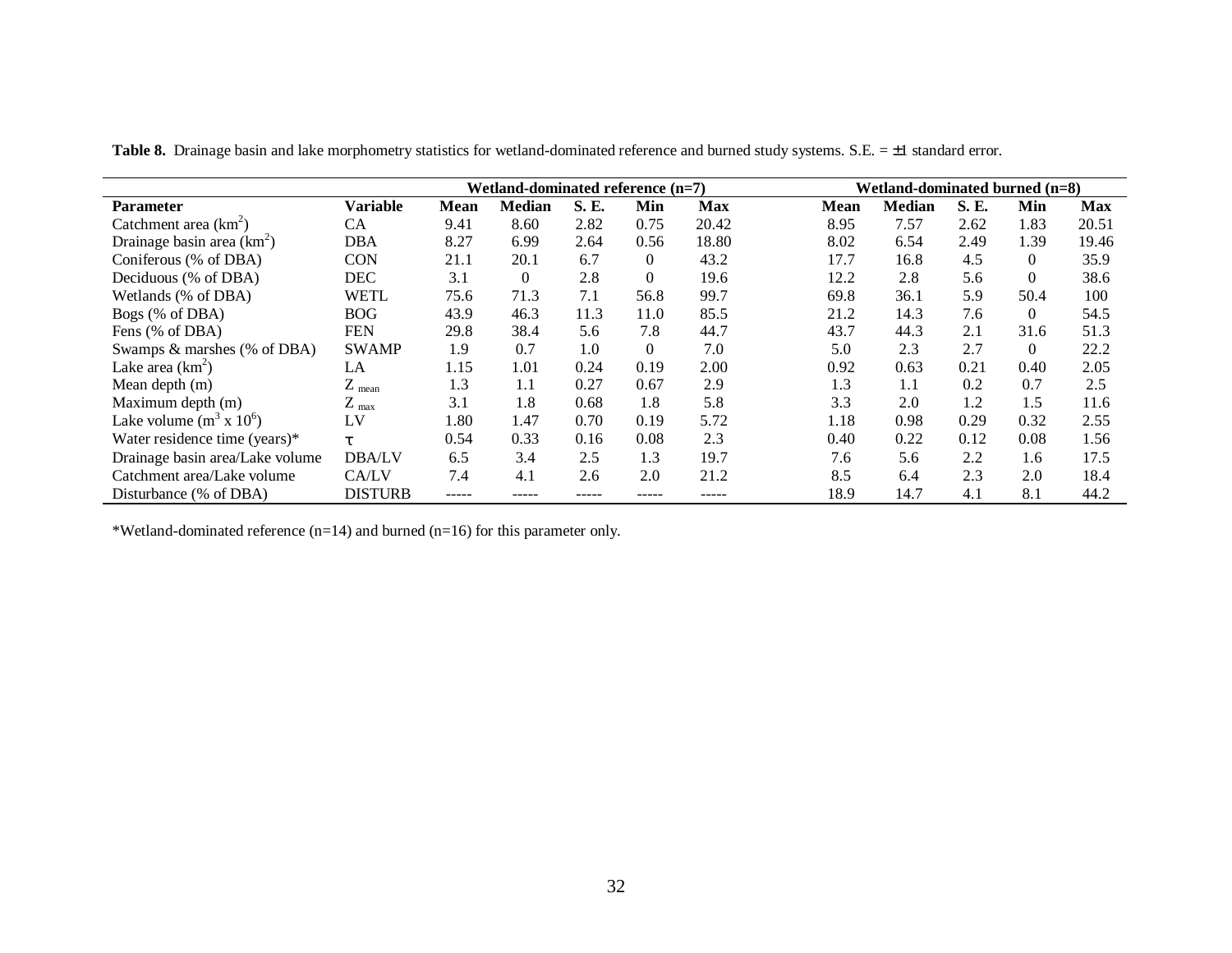**Table 8.** Drainage basin and lake morphometry statistics for wetland-dominated reference and burned study systems. S.E. = ±1 standard error.

| | | Wetland-dominated reference (n=7) | | | | | Wetland-dominated burned (n=8) | | | | |
|---|---|---|---|---|---|---|---|---|---|---|---|
| **Parameter** | **Variable** | **Mean** | **Median** | **S. E.** | **Min** | **Max** | **Mean** | **Median** | **S. E.** | **Min** | **Max** |
| Catchment area ($km^2$) | CA | 9.41 | 8.60 | 2.82 | 0.75 | 20.42 | 8.95 | 7.57 | 2.62 | 1.83 | 20.51 |
| Drainage basin area ($km^2$) | DBA | 8.27 | 6.99 | 2.64 | 0.56 | 18.80 | 8.02 | 6.54 | 2.49 | 1.39 | 19.46 |
| Coniferous (% of DBA) | CON | 21.1 | 20.1 | 6.7 | 0 | 43.2 | 17.7 | 16.8 | 4.5 | 0 | 35.9 |
| Deciduous (% of DBA) | DEC | 3.1 | 0 | 2.8 | 0 | 19.6 | 12.2 | 2.8 | 5.6 | 0 | 38.6 |
| Wetlands (% of DBA) | WETL | 75.6 | 71.3 | 7.1 | 56.8 | 99.7 | 69.8 | 36.1 | 5.9 | 50.4 | 100 |
| Bogs (% of DBA) | BOG | 43.9 | 46.3 | 11.3 | 11.0 | 85.5 | 21.2 | 14.3 | 7.6 | 0 | 54.5 |
| Fens (% of DBA) | FEN | 29.8 | 38.4 | 5.6 | 7.8 | 44.7 | 43.7 | 44.3 | 2.1 | 31.6 | 51.3 |
| Swamps & marshes (% of DBA) | SWAMP | 1.9 | 0.7 | 1.0 | 0 | 7.0 | 5.0 | 2.3 | 2.7 | 0 | 22.2 |
| Lake area ($km^2$) | LA | 1.15 | 1.01 | 0.24 | 0.19 | 2.00 | 0.92 | 0.63 | 0.21 | 0.40 | 2.05 |
| Mean depth (m) | $Z_{mean}$ | 1.3 | 1.1 | 0.27 | 0.67 | 2.9 | 1.3 | 1.1 | 0.2 | 0.7 | 2.5 |
| Maximum depth (m) | $Z_{max}$ | 3.1 | 1.8 | 0.68 | 1.8 | 5.8 | 3.3 | 2.0 | 1.2 | 1.5 | 11.6 |
| Lake volume ($m^3 \times 10^6$) | LV | 1.80 | 1.47 | 0.70 | 0.19 | 5.72 | 1.18 | 0.98 | 0.29 | 0.32 | 2.55 |
| Water residence time (years)* | $\tau$ | 0.54 | 0.33 | 0.16 | 0.08 | 2.3 | 0.40 | 0.22 | 0.12 | 0.08 | 1.56 |
| Drainage basin area/Lake volume | DBA/LV | 6.5 | 3.4 | 2.5 | 1.3 | 19.7 | 7.6 | 5.6 | 2.2 | 1.6 | 17.5 |
| Catchment area/Lake volume | CA/LV | 7.4 | 4.1 | 2.6 | 2.0 | 21.2 | 8.5 | 6.4 | 2.3 | 2.0 | 18.4 |
| Disturbance (% of DBA) | DISTURB | ----- | ----- | ----- | ----- | ----- | 18.9 | 14.7 | 4.1 | 8.1 | 44.2 |

*Wetland-dominated reference (n=14) and burned (n=16) for this parameter only.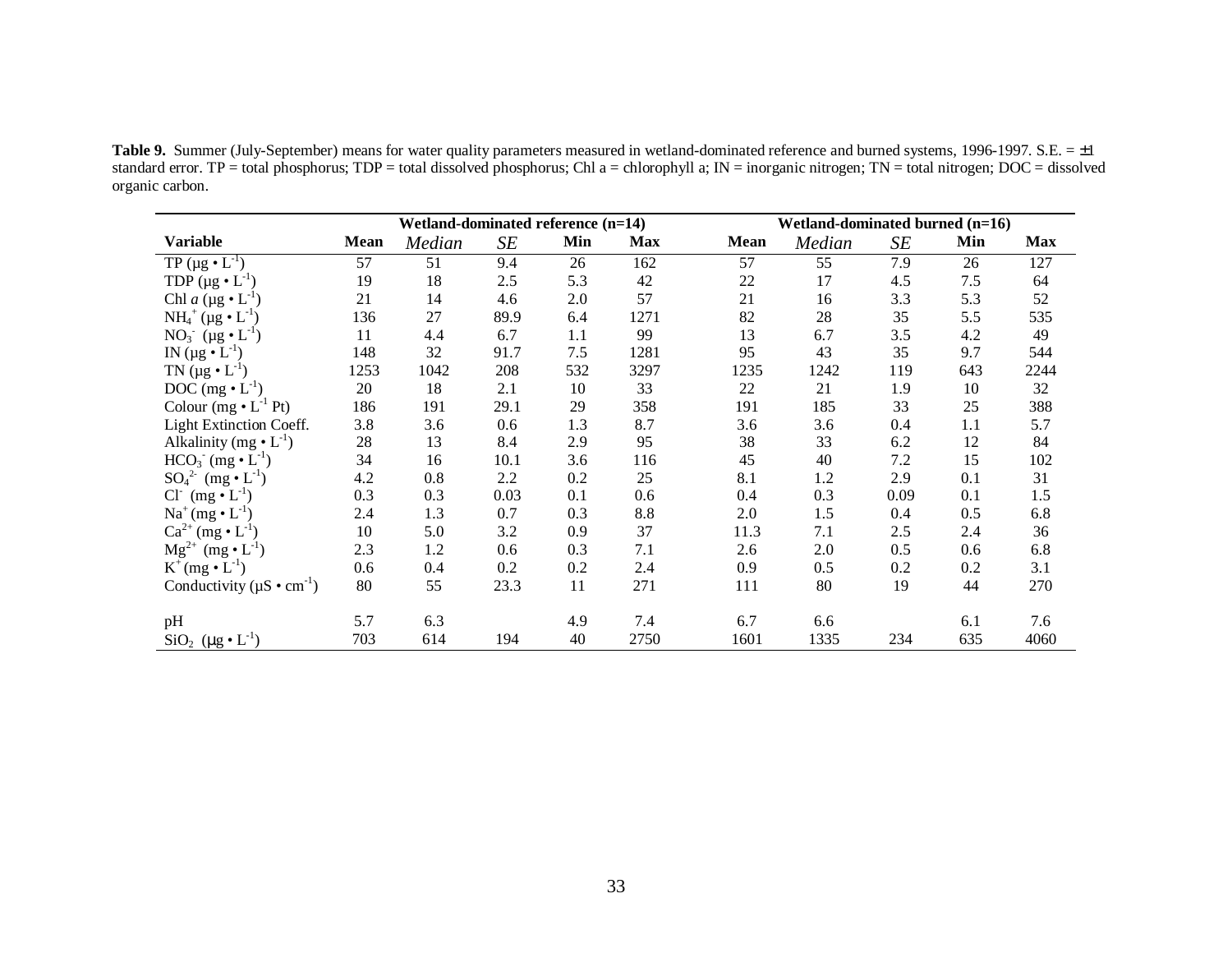**Table 9.** Summer (July-September) means for water quality parameters measured in wetland-dominated reference and burned systems, 1996-1997. S.E. = ±1 standard error. TP = total phosphorus; TDP = total dissolved phosphorus; Chl a = chlorophyll a; IN = inorganic nitrogen; TN = total nitrogen; DOC = dissolved organic carbon.

| | Wetland-dominated reference (n=14) | | | | | Wetland-dominated burned (n=16) | | | | |
|---|---|---|---|---|---|---|---|---|---|---|
| **Variable** | **Mean** | *Median* | *SE* | **Min** | **Max** | **Mean** | *Median* | *SE* | **Min** | **Max** |
| TP ($\mu g \cdot L^{-1}$) | 57 | 51 | 9.4 | 26 | 162 | 57 | 55 | 7.9 | 26 | 127 |
| TDP ($\mu g \cdot L^{-1}$) | 19 | 18 | 2.5 | 5.3 | 42 | 22 | 17 | 4.5 | 7.5 | 64 |
| Chl *a* ($\mu g \cdot L^{-1}$) | 21 | 14 | 4.6 | 2.0 | 57 | 21 | 16 | 3.3 | 5.3 | 52 |
| $NH_4^+$ ($\mu g \cdot L^{-1}$) | 136 | 27 | 89.9 | 6.4 | 1271 | 82 | 28 | 35 | 5.5 | 535 |
| $NO_3^-$ ($\mu g \cdot L^{-1}$) | 11 | 4.4 | 6.7 | 1.1 | 99 | 13 | 6.7 | 3.5 | 4.2 | 49 |
| IN ($\mu g \cdot L^{-1}$) | 148 | 32 | 91.7 | 7.5 | 1281 | 95 | 43 | 35 | 9.7 | 544 |
| TN ($\mu g \cdot L^{-1}$) | 1253 | 1042 | 208 | 532 | 3297 | 1235 | 1242 | 119 | 643 | 2244 |
| DOC ($mg \cdot L^{-1}$) | 20 | 18 | 2.1 | 10 | 33 | 22 | 21 | 1.9 | 10 | 32 |
| Colour ($mg \cdot L^{-1}$ Pt) | 186 | 191 | 29.1 | 29 | 358 | 191 | 185 | 33 | 25 | 388 |
| Light Extinction Coeff. | 3.8 | 3.6 | 0.6 | 1.3 | 8.7 | 3.6 | 3.6 | 0.4 | 1.1 | 5.7 |
| Alkalinity ($mg \cdot L^{-1}$) | 28 | 13 | 8.4 | 2.9 | 95 | 38 | 33 | 6.2 | 12 | 84 |
| $HCO_3^-$ ($mg \cdot L^{-1}$) | 34 | 16 | 10.1 | 3.6 | 116 | 45 | 40 | 7.2 | 15 | 102 |
| $SO_4^{2-}$ ($mg \cdot L^{-1}$) | 4.2 | 0.8 | 2.2 | 0.2 | 25 | 8.1 | 1.2 | 2.9 | 0.1 | 31 |
| $Cl^-$ ($mg \cdot L^{-1}$) | 0.3 | 0.3 | 0.03 | 0.1 | 0.6 | 0.4 | 0.3 | 0.09 | 0.1 | 1.5 |
| $Na^+$ ($mg \cdot L^{-1}$) | 2.4 | 1.3 | 0.7 | 0.3 | 8.8 | 2.0 | 1.5 | 0.4 | 0.5 | 6.8 |
| $Ca^{2+}$ ($mg \cdot L^{-1}$) | 10 | 5.0 | 3.2 | 0.9 | 37 | 11.3 | 7.1 | 2.5 | 2.4 | 36 |
| $Mg^{2+}$ ($mg \cdot L^{-1}$) | 2.3 | 1.2 | 0.6 | 0.3 | 7.1 | 2.6 | 2.0 | 0.5 | 0.6 | 6.8 |
| $K^+$ ($mg \cdot L^{-1}$) | 0.6 | 0.4 | 0.2 | 0.2 | 2.4 | 0.9 | 0.5 | 0.2 | 0.2 | 3.1 |
| Conductivity ($\mu S \cdot cm^{-1}$) | 80 | 55 | 23.3 | 11 | 271 | 111 | 80 | 19 | 44 | 270 |
| pH | 5.7 | 6.3 | | 4.9 | 7.4 | 6.7 | 6.6 | | 6.1 | 7.6 |
| $SiO_2$ ($\mu g \cdot L^{-1}$) | 703 | 614 | 194 | 40 | 2750 | 1601 | 1335 | 234 | 635 | 4060 |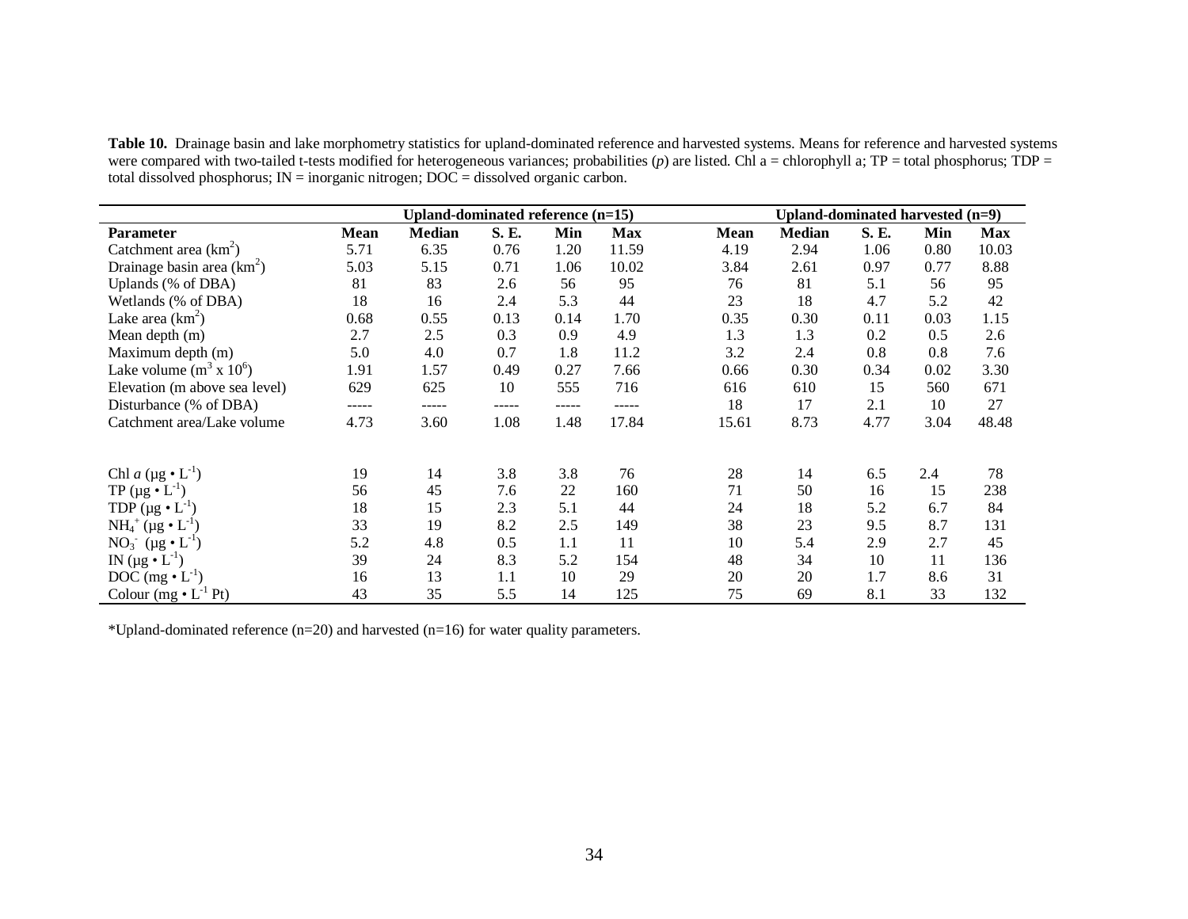**Table 10.** Drainage basin and lake morphometry statistics for upland-dominated reference and harvested systems. Means for reference and harvested systems were compared with two-tailed t-tests modified for heterogeneous variances; probabilities (*p*) are listed. Chl a = chlorophyll a; TP = total phosphorus; TDP = total dissolved phosphorus; IN = inorganic nitrogen; DOC = dissolved organic carbon.

| | Upland-dominated reference (n=15) | | | | | Upland-dominated harvested (n=9) | | | | |
|---|---|---|---|---|---|---|---|---|---|---|
| **Parameter** | **Mean** | **Median** | **S. E.** | **Min** | **Max** | **Mean** | **Median** | **S. E.** | **Min** | **Max** |
| Catchment area ($km^2$) | 5.71 | 6.35 | 0.76 | 1.20 | 11.59 | 4.19 | 2.94 | 1.06 | 0.80 | 10.03 |
| Drainage basin area ($km^2$) | 5.03 | 5.15 | 0.71 | 1.06 | 10.02 | 3.84 | 2.61 | 0.97 | 0.77 | 8.88 |
| Uplands (% of DBA) | 81 | 83 | 2.6 | 56 | 95 | 76 | 81 | 5.1 | 56 | 95 |
| Wetlands (% of DBA) | 18 | 16 | 2.4 | 5.3 | 44 | 23 | 18 | 4.7 | 5.2 | 42 |
| Lake area ($km^2$) | 0.68 | 0.55 | 0.13 | 0.14 | 1.70 | 0.35 | 0.30 | 0.11 | 0.03 | 1.15 |
| Mean depth (m) | 2.7 | 2.5 | 0.3 | 0.9 | 4.9 | 1.3 | 1.3 | 0.2 | 0.5 | 2.6 |
| Maximum depth (m) | 5.0 | 4.0 | 0.7 | 1.8 | 11.2 | 3.2 | 2.4 | 0.8 | 0.8 | 7.6 |
| Lake volume ($m^3 \times 10^6$) | 1.91 | 1.57 | 0.49 | 0.27 | 7.66 | 0.66 | 0.30 | 0.34 | 0.02 | 3.30 |
| Elevation (m above sea level) | 629 | 625 | 10 | 555 | 716 | 616 | 610 | 15 | 560 | 671 |
| Disturbance (% of DBA) | ----- | ----- | ----- | ----- | ----- | 18 | 17 | 2.1 | 10 | 27 |
| Catchment area/Lake volume | 4.73 | 3.60 | 1.08 | 1.48 | 17.84 | 15.61 | 8.73 | 4.77 | 3.04 | 48.48 |
| | | | | | | | | | | |
| Chl *a* ($\mu g \cdot L^{-1}$) | 19 | 14 | 3.8 | 3.8 | 76 | 28 | 14 | 6.5 | 2.4 | 78 |
| TP ($\mu g \cdot L^{-1}$) | 56 | 45 | 7.6 | 22 | 160 | 71 | 50 | 16 | 15 | 238 |
| TDP ($\mu g \cdot L^{-1}$) | 18 | 15 | 2.3 | 5.1 | 44 | 24 | 18 | 5.2 | 6.7 | 84 |
| $NH_4^+$ ($\mu g \cdot L^{-1}$) | 33 | 19 | 8.2 | 2.5 | 149 | 38 | 23 | 9.5 | 8.7 | 131 |
| $NO_3^-$ ($\mu g \cdot L^{-1}$) | 5.2 | 4.8 | 0.5 | 1.1 | 11 | 10 | 5.4 | 2.9 | 2.7 | 45 |
| IN ($\mu g \cdot L^{-1}$) | 39 | 24 | 8.3 | 5.2 | 154 | 48 | 34 | 10 | 11 | 136 |
| DOC ($mg \cdot L^{-1}$) | 16 | 13 | 1.1 | 10 | 29 | 20 | 20 | 1.7 | 8.6 | 31 |
| Colour ($mg \cdot L^{-1}$ Pt) | 43 | 35 | 5.5 | 14 | 125 | 75 | 69 | 8.1 | 33 | 132 |

*Upland-dominated reference (n=20) and harvested (n=16) for water quality parameters.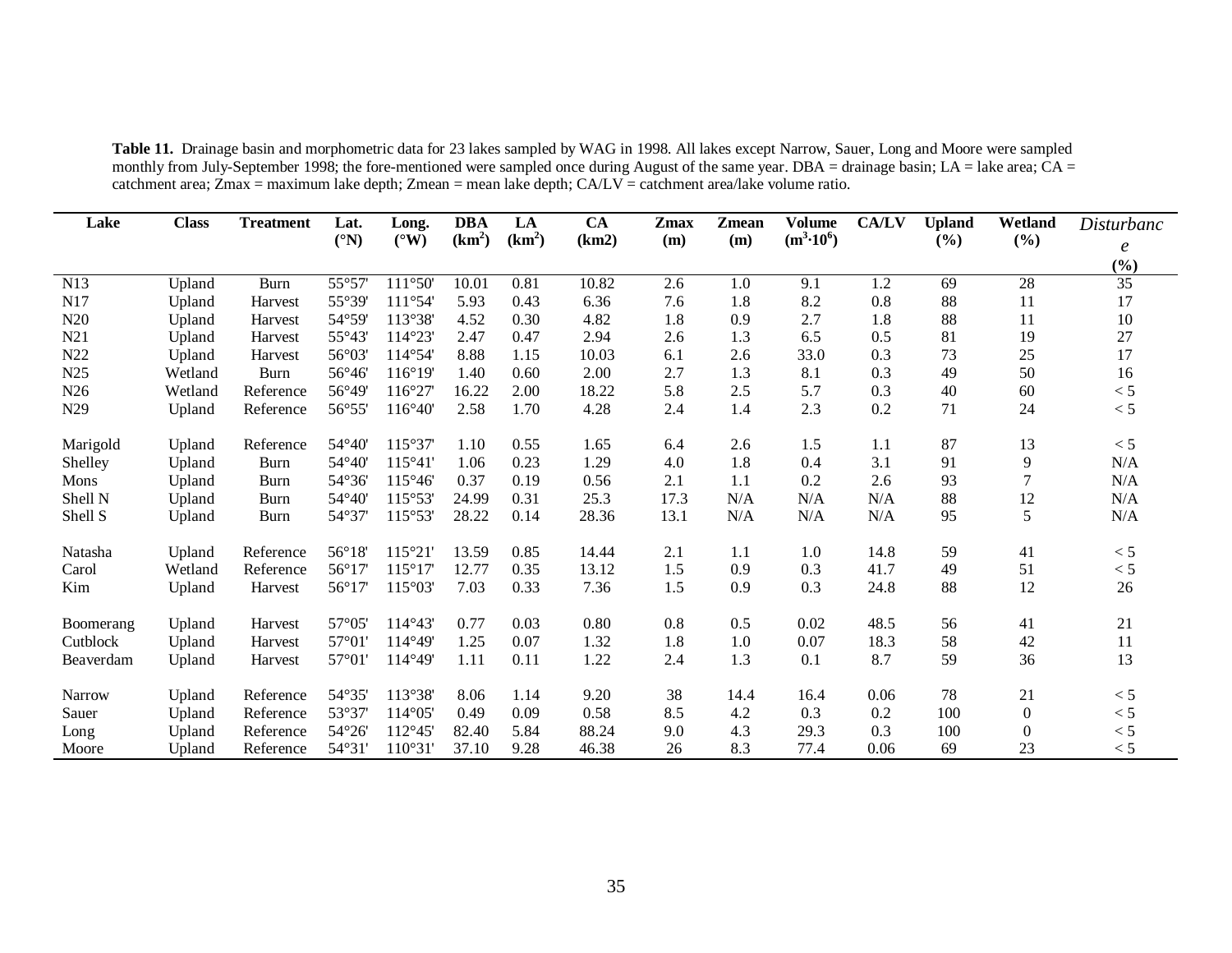**Table 11.** Drainage basin and morphometric data for 23 lakes sampled by WAG in 1998. All lakes except Narrow, Sauer, Long and Moore were sampled monthly from July-September 1998; the fore-mentioned were sampled once during August of the same year. DBA = drainage basin; LA = lake area; CA = catchment area; Zmax = maximum lake depth; Zmean = mean lake depth; CA/LV = catchment area/lake volume ratio.

| Lake | Class | Treatment | Lat. (°N) | Long. (°W) | DBA ($km^2$) | LA ($km^2$) | CA (km2) | Zmax (m) | Zmean (m) | Volume ($m^3 \cdot 10^6$) | CA/LV | Upland (%) | Wetland (%) | *Disturbance* (%) |
|---|---|---|---|---|---|---|---|---|---|---|---|---|---|---|
| N13 | Upland | Burn | 55°57' | 111°50' | 10.01 | 0.81 | 10.82 | 2.6 | 1.0 | 9.1 | 1.2 | 69 | 28 | 35 |
| N17 | Upland | Harvest | 55°39' | 111°54' | 5.93 | 0.43 | 6.36 | 7.6 | 1.8 | 8.2 | 0.8 | 88 | 11 | 17 |
| N20 | Upland | Harvest | 54°59' | 113°38' | 4.52 | 0.30 | 4.82 | 1.8 | 0.9 | 2.7 | 1.8 | 88 | 11 | 10 |
| N21 | Upland | Harvest | 55°43' | 114°23' | 2.47 | 0.47 | 2.94 | 2.6 | 1.3 | 6.5 | 0.5 | 81 | 19 | 27 |
| N22 | Upland | Harvest | 56°03' | 114°54' | 8.88 | 1.15 | 10.03 | 6.1 | 2.6 | 33.0 | 0.3 | 73 | 25 | 17 |
| N25 | Wetland | Burn | 56°46' | 116°19' | 1.40 | 0.60 | 2.00 | 2.7 | 1.3 | 8.1 | 0.3 | 49 | 50 | 16 |
| N26 | Wetland | Reference | 56°49' | 116°27' | 16.22 | 2.00 | 18.22 | 5.8 | 2.5 | 5.7 | 0.3 | 40 | 60 | < 5 |
| N29 | Upland | Reference | 56°55' | 116°40' | 2.58 | 1.70 | 4.28 | 2.4 | 1.4 | 2.3 | 0.2 | 71 | 24 | < 5 |
| Marigold | Upland | Reference | 54°40' | 115°37' | 1.10 | 0.55 | 1.65 | 6.4 | 2.6 | 1.5 | 1.1 | 87 | 13 | < 5 |
| Shelley | Upland | Burn | 54°40' | 115°41' | 1.06 | 0.23 | 1.29 | 4.0 | 1.8 | 0.4 | 3.1 | 91 | 9 | N/A |
| Mons | Upland | Burn | 54°36' | 115°46' | 0.37 | 0.19 | 0.56 | 2.1 | 1.1 | 0.2 | 2.6 | 93 | 7 | N/A |
| Shell N | Upland | Burn | 54°40' | 115°53' | 24.99 | 0.31 | 25.3 | 17.3 | N/A | N/A | N/A | 88 | 12 | N/A |
| Shell S | Upland | Burn | 54°37' | 115°53' | 28.22 | 0.14 | 28.36 | 13.1 | N/A | N/A | N/A | 95 | 5 | N/A |
| Natasha | Upland | Reference | 56°18' | 115°21' | 13.59 | 0.85 | 14.44 | 2.1 | 1.1 | 1.0 | 14.8 | 59 | 41 | < 5 |
| Carol | Wetland | Reference | 56°17' | 115°17' | 12.77 | 0.35 | 13.12 | 1.5 | 0.9 | 0.3 | 41.7 | 49 | 51 | < 5 |
| Kim | Upland | Harvest | 56°17' | 115°03' | 7.03 | 0.33 | 7.36 | 1.5 | 0.9 | 0.3 | 24.8 | 88 | 12 | 26 |
| Boomerang | Upland | Harvest | 57°05' | 114°43' | 0.77 | 0.03 | 0.80 | 0.8 | 0.5 | 0.02 | 48.5 | 56 | 41 | 21 |
| Cutblock | Upland | Harvest | 57°01' | 114°49' | 1.25 | 0.07 | 1.32 | 1.8 | 1.0 | 0.07 | 18.3 | 58 | 42 | 11 |
| Beaverdam | Upland | Harvest | 57°01' | 114°49' | 1.11 | 0.11 | 1.22 | 2.4 | 1.3 | 0.1 | 8.7 | 59 | 36 | 13 |
| Narrow | Upland | Reference | 54°35' | 113°38' | 8.06 | 1.14 | 9.20 | 38 | 14.4 | 16.4 | 0.06 | 78 | 21 | < 5 |
| Sauer | Upland | Reference | 53°37' | 114°05' | 0.49 | 0.09 | 0.58 | 8.5 | 4.2 | 0.3 | 0.2 | 100 | 0 | < 5 |
| Long | Upland | Reference | 54°26' | 112°45' | 82.40 | 5.84 | 88.24 | 9.0 | 4.3 | 29.3 | 0.3 | 100 | 0 | < 5 |
| Moore | Upland | Reference | 54°31' | 110°31' | 37.10 | 9.28 | 46.38 | 26 | 8.3 | 77.4 | 0.06 | 69 | 23 | < 5 |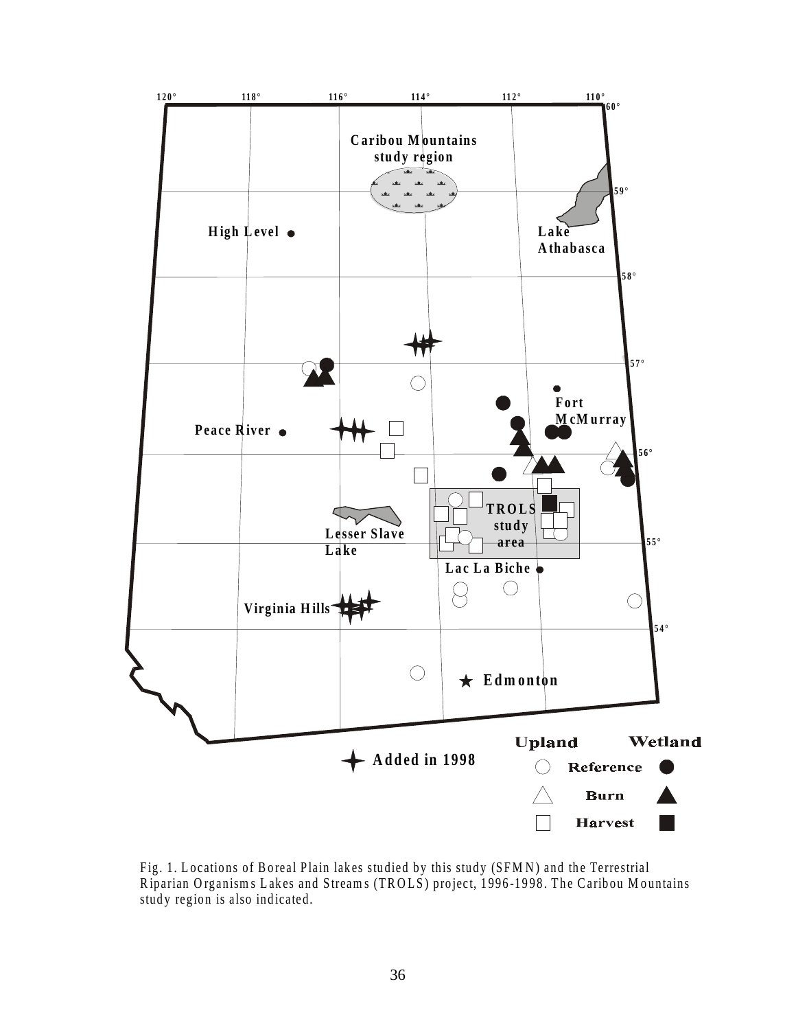120° 118° 116° 114° 112° 110°

60°

Caribou Mountains study region

59°

High Level

Lake Athabasca

58°

57°

Fort McMurray

Peace River

56°

TROLS study area

Lesser Slave Lake

55°

Lac La Biche

Virginia Hills

54°

Edmonton

Added in 1998

Upland

Wetland

Reference

Burn

Harvest

Fig. 1. Locations of Boreal Plain lakes studied by this study (SFMN) and the Terrestrial Riparian Organisms Lakes and Streams (TROLS) project, 1996-1998. The Caribou Mountains study region is also indicated.